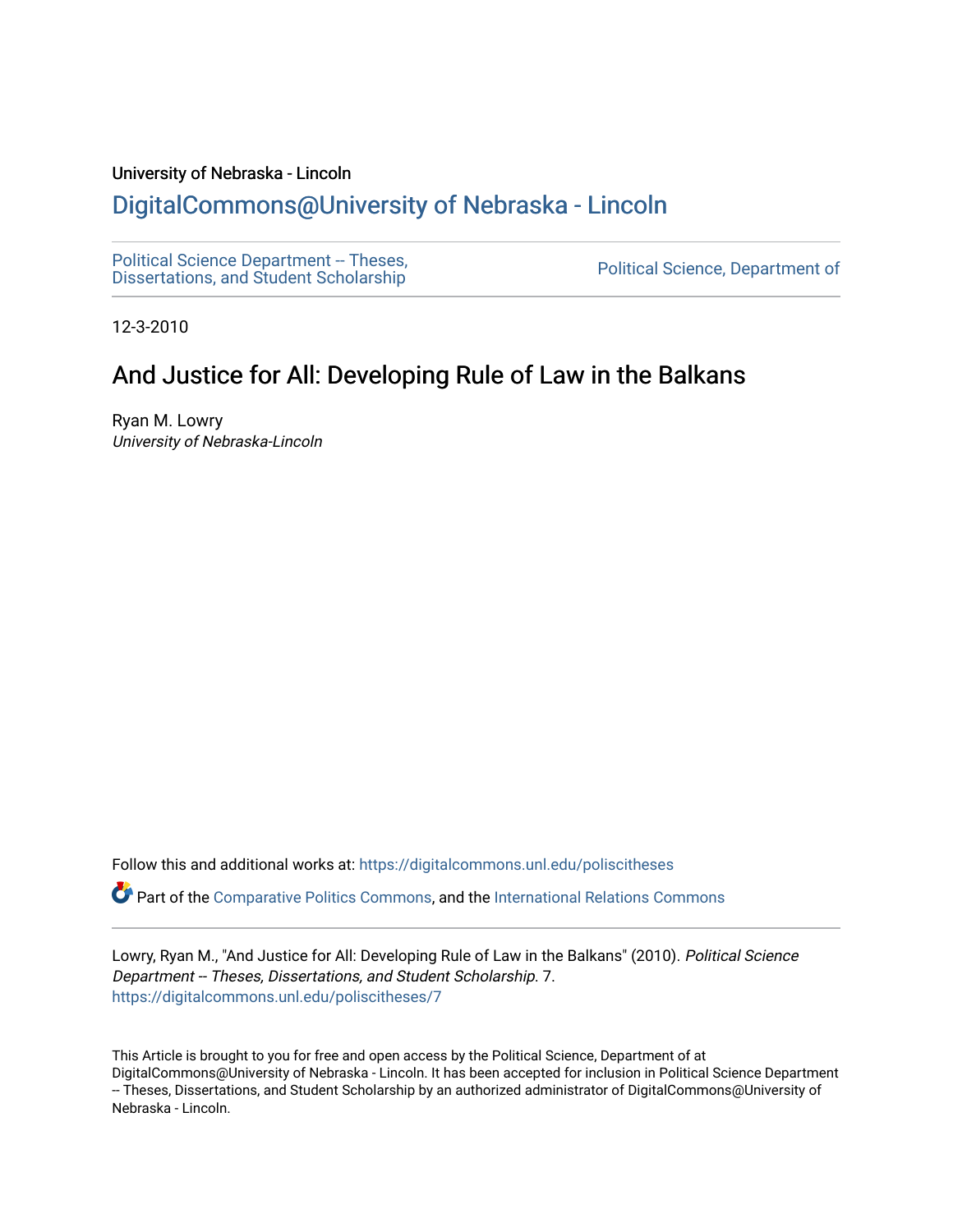University of Nebraska - Lincoln

## DigitalCommons@University of Nebraska - Lincoln

Political Science Department -- Theses, Dissertations, and Student Scholarship

Political Science, Department of

12-3-2010

# And Justice for All: Developing Rule of Law in the Balkans

Ryan M. Lowry
*University of Nebraska-Lincoln*

Follow this and additional works at: https://digitalcommons.unl.edu/poliscitheses

Part of the Comparative Politics Commons, and the International Relations Commons

Lowry, Ryan M., "And Justice for All: Developing Rule of Law in the Balkans" (2010). *Political Science Department -- Theses, Dissertations, and Student Scholarship*. 7.
https://digitalcommons.unl.edu/poliscitheses/7

This Article is brought to you for free and open access by the Political Science, Department of at DigitalCommons@University of Nebraska - Lincoln. It has been accepted for inclusion in Political Science Department -- Theses, Dissertations, and Student Scholarship by an authorized administrator of DigitalCommons@University of Nebraska - Lincoln.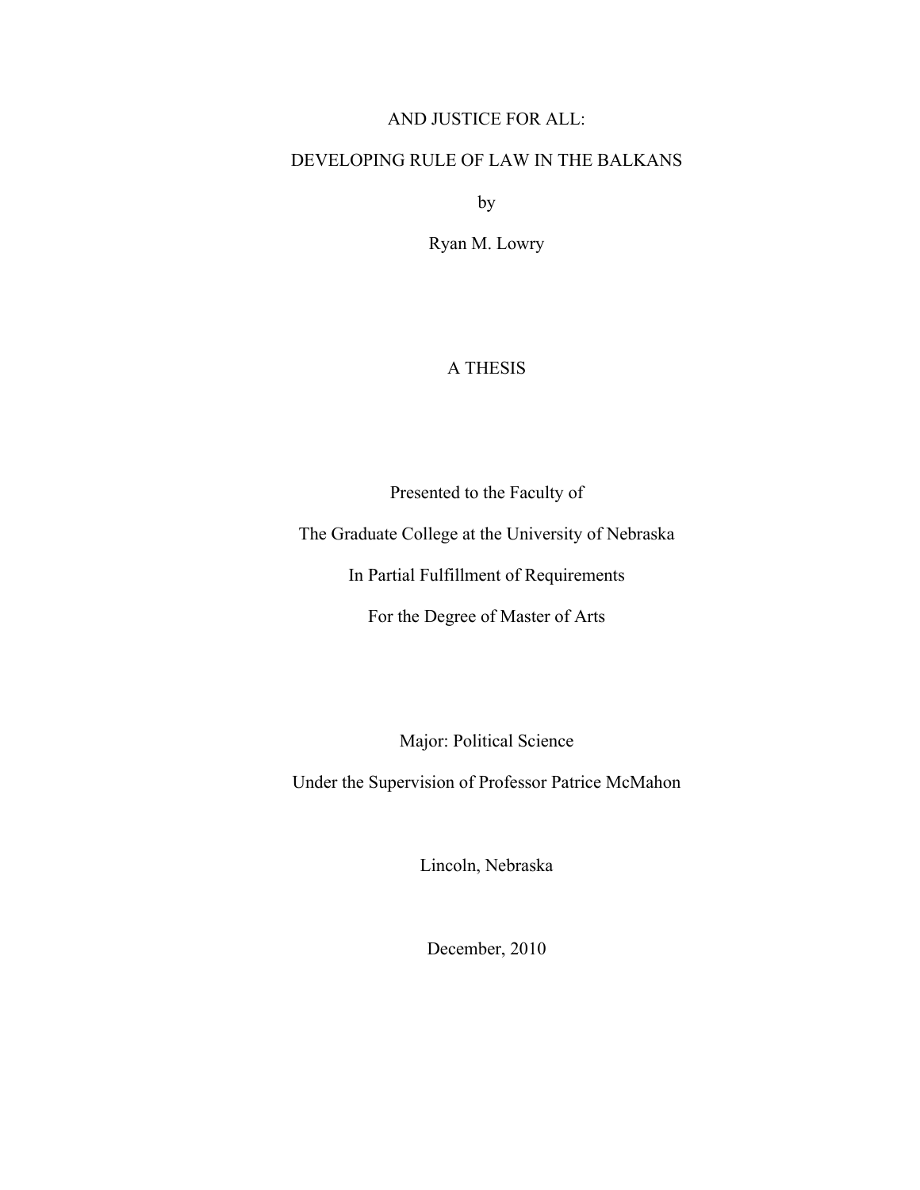# AND JUSTICE FOR ALL:

# DEVELOPING RULE OF LAW IN THE BALKANS

by

Ryan M. Lowry

A THESIS

Presented to the Faculty of

The Graduate College at the University of Nebraska

In Partial Fulfillment of Requirements

For the Degree of Master of Arts

Major: Political Science

Under the Supervision of Professor Patrice McMahon

Lincoln, Nebraska

December, 2010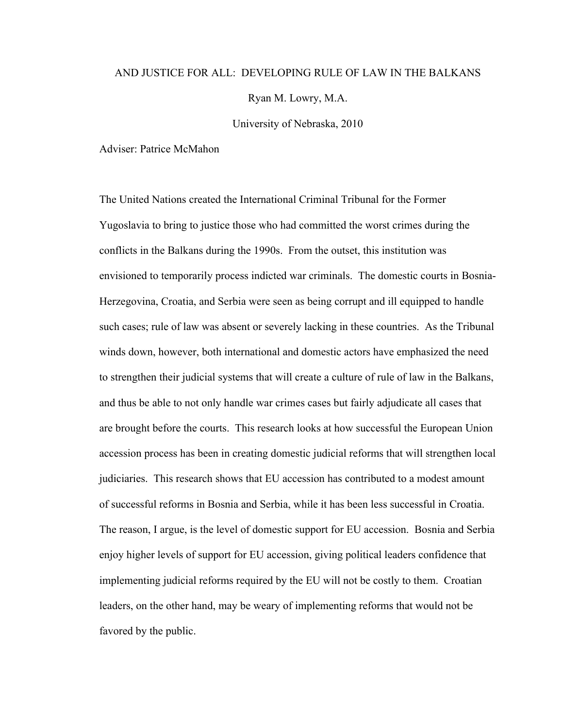AND JUSTICE FOR ALL: DEVELOPING RULE OF LAW IN THE BALKANS

Ryan M. Lowry, M.A.

University of Nebraska, 2010

Adviser: Patrice McMahon

The United Nations created the International Criminal Tribunal for the Former Yugoslavia to bring to justice those who had committed the worst crimes during the conflicts in the Balkans during the 1990s. From the outset, this institution was envisioned to temporarily process indicted war criminals. The domestic courts in Bosnia-Herzegovina, Croatia, and Serbia were seen as being corrupt and ill equipped to handle such cases; rule of law was absent or severely lacking in these countries. As the Tribunal winds down, however, both international and domestic actors have emphasized the need to strengthen their judicial systems that will create a culture of rule of law in the Balkans, and thus be able to not only handle war crimes cases but fairly adjudicate all cases that are brought before the courts. This research looks at how successful the European Union accession process has been in creating domestic judicial reforms that will strengthen local judiciaries. This research shows that EU accession has contributed to a modest amount of successful reforms in Bosnia and Serbia, while it has been less successful in Croatia. The reason, I argue, is the level of domestic support for EU accession. Bosnia and Serbia enjoy higher levels of support for EU accession, giving political leaders confidence that implementing judicial reforms required by the EU will not be costly to them. Croatian leaders, on the other hand, may be weary of implementing reforms that would not be favored by the public.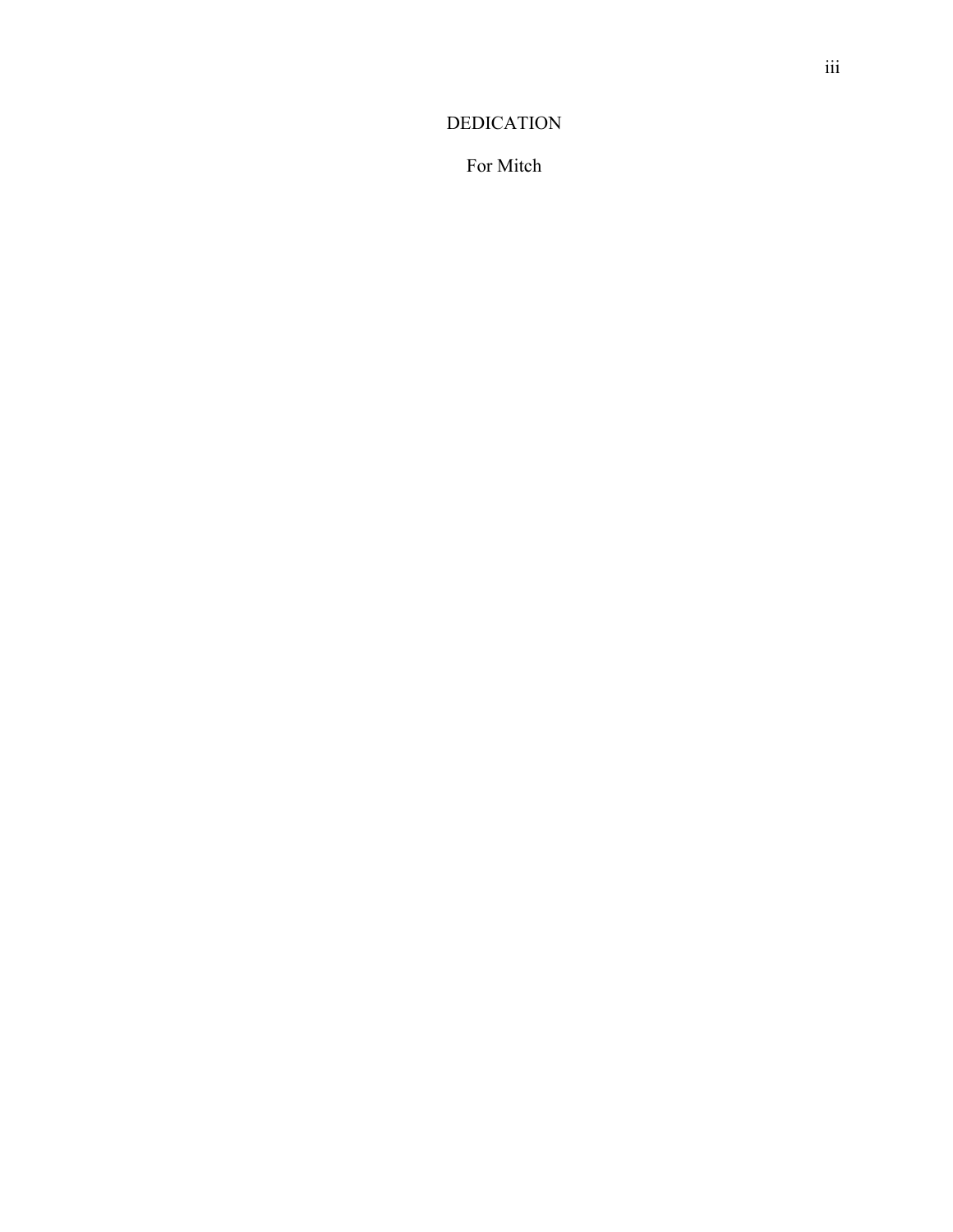# DEDICATION

For Mitch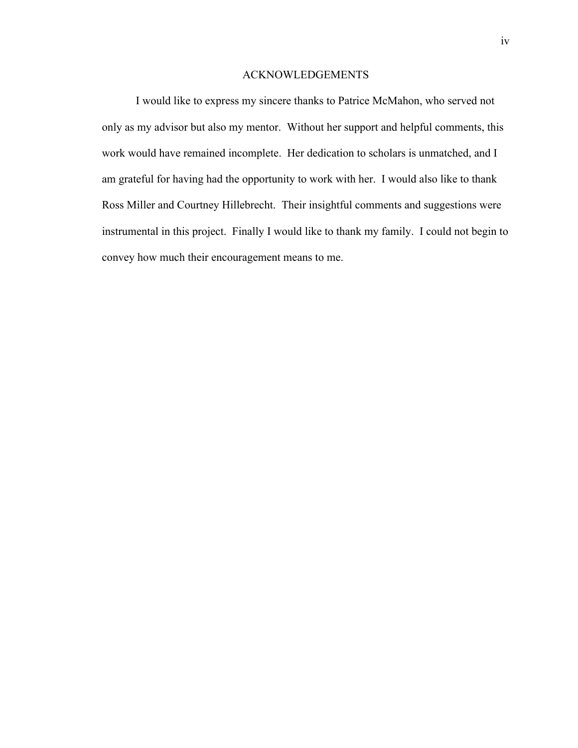# ACKNOWLEDGEMENTS

I would like to express my sincere thanks to Patrice McMahon, who served not only as my advisor but also my mentor. Without her support and helpful comments, this work would have remained incomplete. Her dedication to scholars is unmatched, and I am grateful for having had the opportunity to work with her. I would also like to thank Ross Miller and Courtney Hillebrecht. Their insightful comments and suggestions were instrumental in this project. Finally I would like to thank my family. I could not begin to convey how much their encouragement means to me.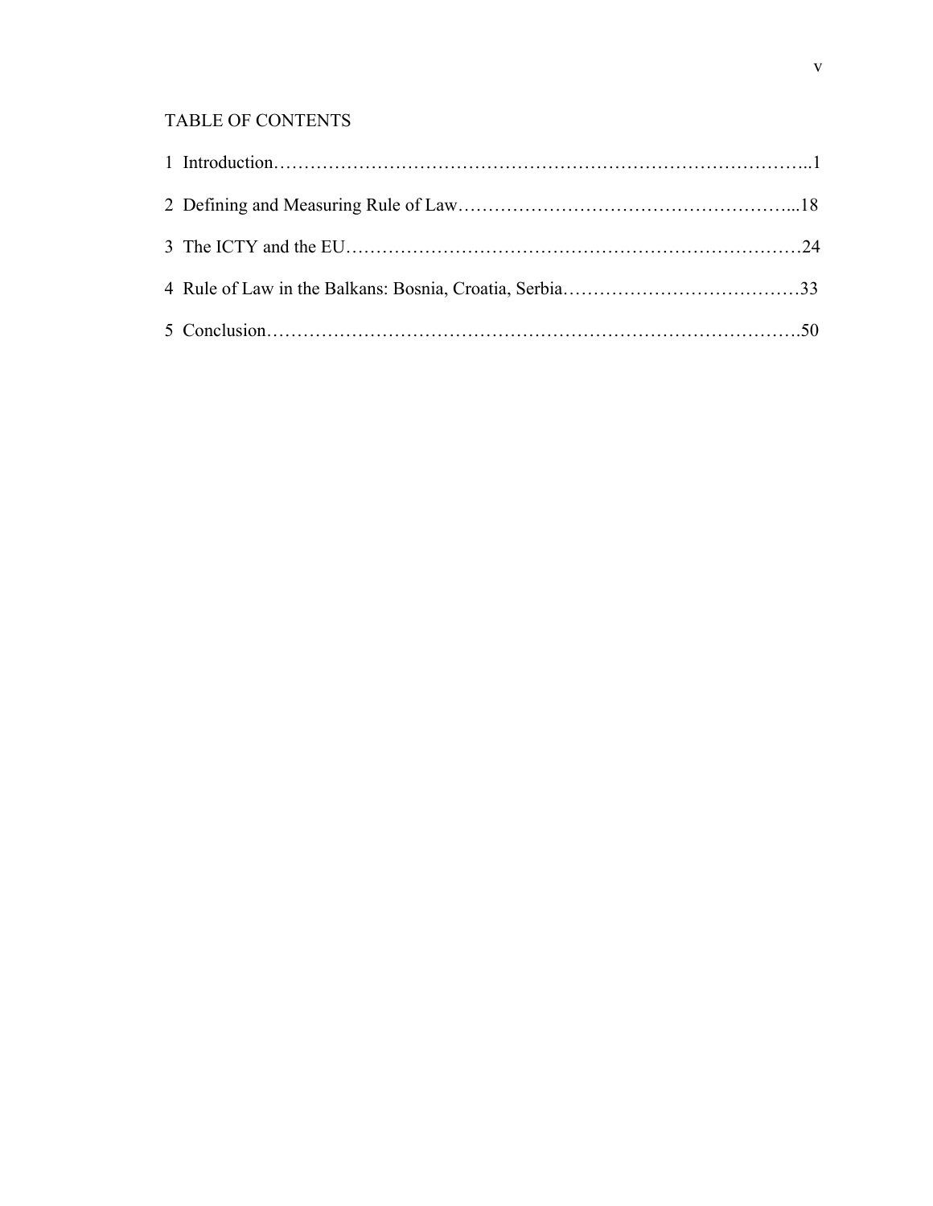# TABLE OF CONTENTS

1 Introduction……………………………………………………………………………..1

2 Defining and Measuring Rule of Law………………………………………………...18

3 The ICTY and the EU…………………………………………………………………24

4 Rule of Law in the Balkans: Bosnia, Croatia, Serbia…………………………………33

5 Conclusion…………………………………………………………………………….50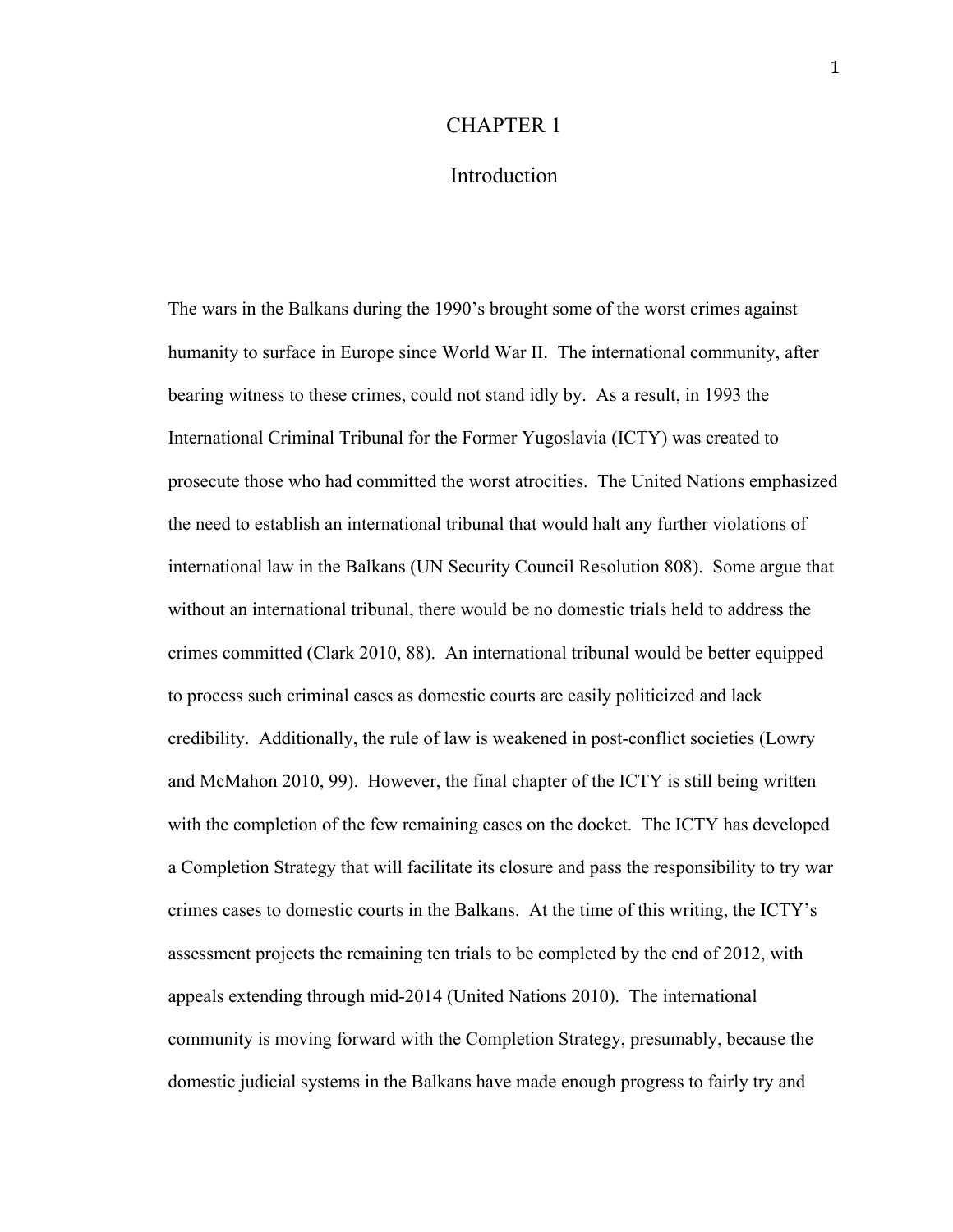# CHAPTER 1

## Introduction

The wars in the Balkans during the 1990's brought some of the worst crimes against humanity to surface in Europe since World War II. The international community, after bearing witness to these crimes, could not stand idly by. As a result, in 1993 the International Criminal Tribunal for the Former Yugoslavia (ICTY) was created to prosecute those who had committed the worst atrocities. The United Nations emphasized the need to establish an international tribunal that would halt any further violations of international law in the Balkans (UN Security Council Resolution 808). Some argue that without an international tribunal, there would be no domestic trials held to address the crimes committed (Clark 2010, 88). An international tribunal would be better equipped to process such criminal cases as domestic courts are easily politicized and lack credibility. Additionally, the rule of law is weakened in post-conflict societies (Lowry and McMahon 2010, 99). However, the final chapter of the ICTY is still being written with the completion of the few remaining cases on the docket. The ICTY has developed a Completion Strategy that will facilitate its closure and pass the responsibility to try war crimes cases to domestic courts in the Balkans. At the time of this writing, the ICTY's assessment projects the remaining ten trials to be completed by the end of 2012, with appeals extending through mid-2014 (United Nations 2010). The international community is moving forward with the Completion Strategy, presumably, because the domestic judicial systems in the Balkans have made enough progress to fairly try and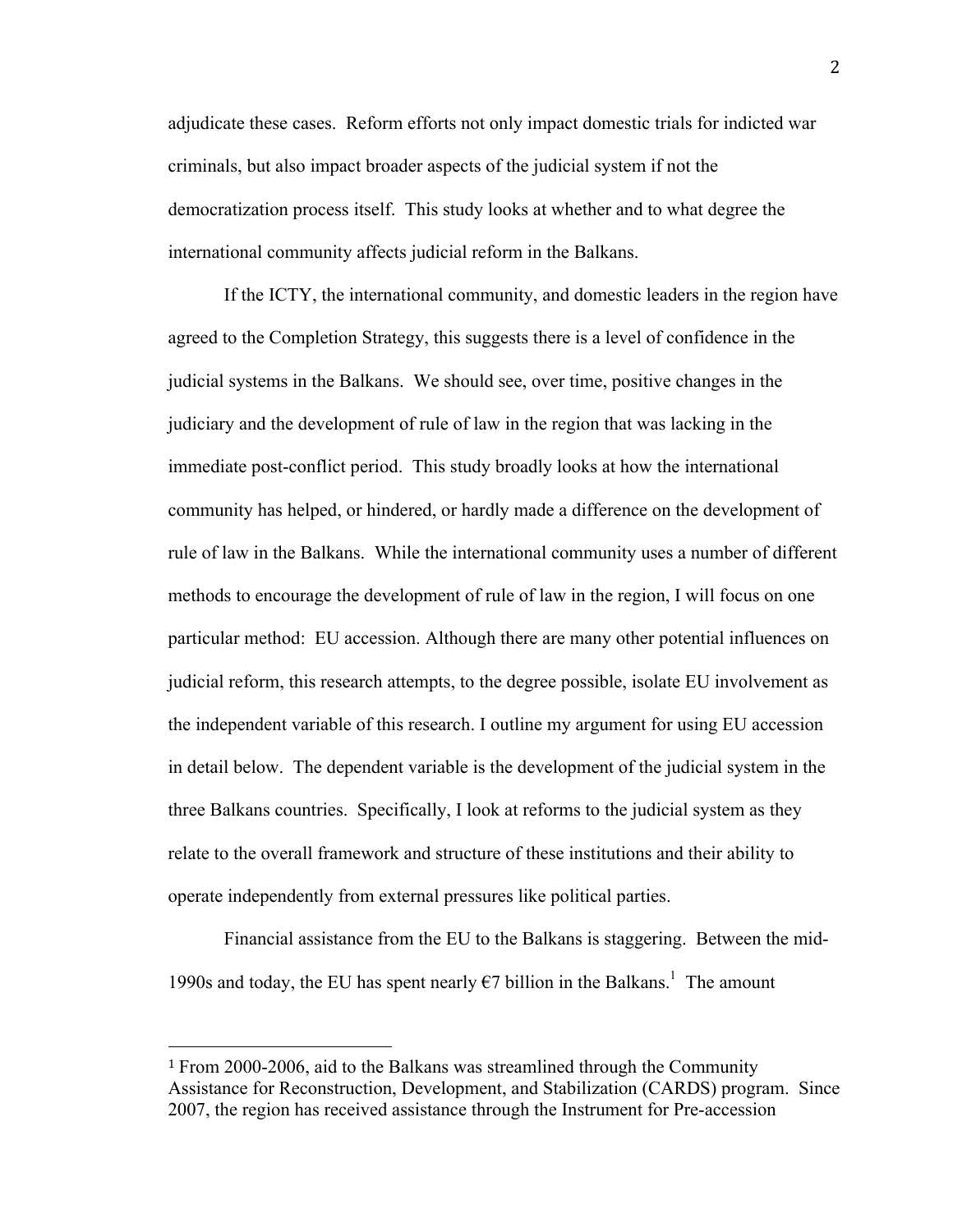adjudicate these cases. Reform efforts not only impact domestic trials for indicted war criminals, but also impact broader aspects of the judicial system if not the democratization process itself. This study looks at whether and to what degree the international community affects judicial reform in the Balkans.

If the ICTY, the international community, and domestic leaders in the region have agreed to the Completion Strategy, this suggests there is a level of confidence in the judicial systems in the Balkans. We should see, over time, positive changes in the judiciary and the development of rule of law in the region that was lacking in the immediate post-conflict period. This study broadly looks at how the international community has helped, or hindered, or hardly made a difference on the development of rule of law in the Balkans. While the international community uses a number of different methods to encourage the development of rule of law in the region, I will focus on one particular method: EU accession. Although there are many other potential influences on judicial reform, this research attempts, to the degree possible, isolate EU involvement as the independent variable of this research. I outline my argument for using EU accession in detail below. The dependent variable is the development of the judicial system in the three Balkans countries. Specifically, I look at reforms to the judicial system as they relate to the overall framework and structure of these institutions and their ability to operate independently from external pressures like political parties.

Financial assistance from the EU to the Balkans is staggering. Between the mid-1990s and today, the EU has spent nearly €7 billion in the Balkans.[1] The amount

---

[1] From 2000-2006, aid to the Balkans was streamlined through the Community Assistance for Reconstruction, Development, and Stabilization (CARDS) program. Since 2007, the region has received assistance through the Instrument for Pre-accession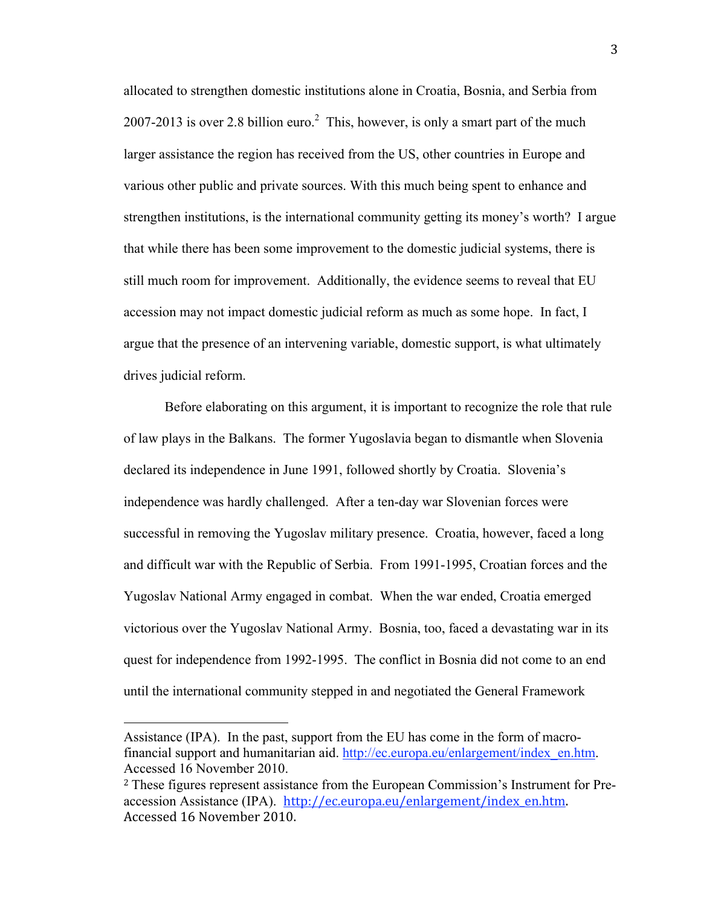allocated to strengthen domestic institutions alone in Croatia, Bosnia, and Serbia from 2007-2013 is over 2.8 billion euro.[2] This, however, is only a smart part of the much larger assistance the region has received from the US, other countries in Europe and various other public and private sources. With this much being spent to enhance and strengthen institutions, is the international community getting its money's worth? I argue that while there has been some improvement to the domestic judicial systems, there is still much room for improvement. Additionally, the evidence seems to reveal that EU accession may not impact domestic judicial reform as much as some hope. In fact, I argue that the presence of an intervening variable, domestic support, is what ultimately drives judicial reform.

Before elaborating on this argument, it is important to recognize the role that rule of law plays in the Balkans. The former Yugoslavia began to dismantle when Slovenia declared its independence in June 1991, followed shortly by Croatia. Slovenia's independence was hardly challenged. After a ten-day war Slovenian forces were successful in removing the Yugoslav military presence. Croatia, however, faced a long and difficult war with the Republic of Serbia. From 1991-1995, Croatian forces and the Yugoslav National Army engaged in combat. When the war ended, Croatia emerged victorious over the Yugoslav National Army. Bosnia, too, faced a devastating war in its quest for independence from 1992-1995. The conflict in Bosnia did not come to an end until the international community stepped in and negotiated the General Framework

---

Assistance (IPA). In the past, support from the EU has come in the form of macro-financial support and humanitarian aid. http://ec.europa.eu/enlargement/index_en.htm. Accessed 16 November 2010.

[2] These figures represent assistance from the European Commission's Instrument for Pre-accession Assistance (IPA). http://ec.europa.eu/enlargement/index_en.htm. Accessed 16 November 2010.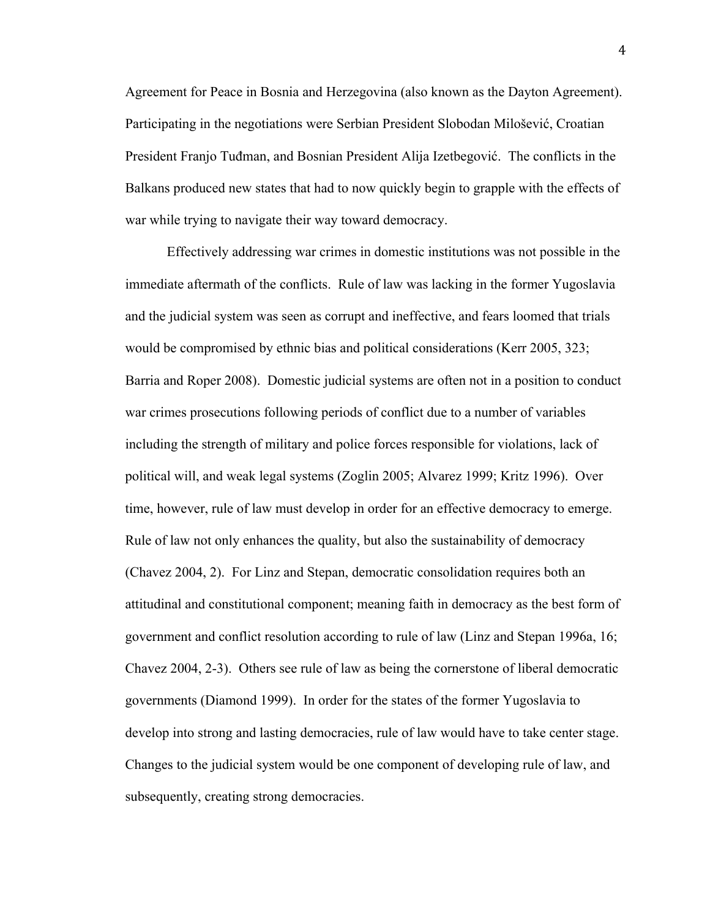Agreement for Peace in Bosnia and Herzegovina (also known as the Dayton Agreement). Participating in the negotiations were Serbian President Slobodan Milošević, Croatian President Franjo Tuđman, and Bosnian President Alija Izetbegović. The conflicts in the Balkans produced new states that had to now quickly begin to grapple with the effects of war while trying to navigate their way toward democracy.

Effectively addressing war crimes in domestic institutions was not possible in the immediate aftermath of the conflicts. Rule of law was lacking in the former Yugoslavia and the judicial system was seen as corrupt and ineffective, and fears loomed that trials would be compromised by ethnic bias and political considerations (Kerr 2005, 323; Barria and Roper 2008). Domestic judicial systems are often not in a position to conduct war crimes prosecutions following periods of conflict due to a number of variables including the strength of military and police forces responsible for violations, lack of political will, and weak legal systems (Zoglin 2005; Alvarez 1999; Kritz 1996). Over time, however, rule of law must develop in order for an effective democracy to emerge. Rule of law not only enhances the quality, but also the sustainability of democracy (Chavez 2004, 2). For Linz and Stepan, democratic consolidation requires both an attitudinal and constitutional component; meaning faith in democracy as the best form of government and conflict resolution according to rule of law (Linz and Stepan 1996a, 16; Chavez 2004, 2-3). Others see rule of law as being the cornerstone of liberal democratic governments (Diamond 1999). In order for the states of the former Yugoslavia to develop into strong and lasting democracies, rule of law would have to take center stage. Changes to the judicial system would be one component of developing rule of law, and subsequently, creating strong democracies.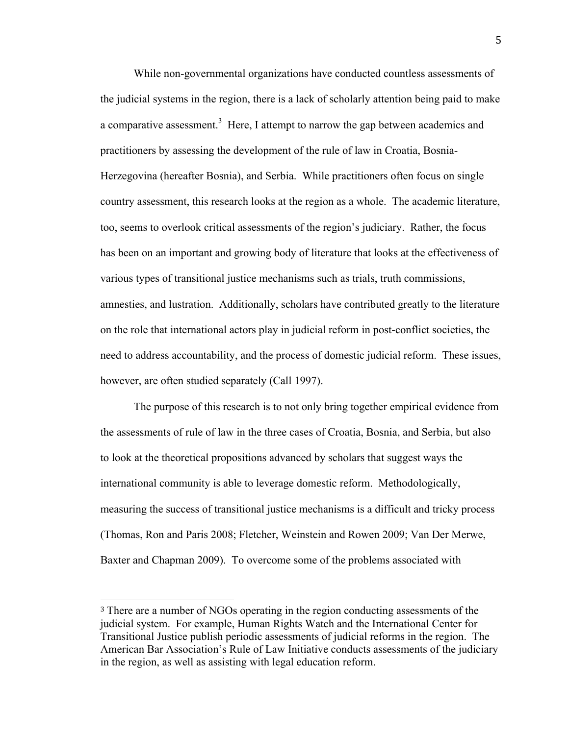While non-governmental organizations have conducted countless assessments of the judicial systems in the region, there is a lack of scholarly attention being paid to make a comparative assessment.[3] Here, I attempt to narrow the gap between academics and practitioners by assessing the development of the rule of law in Croatia, Bosnia-Herzegovina (hereafter Bosnia), and Serbia. While practitioners often focus on single country assessment, this research looks at the region as a whole. The academic literature, too, seems to overlook critical assessments of the region's judiciary. Rather, the focus has been on an important and growing body of literature that looks at the effectiveness of various types of transitional justice mechanisms such as trials, truth commissions, amnesties, and lustration. Additionally, scholars have contributed greatly to the literature on the role that international actors play in judicial reform in post-conflict societies, the need to address accountability, and the process of domestic judicial reform. These issues, however, are often studied separately (Call 1997).

The purpose of this research is to not only bring together empirical evidence from the assessments of rule of law in the three cases of Croatia, Bosnia, and Serbia, but also to look at the theoretical propositions advanced by scholars that suggest ways the international community is able to leverage domestic reform. Methodologically, measuring the success of transitional justice mechanisms is a difficult and tricky process (Thomas, Ron and Paris 2008; Fletcher, Weinstein and Rowen 2009; Van Der Merwe, Baxter and Chapman 2009). To overcome some of the problems associated with

[3] There are a number of NGOs operating in the region conducting assessments of the judicial system. For example, Human Rights Watch and the International Center for Transitional Justice publish periodic assessments of judicial reforms in the region. The American Bar Association's Rule of Law Initiative conducts assessments of the judiciary in the region, as well as assisting with legal education reform.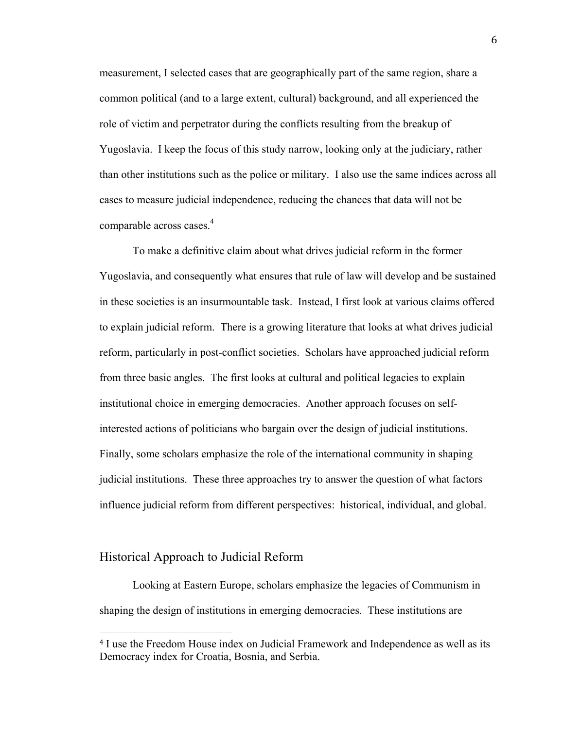measurement, I selected cases that are geographically part of the same region, share a common political (and to a large extent, cultural) background, and all experienced the role of victim and perpetrator during the conflicts resulting from the breakup of Yugoslavia. I keep the focus of this study narrow, looking only at the judiciary, rather than other institutions such as the police or military. I also use the same indices across all cases to measure judicial independence, reducing the chances that data will not be comparable across cases.[4]

To make a definitive claim about what drives judicial reform in the former Yugoslavia, and consequently what ensures that rule of law will develop and be sustained in these societies is an insurmountable task. Instead, I first look at various claims offered to explain judicial reform. There is a growing literature that looks at what drives judicial reform, particularly in post-conflict societies. Scholars have approached judicial reform from three basic angles. The first looks at cultural and political legacies to explain institutional choice in emerging democracies. Another approach focuses on self-interested actions of politicians who bargain over the design of judicial institutions. Finally, some scholars emphasize the role of the international community in shaping judicial institutions. These three approaches try to answer the question of what factors influence judicial reform from different perspectives: historical, individual, and global.

## Historical Approach to Judicial Reform

Looking at Eastern Europe, scholars emphasize the legacies of Communism in shaping the design of institutions in emerging democracies. These institutions are

---

[4] I use the Freedom House index on Judicial Framework and Independence as well as its Democracy index for Croatia, Bosnia, and Serbia.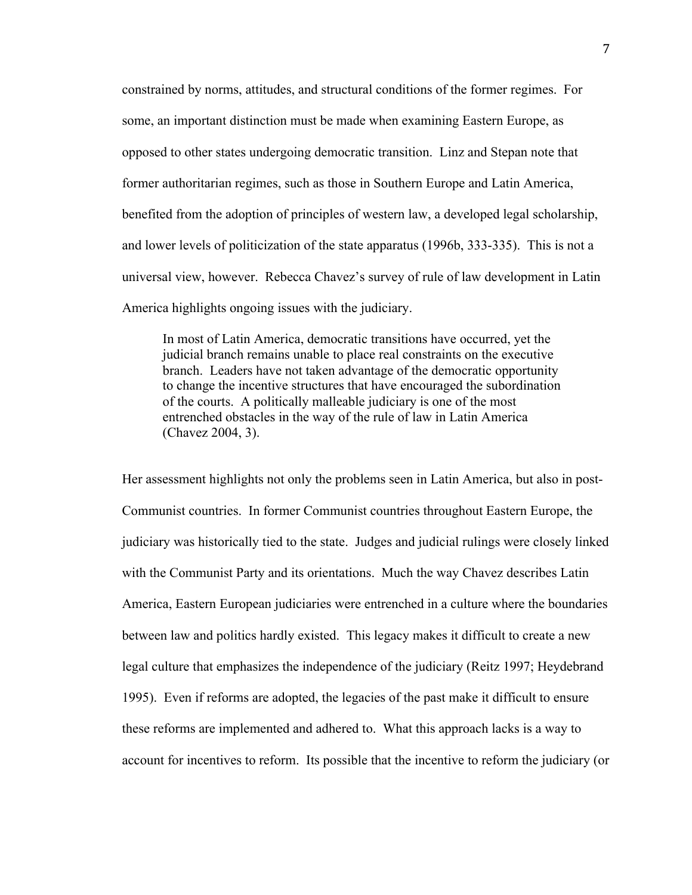constrained by norms, attitudes, and structural conditions of the former regimes. For some, an important distinction must be made when examining Eastern Europe, as opposed to other states undergoing democratic transition. Linz and Stepan note that former authoritarian regimes, such as those in Southern Europe and Latin America, benefited from the adoption of principles of western law, a developed legal scholarship, and lower levels of politicization of the state apparatus (1996b, 333-335). This is not a universal view, however. Rebecca Chavez's survey of rule of law development in Latin America highlights ongoing issues with the judiciary.

> In most of Latin America, democratic transitions have occurred, yet the judicial branch remains unable to place real constraints on the executive branch. Leaders have not taken advantage of the democratic opportunity to change the incentive structures that have encouraged the subordination of the courts. A politically malleable judiciary is one of the most entrenched obstacles in the way of the rule of law in Latin America (Chavez 2004, 3).

Her assessment highlights not only the problems seen in Latin America, but also in post-Communist countries. In former Communist countries throughout Eastern Europe, the judiciary was historically tied to the state. Judges and judicial rulings were closely linked with the Communist Party and its orientations. Much the way Chavez describes Latin America, Eastern European judiciaries were entrenched in a culture where the boundaries between law and politics hardly existed. This legacy makes it difficult to create a new legal culture that emphasizes the independence of the judiciary (Reitz 1997; Heydebrand 1995). Even if reforms are adopted, the legacies of the past make it difficult to ensure these reforms are implemented and adhered to. What this approach lacks is a way to account for incentives to reform. Its possible that the incentive to reform the judiciary (or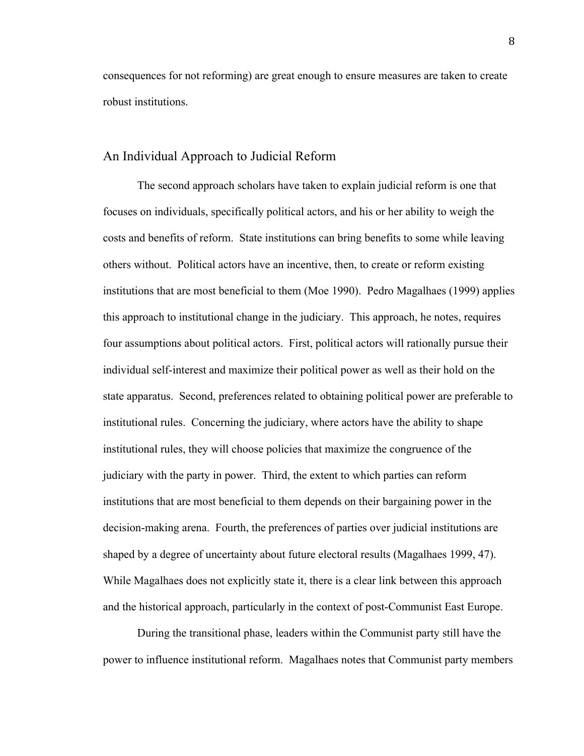consequences for not reforming) are great enough to ensure measures are taken to create robust institutions.

## An Individual Approach to Judicial Reform

The second approach scholars have taken to explain judicial reform is one that focuses on individuals, specifically political actors, and his or her ability to weigh the costs and benefits of reform. State institutions can bring benefits to some while leaving others without. Political actors have an incentive, then, to create or reform existing institutions that are most beneficial to them (Moe 1990). Pedro Magalhaes (1999) applies this approach to institutional change in the judiciary. This approach, he notes, requires four assumptions about political actors. First, political actors will rationally pursue their individual self-interest and maximize their political power as well as their hold on the state apparatus. Second, preferences related to obtaining political power are preferable to institutional rules. Concerning the judiciary, where actors have the ability to shape institutional rules, they will choose policies that maximize the congruence of the judiciary with the party in power. Third, the extent to which parties can reform institutions that are most beneficial to them depends on their bargaining power in the decision-making arena. Fourth, the preferences of parties over judicial institutions are shaped by a degree of uncertainty about future electoral results (Magalhaes 1999, 47). While Magalhaes does not explicitly state it, there is a clear link between this approach and the historical approach, particularly in the context of post-Communist East Europe.

During the transitional phase, leaders within the Communist party still have the power to influence institutional reform. Magalhaes notes that Communist party members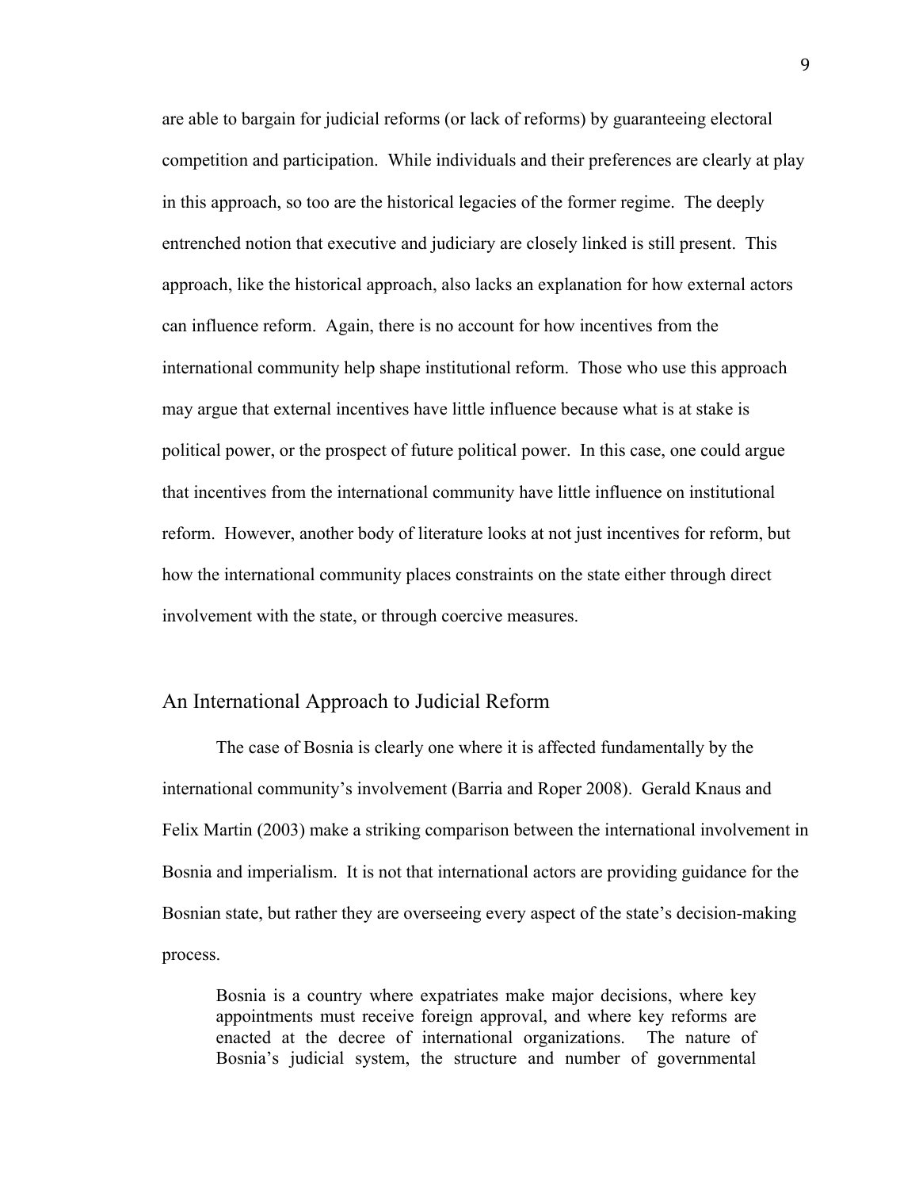are able to bargain for judicial reforms (or lack of reforms) by guaranteeing electoral competition and participation. While individuals and their preferences are clearly at play in this approach, so too are the historical legacies of the former regime. The deeply entrenched notion that executive and judiciary are closely linked is still present. This approach, like the historical approach, also lacks an explanation for how external actors can influence reform. Again, there is no account for how incentives from the international community help shape institutional reform. Those who use this approach may argue that external incentives have little influence because what is at stake is political power, or the prospect of future political power. In this case, one could argue that incentives from the international community have little influence on institutional reform. However, another body of literature looks at not just incentives for reform, but how the international community places constraints on the state either through direct involvement with the state, or through coercive measures.

## An International Approach to Judicial Reform

The case of Bosnia is clearly one where it is affected fundamentally by the international community's involvement (Barria and Roper 2008). Gerald Knaus and Felix Martin (2003) make a striking comparison between the international involvement in Bosnia and imperialism. It is not that international actors are providing guidance for the Bosnian state, but rather they are overseeing every aspect of the state's decision-making process.

> Bosnia is a country where expatriates make major decisions, where key appointments must receive foreign approval, and where key reforms are enacted at the decree of international organizations. The nature of Bosnia's judicial system, the structure and number of governmental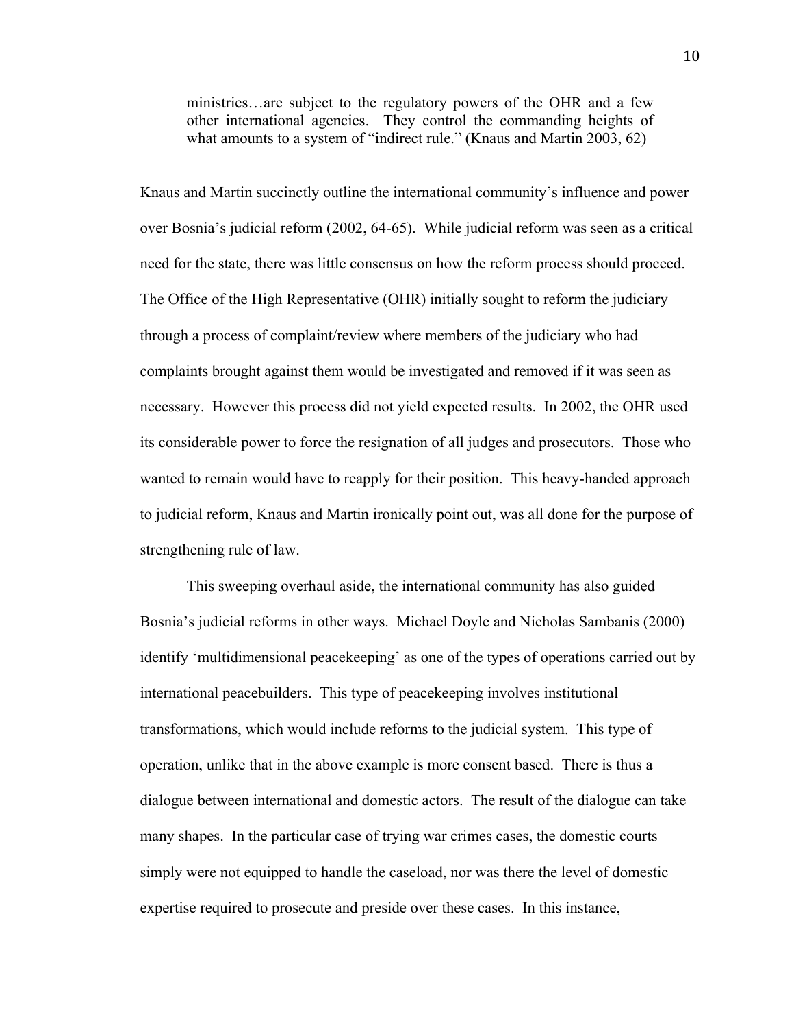> ministries…are subject to the regulatory powers of the OHR and a few other international agencies. They control the commanding heights of what amounts to a system of "indirect rule." (Knaus and Martin 2003, 62)

Knaus and Martin succinctly outline the international community's influence and power over Bosnia's judicial reform (2002, 64-65). While judicial reform was seen as a critical need for the state, there was little consensus on how the reform process should proceed. The Office of the High Representative (OHR) initially sought to reform the judiciary through a process of complaint/review where members of the judiciary who had complaints brought against them would be investigated and removed if it was seen as necessary. However this process did not yield expected results. In 2002, the OHR used its considerable power to force the resignation of all judges and prosecutors. Those who wanted to remain would have to reapply for their position. This heavy-handed approach to judicial reform, Knaus and Martin ironically point out, was all done for the purpose of strengthening rule of law.

This sweeping overhaul aside, the international community has also guided Bosnia's judicial reforms in other ways. Michael Doyle and Nicholas Sambanis (2000) identify 'multidimensional peacekeeping' as one of the types of operations carried out by international peacebuilders. This type of peacekeeping involves institutional transformations, which would include reforms to the judicial system. This type of operation, unlike that in the above example is more consent based. There is thus a dialogue between international and domestic actors. The result of the dialogue can take many shapes. In the particular case of trying war crimes cases, the domestic courts simply were not equipped to handle the caseload, nor was there the level of domestic expertise required to prosecute and preside over these cases. In this instance,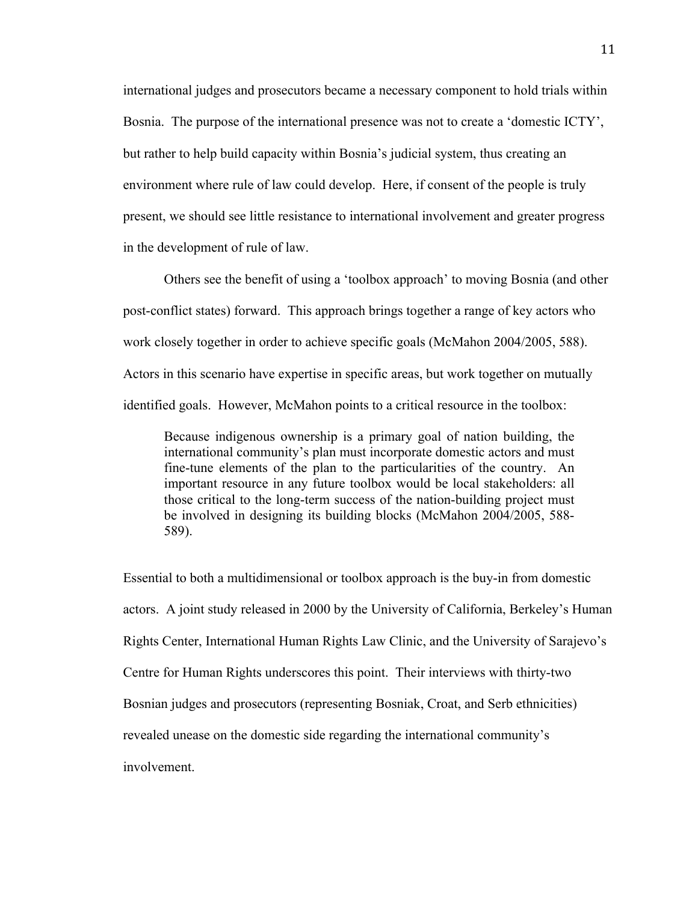international judges and prosecutors became a necessary component to hold trials within Bosnia. The purpose of the international presence was not to create a 'domestic ICTY', but rather to help build capacity within Bosnia's judicial system, thus creating an environment where rule of law could develop. Here, if consent of the people is truly present, we should see little resistance to international involvement and greater progress in the development of rule of law.

Others see the benefit of using a 'toolbox approach' to moving Bosnia (and other post-conflict states) forward. This approach brings together a range of key actors who work closely together in order to achieve specific goals (McMahon 2004/2005, 588). Actors in this scenario have expertise in specific areas, but work together on mutually identified goals. However, McMahon points to a critical resource in the toolbox:

> Because indigenous ownership is a primary goal of nation building, the international community's plan must incorporate domestic actors and must fine-tune elements of the plan to the particularities of the country. An important resource in any future toolbox would be local stakeholders: all those critical to the long-term success of the nation-building project must be involved in designing its building blocks (McMahon 2004/2005, 588-589).

Essential to both a multidimensional or toolbox approach is the buy-in from domestic actors. A joint study released in 2000 by the University of California, Berkeley's Human Rights Center, International Human Rights Law Clinic, and the University of Sarajevo's Centre for Human Rights underscores this point. Their interviews with thirty-two Bosnian judges and prosecutors (representing Bosniak, Croat, and Serb ethnicities) revealed unease on the domestic side regarding the international community's involvement.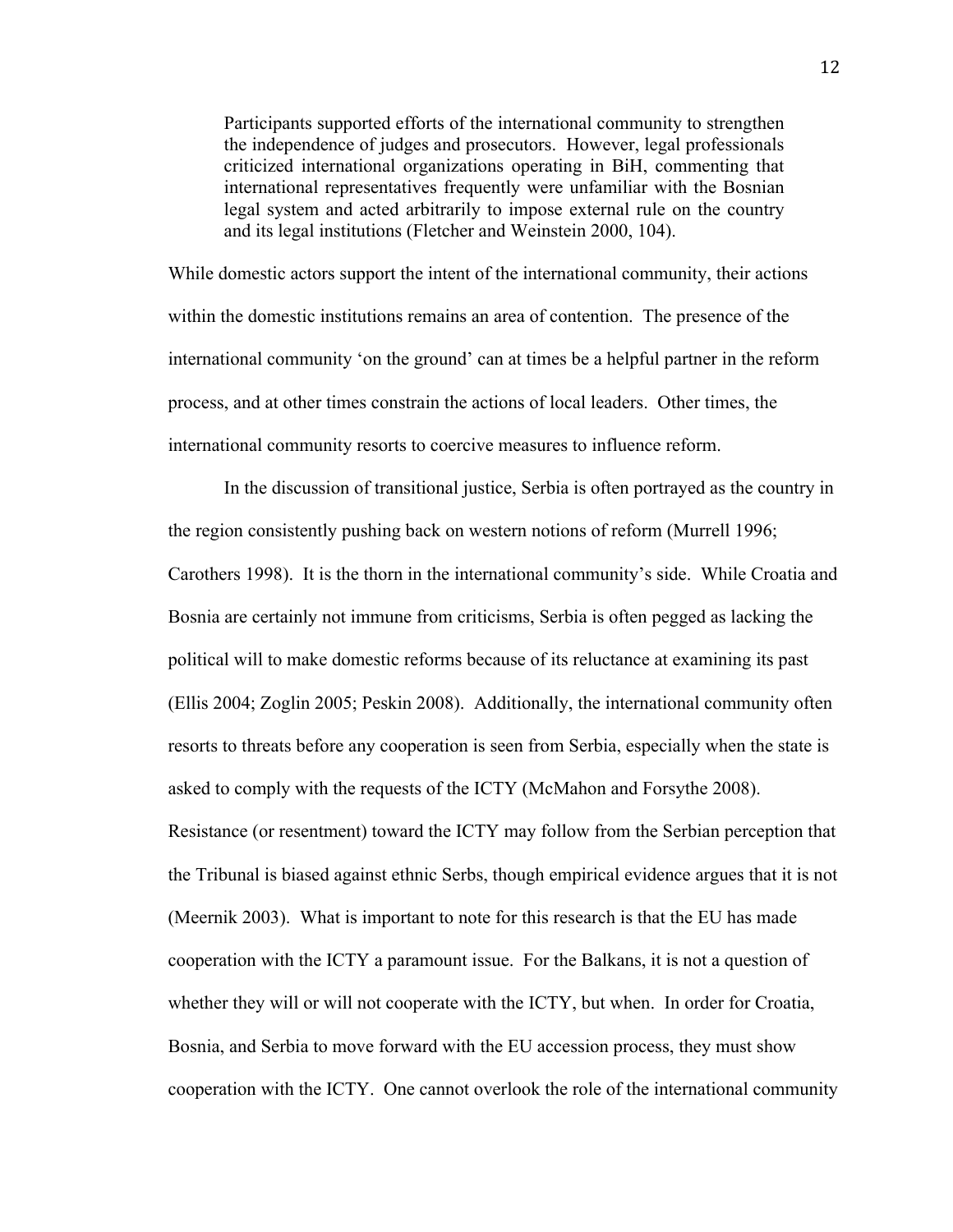> Participants supported efforts of the international community to strengthen the independence of judges and prosecutors. However, legal professionals criticized international organizations operating in BiH, commenting that international representatives frequently were unfamiliar with the Bosnian legal system and acted arbitrarily to impose external rule on the country and its legal institutions (Fletcher and Weinstein 2000, 104).

While domestic actors support the intent of the international community, their actions within the domestic institutions remains an area of contention. The presence of the international community 'on the ground' can at times be a helpful partner in the reform process, and at other times constrain the actions of local leaders. Other times, the international community resorts to coercive measures to influence reform.

In the discussion of transitional justice, Serbia is often portrayed as the country in the region consistently pushing back on western notions of reform (Murrell 1996; Carothers 1998). It is the thorn in the international community's side. While Croatia and Bosnia are certainly not immune from criticisms, Serbia is often pegged as lacking the political will to make domestic reforms because of its reluctance at examining its past (Ellis 2004; Zoglin 2005; Peskin 2008). Additionally, the international community often resorts to threats before any cooperation is seen from Serbia, especially when the state is asked to comply with the requests of the ICTY (McMahon and Forsythe 2008). Resistance (or resentment) toward the ICTY may follow from the Serbian perception that the Tribunal is biased against ethnic Serbs, though empirical evidence argues that it is not (Meernik 2003). What is important to note for this research is that the EU has made cooperation with the ICTY a paramount issue. For the Balkans, it is not a question of whether they will or will not cooperate with the ICTY, but when. In order for Croatia, Bosnia, and Serbia to move forward with the EU accession process, they must show cooperation with the ICTY. One cannot overlook the role of the international community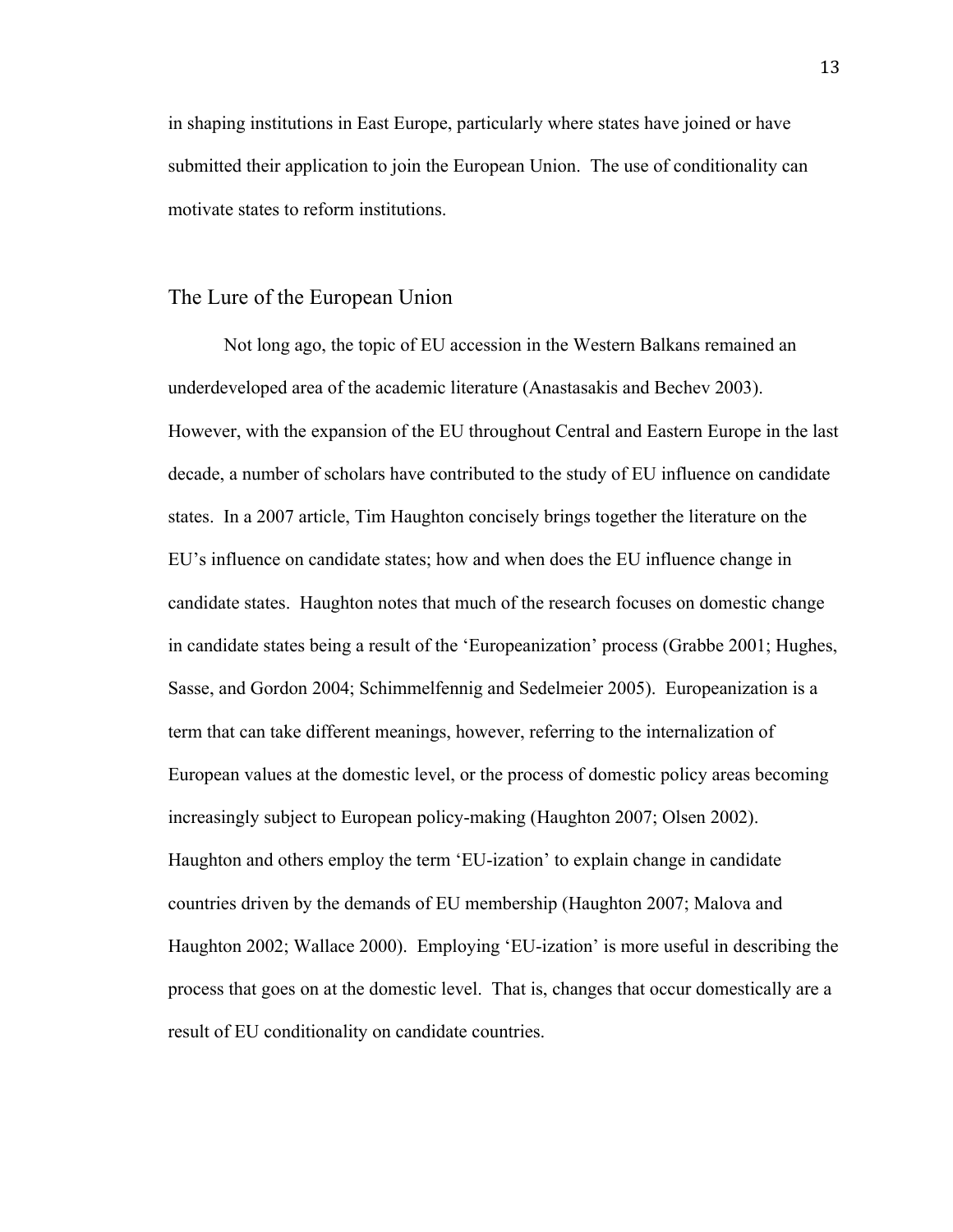in shaping institutions in East Europe, particularly where states have joined or have submitted their application to join the European Union. The use of conditionality can motivate states to reform institutions.

## The Lure of the European Union

Not long ago, the topic of EU accession in the Western Balkans remained an underdeveloped area of the academic literature (Anastasakis and Bechev 2003). However, with the expansion of the EU throughout Central and Eastern Europe in the last decade, a number of scholars have contributed to the study of EU influence on candidate states. In a 2007 article, Tim Haughton concisely brings together the literature on the EU's influence on candidate states; how and when does the EU influence change in candidate states. Haughton notes that much of the research focuses on domestic change in candidate states being a result of the 'Europeanization' process (Grabbe 2001; Hughes, Sasse, and Gordon 2004; Schimmelfennig and Sedelmeier 2005). Europeanization is a term that can take different meanings, however, referring to the internalization of European values at the domestic level, or the process of domestic policy areas becoming increasingly subject to European policy-making (Haughton 2007; Olsen 2002). Haughton and others employ the term 'EU-ization' to explain change in candidate countries driven by the demands of EU membership (Haughton 2007; Malova and Haughton 2002; Wallace 2000). Employing 'EU-ization' is more useful in describing the process that goes on at the domestic level. That is, changes that occur domestically are a result of EU conditionality on candidate countries.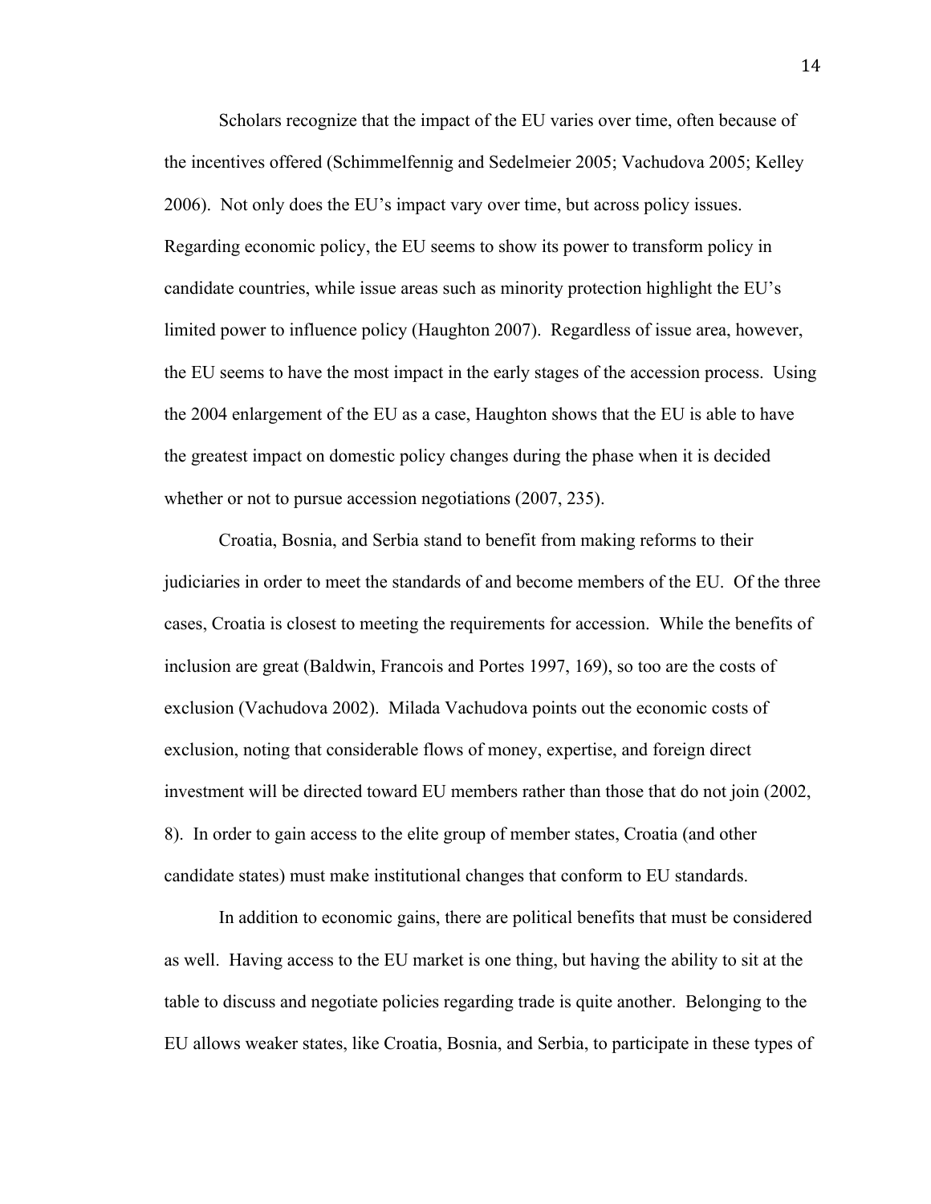Scholars recognize that the impact of the EU varies over time, often because of the incentives offered (Schimmelfennig and Sedelmeier 2005; Vachudova 2005; Kelley 2006). Not only does the EU's impact vary over time, but across policy issues. Regarding economic policy, the EU seems to show its power to transform policy in candidate countries, while issue areas such as minority protection highlight the EU's limited power to influence policy (Haughton 2007). Regardless of issue area, however, the EU seems to have the most impact in the early stages of the accession process. Using the 2004 enlargement of the EU as a case, Haughton shows that the EU is able to have the greatest impact on domestic policy changes during the phase when it is decided whether or not to pursue accession negotiations (2007, 235).

Croatia, Bosnia, and Serbia stand to benefit from making reforms to their judiciaries in order to meet the standards of and become members of the EU. Of the three cases, Croatia is closest to meeting the requirements for accession. While the benefits of inclusion are great (Baldwin, Francois and Portes 1997, 169), so too are the costs of exclusion (Vachudova 2002). Milada Vachudova points out the economic costs of exclusion, noting that considerable flows of money, expertise, and foreign direct investment will be directed toward EU members rather than those that do not join (2002, 8). In order to gain access to the elite group of member states, Croatia (and other candidate states) must make institutional changes that conform to EU standards.

In addition to economic gains, there are political benefits that must be considered as well. Having access to the EU market is one thing, but having the ability to sit at the table to discuss and negotiate policies regarding trade is quite another. Belonging to the EU allows weaker states, like Croatia, Bosnia, and Serbia, to participate in these types of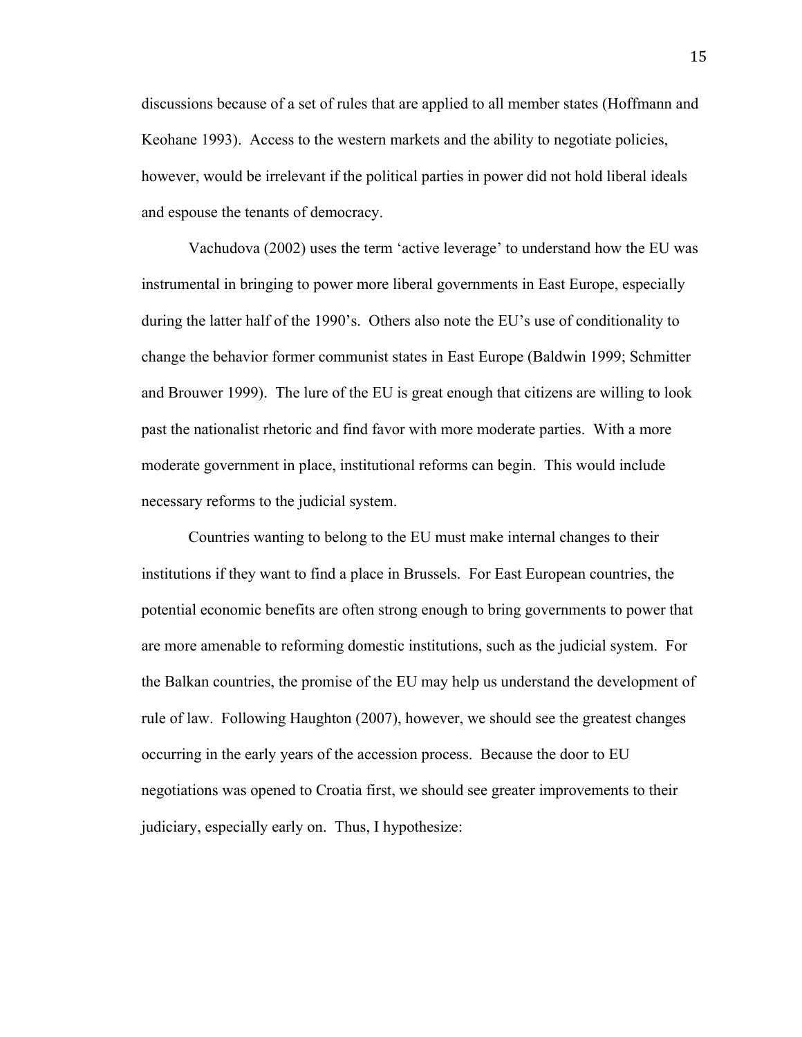discussions because of a set of rules that are applied to all member states (Hoffmann and Keohane 1993). Access to the western markets and the ability to negotiate policies, however, would be irrelevant if the political parties in power did not hold liberal ideals and espouse the tenants of democracy.

Vachudova (2002) uses the term 'active leverage' to understand how the EU was instrumental in bringing to power more liberal governments in East Europe, especially during the latter half of the 1990's. Others also note the EU's use of conditionality to change the behavior former communist states in East Europe (Baldwin 1999; Schmitter and Brouwer 1999). The lure of the EU is great enough that citizens are willing to look past the nationalist rhetoric and find favor with more moderate parties. With a more moderate government in place, institutional reforms can begin. This would include necessary reforms to the judicial system.

Countries wanting to belong to the EU must make internal changes to their institutions if they want to find a place in Brussels. For East European countries, the potential economic benefits are often strong enough to bring governments to power that are more amenable to reforming domestic institutions, such as the judicial system. For the Balkan countries, the promise of the EU may help us understand the development of rule of law. Following Haughton (2007), however, we should see the greatest changes occurring in the early years of the accession process. Because the door to EU negotiations was opened to Croatia first, we should see greater improvements to their judiciary, especially early on. Thus, I hypothesize: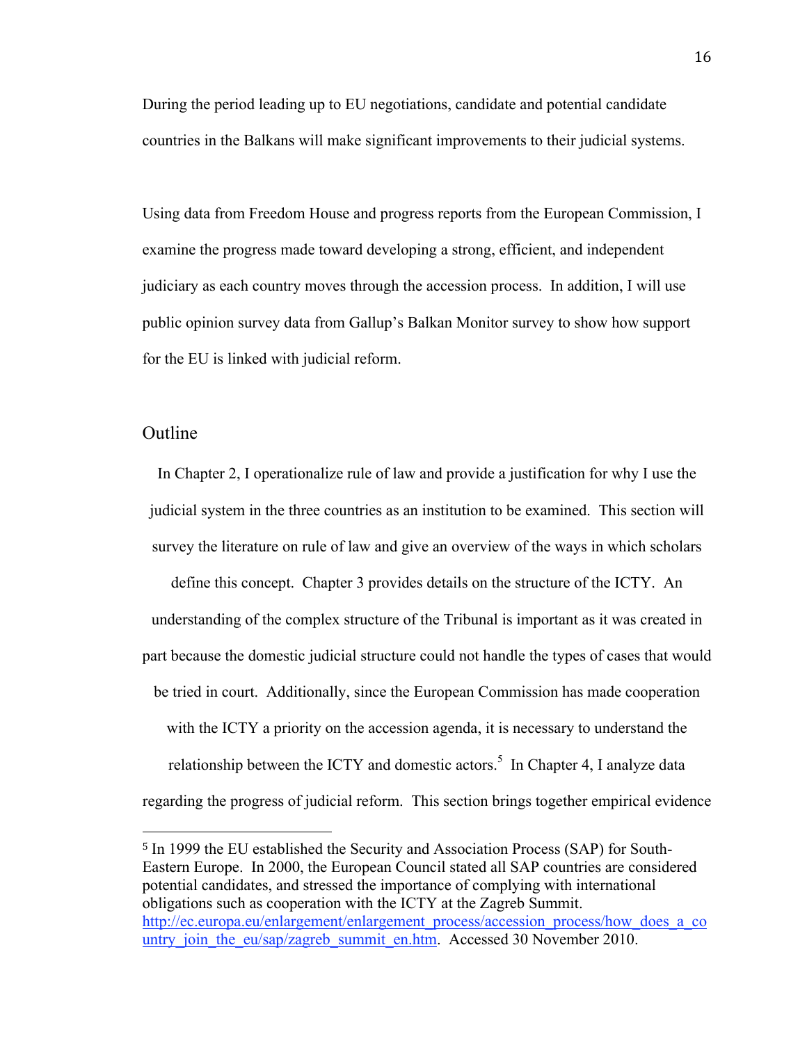During the period leading up to EU negotiations, candidate and potential candidate countries in the Balkans will make significant improvements to their judicial systems.

Using data from Freedom House and progress reports from the European Commission, I examine the progress made toward developing a strong, efficient, and independent judiciary as each country moves through the accession process. In addition, I will use public opinion survey data from Gallup's Balkan Monitor survey to show how support for the EU is linked with judicial reform.

## Outline

In Chapter 2, I operationalize rule of law and provide a justification for why I use the judicial system in the three countries as an institution to be examined. This section will survey the literature on rule of law and give an overview of the ways in which scholars define this concept. Chapter 3 provides details on the structure of the ICTY. An understanding of the complex structure of the Tribunal is important as it was created in part because the domestic judicial structure could not handle the types of cases that would be tried in court. Additionally, since the European Commission has made cooperation with the ICTY a priority on the accession agenda, it is necessary to understand the relationship between the ICTY and domestic actors.[5] In Chapter 4, I analyze data regarding the progress of judicial reform. This section brings together empirical evidence

---

[5] In 1999 the EU established the Security and Association Process (SAP) for South-Eastern Europe. In 2000, the European Council stated all SAP countries are considered potential candidates, and stressed the importance of complying with international obligations such as cooperation with the ICTY at the Zagreb Summit. http://ec.europa.eu/enlargement/enlargement_process/accession_process/how_does_a_country_join_the_eu/sap/zagreb_summit_en.htm. Accessed 30 November 2010.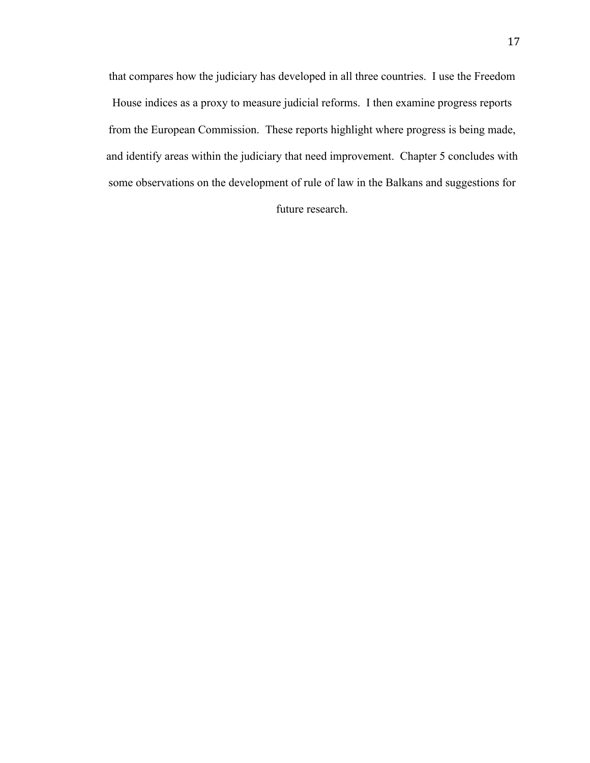that compares how the judiciary has developed in all three countries. I use the Freedom House indices as a proxy to measure judicial reforms. I then examine progress reports from the European Commission. These reports highlight where progress is being made, and identify areas within the judiciary that need improvement. Chapter 5 concludes with some observations on the development of rule of law in the Balkans and suggestions for future research.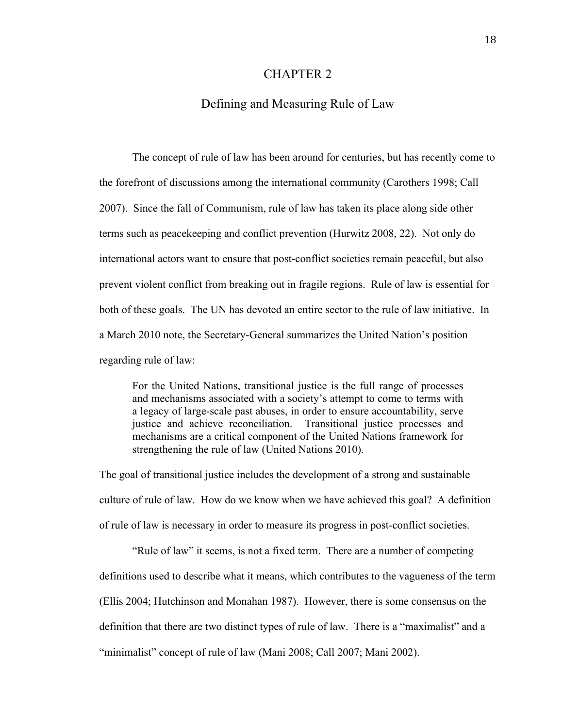# CHAPTER 2

## Defining and Measuring Rule of Law

The concept of rule of law has been around for centuries, but has recently come to the forefront of discussions among the international community (Carothers 1998; Call 2007). Since the fall of Communism, rule of law has taken its place along side other terms such as peacekeeping and conflict prevention (Hurwitz 2008, 22). Not only do international actors want to ensure that post-conflict societies remain peaceful, but also prevent violent conflict from breaking out in fragile regions. Rule of law is essential for both of these goals. The UN has devoted an entire sector to the rule of law initiative. In a March 2010 note, the Secretary-General summarizes the United Nation's position regarding rule of law:

> For the United Nations, transitional justice is the full range of processes and mechanisms associated with a society's attempt to come to terms with a legacy of large-scale past abuses, in order to ensure accountability, serve justice and achieve reconciliation. Transitional justice processes and mechanisms are a critical component of the United Nations framework for strengthening the rule of law (United Nations 2010).

The goal of transitional justice includes the development of a strong and sustainable culture of rule of law. How do we know when we have achieved this goal? A definition of rule of law is necessary in order to measure its progress in post-conflict societies.

"Rule of law" it seems, is not a fixed term. There are a number of competing definitions used to describe what it means, which contributes to the vagueness of the term (Ellis 2004; Hutchinson and Monahan 1987). However, there is some consensus on the definition that there are two distinct types of rule of law. There is a "maximalist" and a "minimalist" concept of rule of law (Mani 2008; Call 2007; Mani 2002).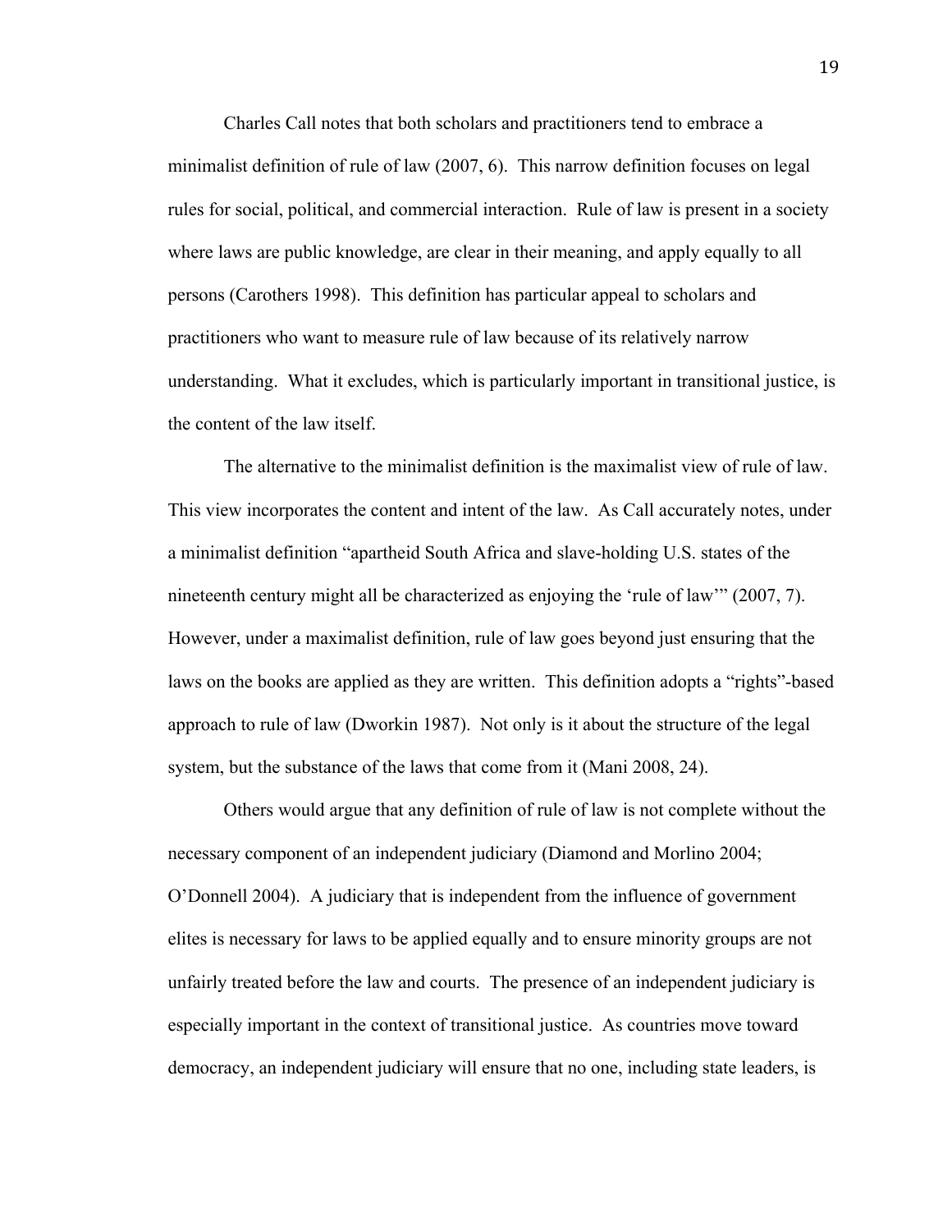Charles Call notes that both scholars and practitioners tend to embrace a minimalist definition of rule of law (2007, 6). This narrow definition focuses on legal rules for social, political, and commercial interaction. Rule of law is present in a society where laws are public knowledge, are clear in their meaning, and apply equally to all persons (Carothers 1998). This definition has particular appeal to scholars and practitioners who want to measure rule of law because of its relatively narrow understanding. What it excludes, which is particularly important in transitional justice, is the content of the law itself.

The alternative to the minimalist definition is the maximalist view of rule of law. This view incorporates the content and intent of the law. As Call accurately notes, under a minimalist definition "apartheid South Africa and slave-holding U.S. states of the nineteenth century might all be characterized as enjoying the 'rule of law'" (2007, 7). However, under a maximalist definition, rule of law goes beyond just ensuring that the laws on the books are applied as they are written. This definition adopts a "rights"-based approach to rule of law (Dworkin 1987). Not only is it about the structure of the legal system, but the substance of the laws that come from it (Mani 2008, 24).

Others would argue that any definition of rule of law is not complete without the necessary component of an independent judiciary (Diamond and Morlino 2004; O'Donnell 2004). A judiciary that is independent from the influence of government elites is necessary for laws to be applied equally and to ensure minority groups are not unfairly treated before the law and courts. The presence of an independent judiciary is especially important in the context of transitional justice. As countries move toward democracy, an independent judiciary will ensure that no one, including state leaders, is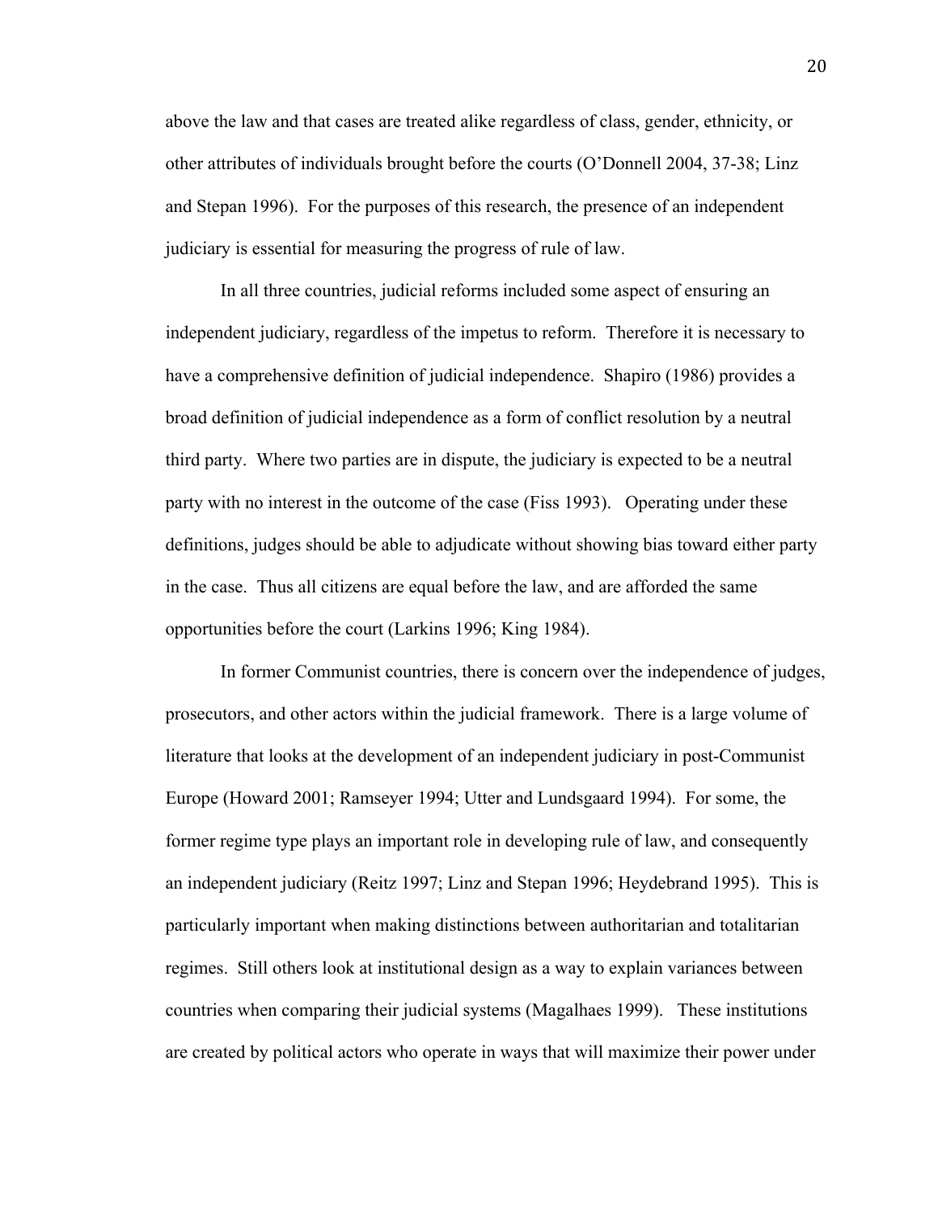above the law and that cases are treated alike regardless of class, gender, ethnicity, or other attributes of individuals brought before the courts (O'Donnell 2004, 37-38; Linz and Stepan 1996). For the purposes of this research, the presence of an independent judiciary is essential for measuring the progress of rule of law.

In all three countries, judicial reforms included some aspect of ensuring an independent judiciary, regardless of the impetus to reform. Therefore it is necessary to have a comprehensive definition of judicial independence. Shapiro (1986) provides a broad definition of judicial independence as a form of conflict resolution by a neutral third party. Where two parties are in dispute, the judiciary is expected to be a neutral party with no interest in the outcome of the case (Fiss 1993). Operating under these definitions, judges should be able to adjudicate without showing bias toward either party in the case. Thus all citizens are equal before the law, and are afforded the same opportunities before the court (Larkins 1996; King 1984).

In former Communist countries, there is concern over the independence of judges, prosecutors, and other actors within the judicial framework. There is a large volume of literature that looks at the development of an independent judiciary in post-Communist Europe (Howard 2001; Ramseyer 1994; Utter and Lundsgaard 1994). For some, the former regime type plays an important role in developing rule of law, and consequently an independent judiciary (Reitz 1997; Linz and Stepan 1996; Heydebrand 1995). This is particularly important when making distinctions between authoritarian and totalitarian regimes. Still others look at institutional design as a way to explain variances between countries when comparing their judicial systems (Magalhaes 1999). These institutions are created by political actors who operate in ways that will maximize their power under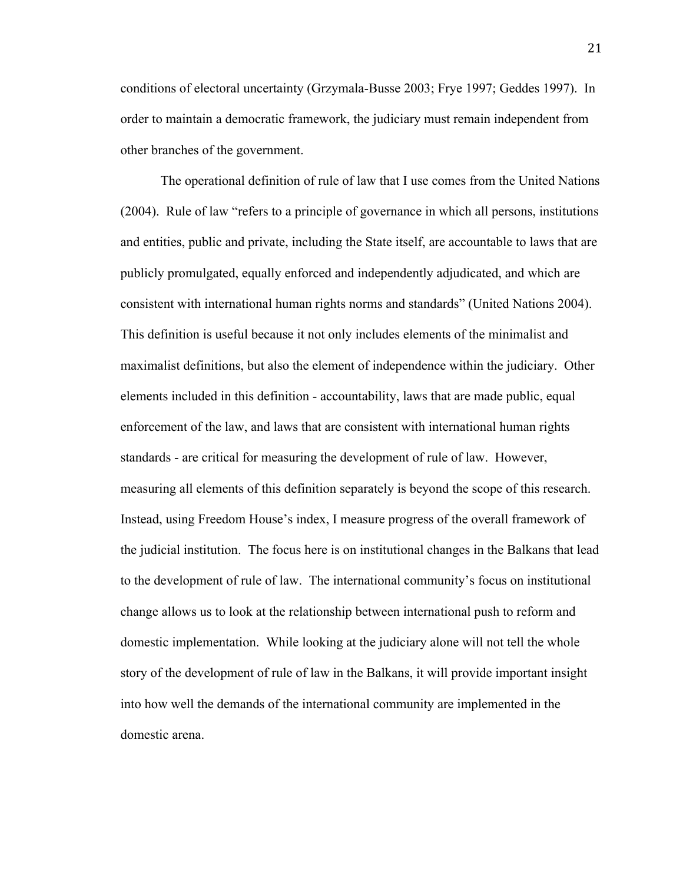conditions of electoral uncertainty (Grzymala-Busse 2003; Frye 1997; Geddes 1997). In order to maintain a democratic framework, the judiciary must remain independent from other branches of the government.

The operational definition of rule of law that I use comes from the United Nations (2004). Rule of law "refers to a principle of governance in which all persons, institutions and entities, public and private, including the State itself, are accountable to laws that are publicly promulgated, equally enforced and independently adjudicated, and which are consistent with international human rights norms and standards" (United Nations 2004). This definition is useful because it not only includes elements of the minimalist and maximalist definitions, but also the element of independence within the judiciary. Other elements included in this definition - accountability, laws that are made public, equal enforcement of the law, and laws that are consistent with international human rights standards - are critical for measuring the development of rule of law. However, measuring all elements of this definition separately is beyond the scope of this research. Instead, using Freedom House's index, I measure progress of the overall framework of the judicial institution. The focus here is on institutional changes in the Balkans that lead to the development of rule of law. The international community's focus on institutional change allows us to look at the relationship between international push to reform and domestic implementation. While looking at the judiciary alone will not tell the whole story of the development of rule of law in the Balkans, it will provide important insight into how well the demands of the international community are implemented in the domestic arena.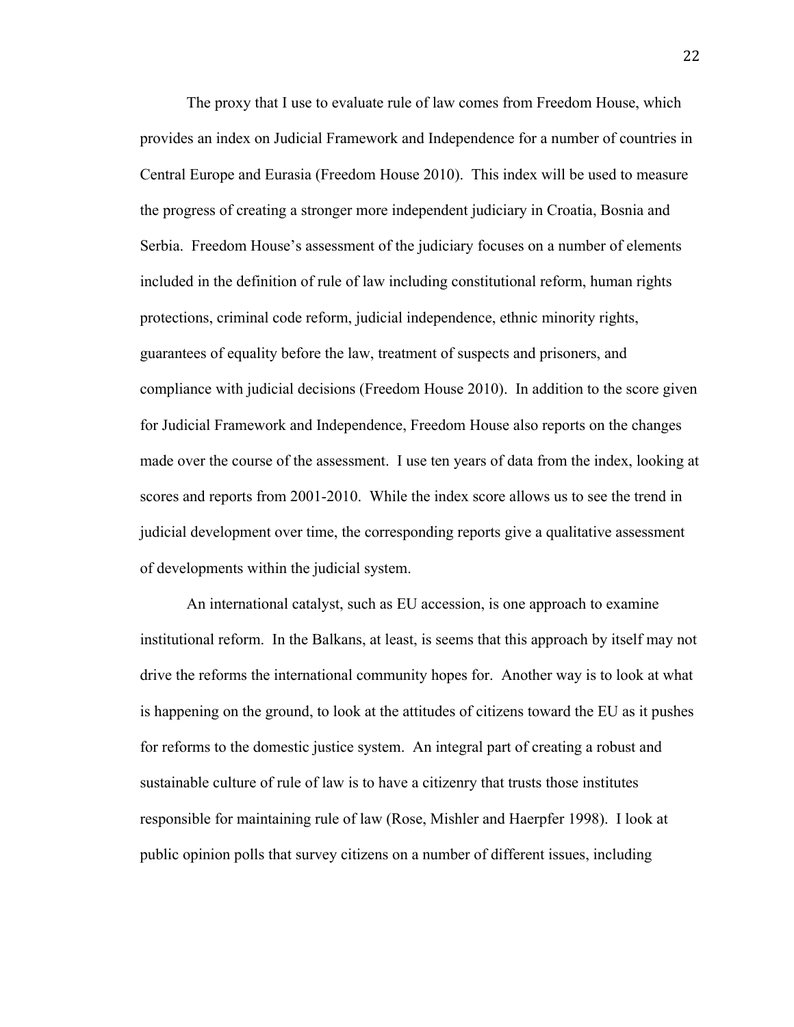The proxy that I use to evaluate rule of law comes from Freedom House, which provides an index on Judicial Framework and Independence for a number of countries in Central Europe and Eurasia (Freedom House 2010). This index will be used to measure the progress of creating a stronger more independent judiciary in Croatia, Bosnia and Serbia. Freedom House's assessment of the judiciary focuses on a number of elements included in the definition of rule of law including constitutional reform, human rights protections, criminal code reform, judicial independence, ethnic minority rights, guarantees of equality before the law, treatment of suspects and prisoners, and compliance with judicial decisions (Freedom House 2010). In addition to the score given for Judicial Framework and Independence, Freedom House also reports on the changes made over the course of the assessment. I use ten years of data from the index, looking at scores and reports from 2001-2010. While the index score allows us to see the trend in judicial development over time, the corresponding reports give a qualitative assessment of developments within the judicial system.

An international catalyst, such as EU accession, is one approach to examine institutional reform. In the Balkans, at least, is seems that this approach by itself may not drive the reforms the international community hopes for. Another way is to look at what is happening on the ground, to look at the attitudes of citizens toward the EU as it pushes for reforms to the domestic justice system. An integral part of creating a robust and sustainable culture of rule of law is to have a citizenry that trusts those institutes responsible for maintaining rule of law (Rose, Mishler and Haerpfer 1998). I look at public opinion polls that survey citizens on a number of different issues, including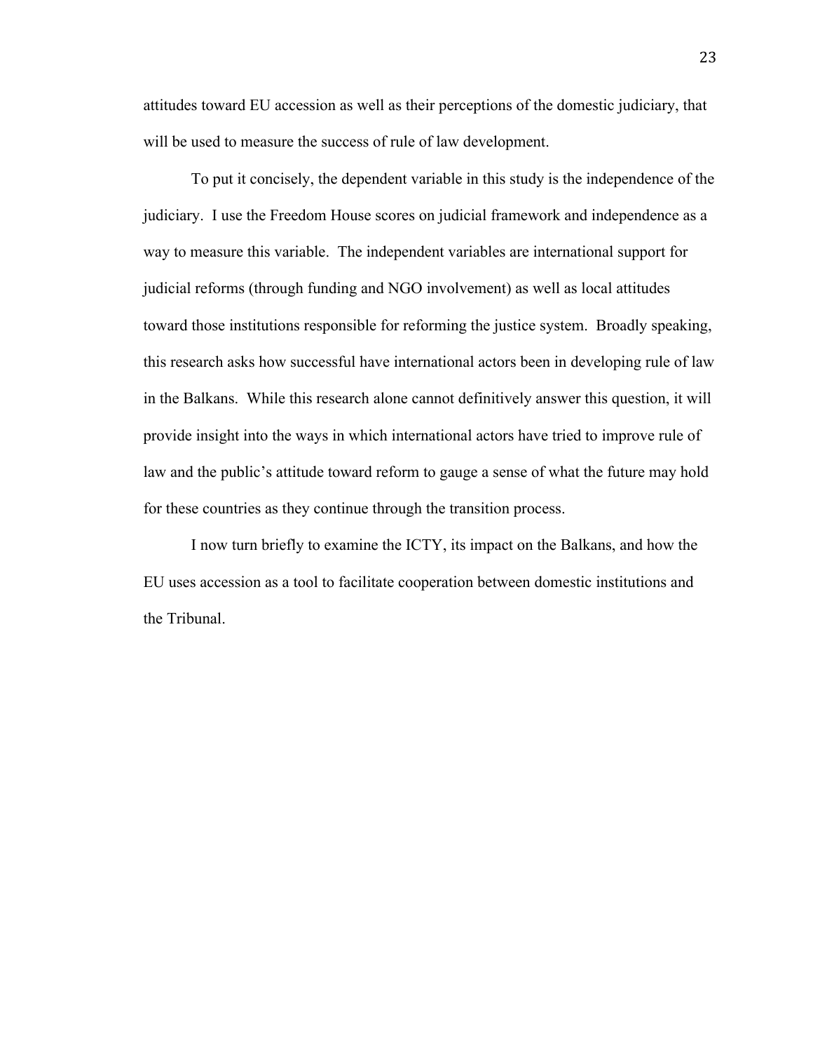attitudes toward EU accession as well as their perceptions of the domestic judiciary, that will be used to measure the success of rule of law development.

To put it concisely, the dependent variable in this study is the independence of the judiciary. I use the Freedom House scores on judicial framework and independence as a way to measure this variable. The independent variables are international support for judicial reforms (through funding and NGO involvement) as well as local attitudes toward those institutions responsible for reforming the justice system. Broadly speaking, this research asks how successful have international actors been in developing rule of law in the Balkans. While this research alone cannot definitively answer this question, it will provide insight into the ways in which international actors have tried to improve rule of law and the public's attitude toward reform to gauge a sense of what the future may hold for these countries as they continue through the transition process.

I now turn briefly to examine the ICTY, its impact on the Balkans, and how the EU uses accession as a tool to facilitate cooperation between domestic institutions and the Tribunal.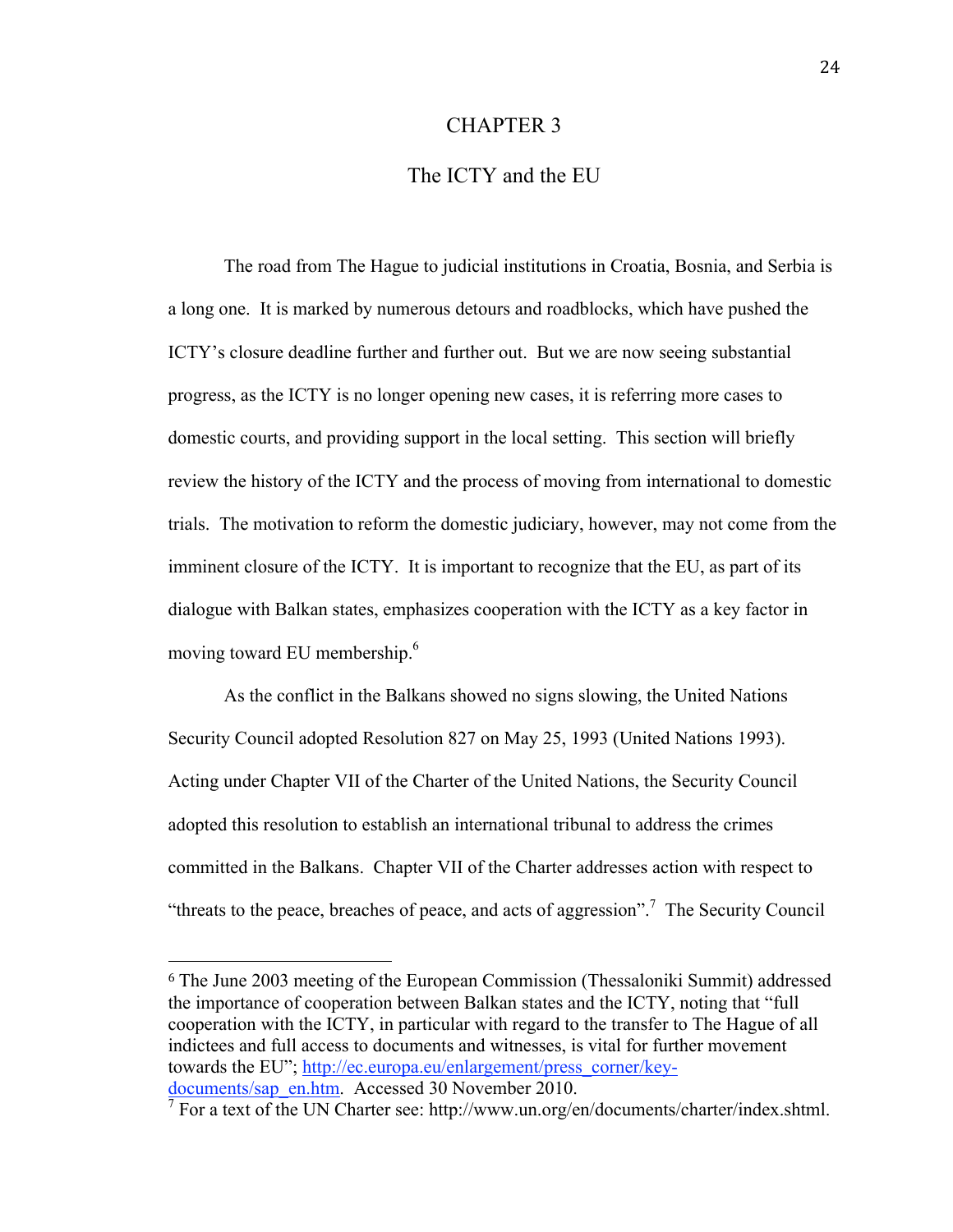# CHAPTER 3

## The ICTY and the EU

The road from The Hague to judicial institutions in Croatia, Bosnia, and Serbia is a long one. It is marked by numerous detours and roadblocks, which have pushed the ICTY's closure deadline further and further out. But we are now seeing substantial progress, as the ICTY is no longer opening new cases, it is referring more cases to domestic courts, and providing support in the local setting. This section will briefly review the history of the ICTY and the process of moving from international to domestic trials. The motivation to reform the domestic judiciary, however, may not come from the imminent closure of the ICTY. It is important to recognize that the EU, as part of its dialogue with Balkan states, emphasizes cooperation with the ICTY as a key factor in moving toward EU membership.[6]

As the conflict in the Balkans showed no signs slowing, the United Nations Security Council adopted Resolution 827 on May 25, 1993 (United Nations 1993). Acting under Chapter VII of the Charter of the United Nations, the Security Council adopted this resolution to establish an international tribunal to address the crimes committed in the Balkans. Chapter VII of the Charter addresses action with respect to "threats to the peace, breaches of peace, and acts of aggression".[7] The Security Council

---

[6] The June 2003 meeting of the European Commission (Thessaloniki Summit) addressed the importance of cooperation between Balkan states and the ICTY, noting that "full cooperation with the ICTY, in particular with regard to the transfer to The Hague of all indictees and full access to documents and witnesses, is vital for further movement towards the EU"; http://ec.europa.eu/enlargement/press_corner/key-documents/sap_en.htm. Accessed 30 November 2010.

[7] For a text of the UN Charter see: http://www.un.org/en/documents/charter/index.shtml.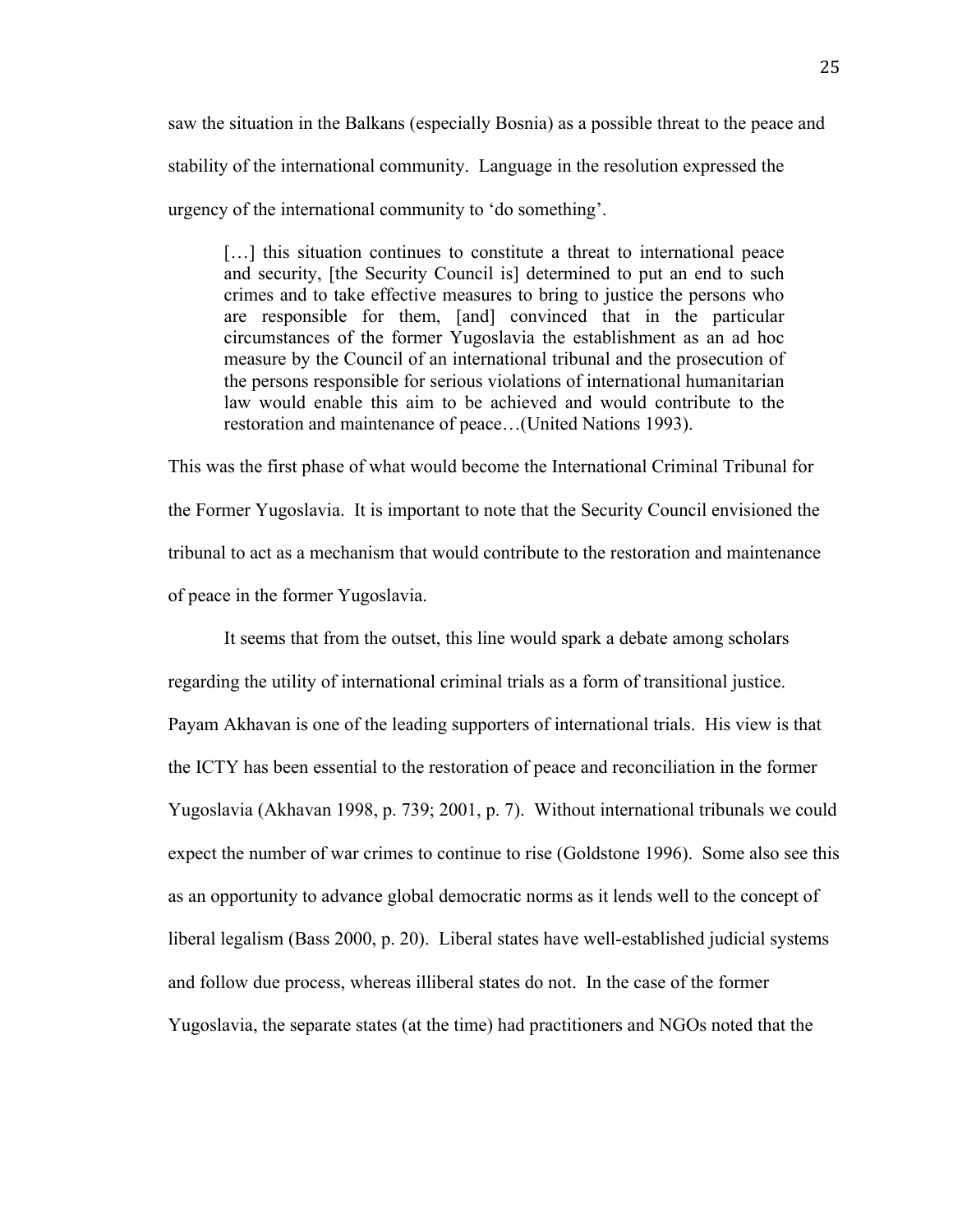saw the situation in the Balkans (especially Bosnia) as a possible threat to the peace and stability of the international community. Language in the resolution expressed the urgency of the international community to 'do something'.

> […] this situation continues to constitute a threat to international peace and security, [the Security Council is] determined to put an end to such crimes and to take effective measures to bring to justice the persons who are responsible for them, [and] convinced that in the particular circumstances of the former Yugoslavia the establishment as an ad hoc measure by the Council of an international tribunal and the prosecution of the persons responsible for serious violations of international humanitarian law would enable this aim to be achieved and would contribute to the restoration and maintenance of peace…(United Nations 1993).

This was the first phase of what would become the International Criminal Tribunal for the Former Yugoslavia. It is important to note that the Security Council envisioned the tribunal to act as a mechanism that would contribute to the restoration and maintenance of peace in the former Yugoslavia.

It seems that from the outset, this line would spark a debate among scholars regarding the utility of international criminal trials as a form of transitional justice. Payam Akhavan is one of the leading supporters of international trials. His view is that the ICTY has been essential to the restoration of peace and reconciliation in the former Yugoslavia (Akhavan 1998, p. 739; 2001, p. 7). Without international tribunals we could expect the number of war crimes to continue to rise (Goldstone 1996). Some also see this as an opportunity to advance global democratic norms as it lends well to the concept of liberal legalism (Bass 2000, p. 20). Liberal states have well-established judicial systems and follow due process, whereas illiberal states do not. In the case of the former Yugoslavia, the separate states (at the time) had practitioners and NGOs noted that the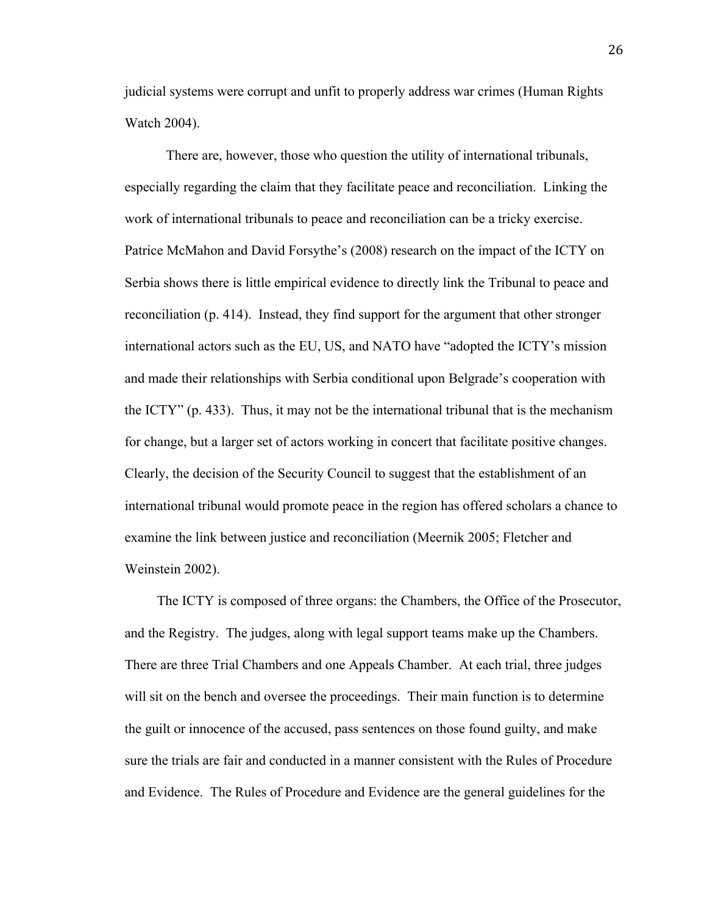judicial systems were corrupt and unfit to properly address war crimes (Human Rights Watch 2004).

There are, however, those who question the utility of international tribunals, especially regarding the claim that they facilitate peace and reconciliation. Linking the work of international tribunals to peace and reconciliation can be a tricky exercise. Patrice McMahon and David Forsythe's (2008) research on the impact of the ICTY on Serbia shows there is little empirical evidence to directly link the Tribunal to peace and reconciliation (p. 414). Instead, they find support for the argument that other stronger international actors such as the EU, US, and NATO have "adopted the ICTY's mission and made their relationships with Serbia conditional upon Belgrade's cooperation with the ICTY" (p. 433). Thus, it may not be the international tribunal that is the mechanism for change, but a larger set of actors working in concert that facilitate positive changes. Clearly, the decision of the Security Council to suggest that the establishment of an international tribunal would promote peace in the region has offered scholars a chance to examine the link between justice and reconciliation (Meernik 2005; Fletcher and Weinstein 2002).

The ICTY is composed of three organs: the Chambers, the Office of the Prosecutor, and the Registry. The judges, along with legal support teams make up the Chambers. There are three Trial Chambers and one Appeals Chamber. At each trial, three judges will sit on the bench and oversee the proceedings. Their main function is to determine the guilt or innocence of the accused, pass sentences on those found guilty, and make sure the trials are fair and conducted in a manner consistent with the Rules of Procedure and Evidence. The Rules of Procedure and Evidence are the general guidelines for the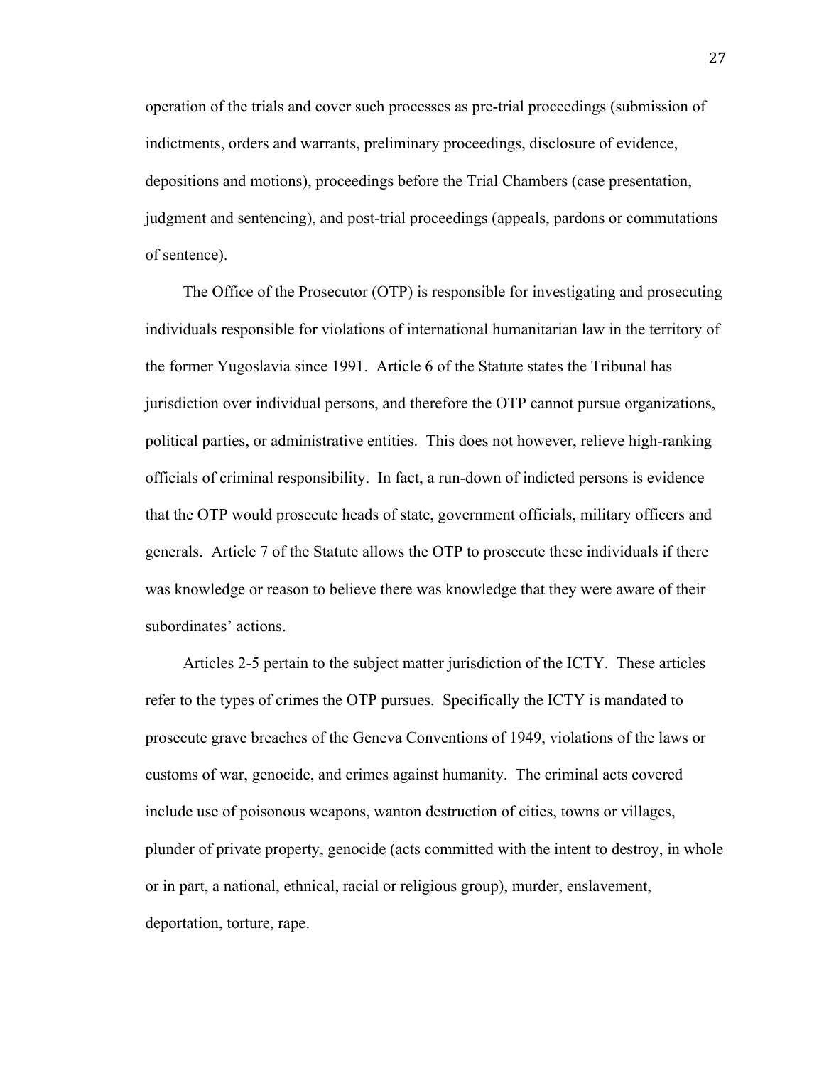operation of the trials and cover such processes as pre-trial proceedings (submission of indictments, orders and warrants, preliminary proceedings, disclosure of evidence, depositions and motions), proceedings before the Trial Chambers (case presentation, judgment and sentencing), and post-trial proceedings (appeals, pardons or commutations of sentence).

The Office of the Prosecutor (OTP) is responsible for investigating and prosecuting individuals responsible for violations of international humanitarian law in the territory of the former Yugoslavia since 1991. Article 6 of the Statute states the Tribunal has jurisdiction over individual persons, and therefore the OTP cannot pursue organizations, political parties, or administrative entities. This does not however, relieve high-ranking officials of criminal responsibility. In fact, a run-down of indicted persons is evidence that the OTP would prosecute heads of state, government officials, military officers and generals. Article 7 of the Statute allows the OTP to prosecute these individuals if there was knowledge or reason to believe there was knowledge that they were aware of their subordinates' actions.

Articles 2-5 pertain to the subject matter jurisdiction of the ICTY. These articles refer to the types of crimes the OTP pursues. Specifically the ICTY is mandated to prosecute grave breaches of the Geneva Conventions of 1949, violations of the laws or customs of war, genocide, and crimes against humanity. The criminal acts covered include use of poisonous weapons, wanton destruction of cities, towns or villages, plunder of private property, genocide (acts committed with the intent to destroy, in whole or in part, a national, ethnical, racial or religious group), murder, enslavement, deportation, torture, rape.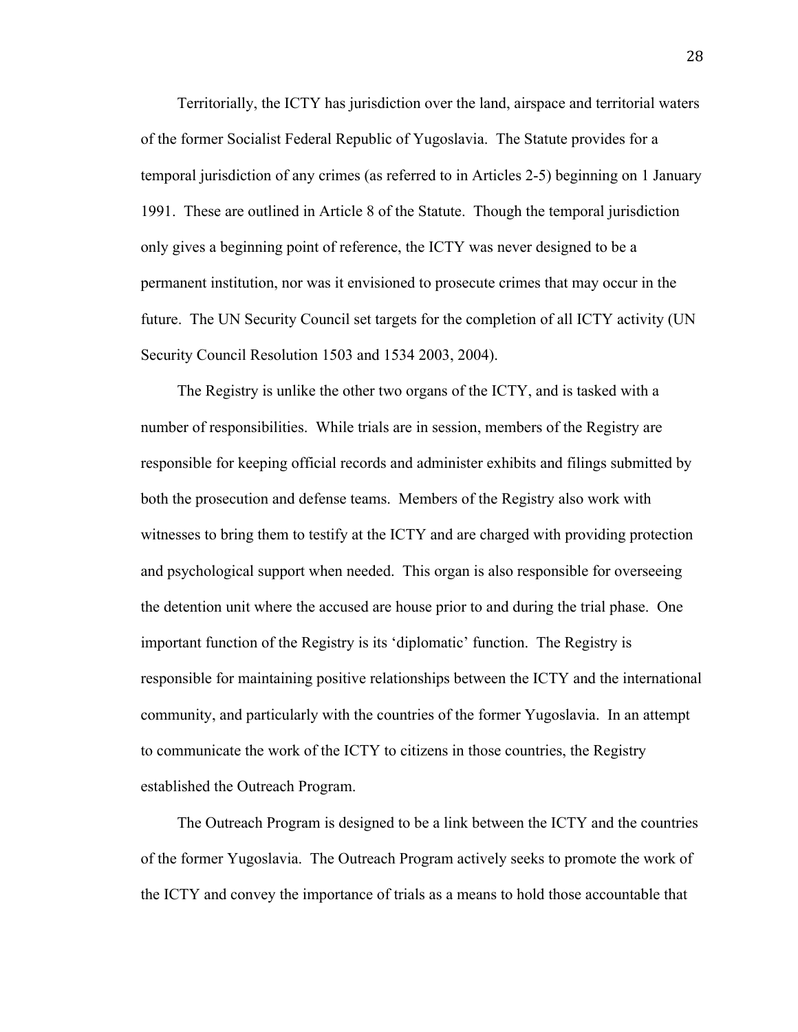Territorially, the ICTY has jurisdiction over the land, airspace and territorial waters of the former Socialist Federal Republic of Yugoslavia. The Statute provides for a temporal jurisdiction of any crimes (as referred to in Articles 2-5) beginning on 1 January 1991. These are outlined in Article 8 of the Statute. Though the temporal jurisdiction only gives a beginning point of reference, the ICTY was never designed to be a permanent institution, nor was it envisioned to prosecute crimes that may occur in the future. The UN Security Council set targets for the completion of all ICTY activity (UN Security Council Resolution 1503 and 1534 2003, 2004).

The Registry is unlike the other two organs of the ICTY, and is tasked with a number of responsibilities. While trials are in session, members of the Registry are responsible for keeping official records and administer exhibits and filings submitted by both the prosecution and defense teams. Members of the Registry also work with witnesses to bring them to testify at the ICTY and are charged with providing protection and psychological support when needed. This organ is also responsible for overseeing the detention unit where the accused are house prior to and during the trial phase. One important function of the Registry is its 'diplomatic' function. The Registry is responsible for maintaining positive relationships between the ICTY and the international community, and particularly with the countries of the former Yugoslavia. In an attempt to communicate the work of the ICTY to citizens in those countries, the Registry established the Outreach Program.

The Outreach Program is designed to be a link between the ICTY and the countries of the former Yugoslavia. The Outreach Program actively seeks to promote the work of the ICTY and convey the importance of trials as a means to hold those accountable that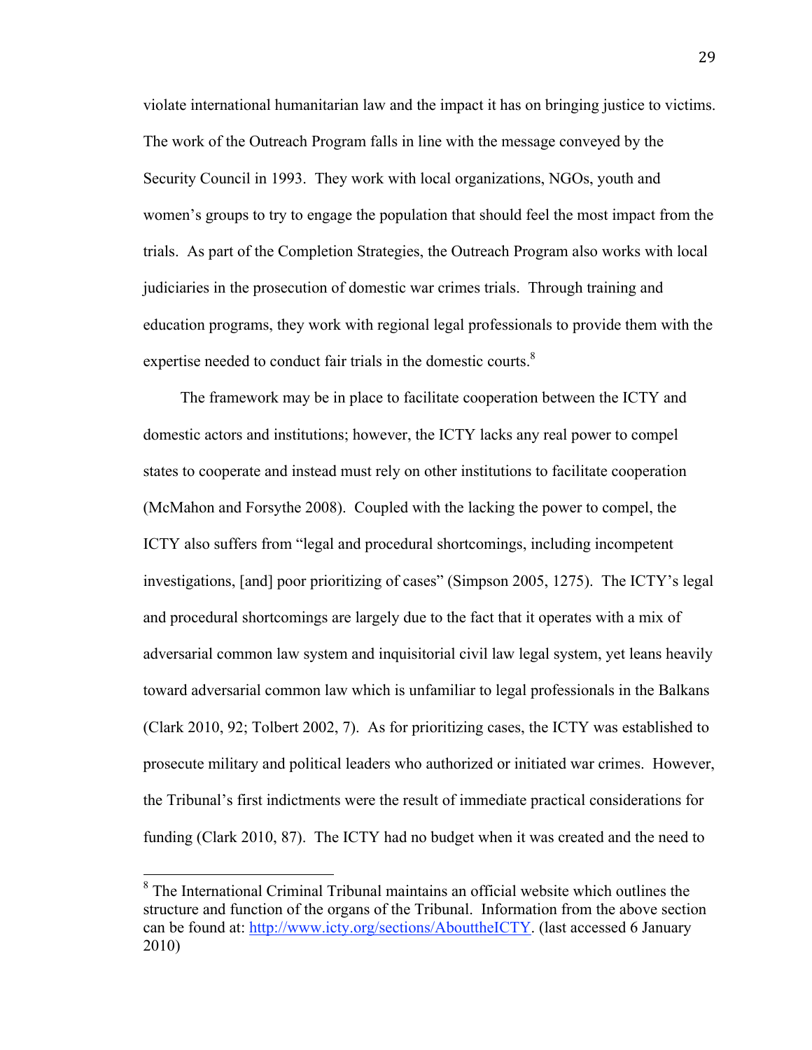violate international humanitarian law and the impact it has on bringing justice to victims. The work of the Outreach Program falls in line with the message conveyed by the Security Council in 1993. They work with local organizations, NGOs, youth and women's groups to try to engage the population that should feel the most impact from the trials. As part of the Completion Strategies, the Outreach Program also works with local judiciaries in the prosecution of domestic war crimes trials. Through training and education programs, they work with regional legal professionals to provide them with the expertise needed to conduct fair trials in the domestic courts.[8]

The framework may be in place to facilitate cooperation between the ICTY and domestic actors and institutions; however, the ICTY lacks any real power to compel states to cooperate and instead must rely on other institutions to facilitate cooperation (McMahon and Forsythe 2008). Coupled with the lacking the power to compel, the ICTY also suffers from "legal and procedural shortcomings, including incompetent investigations, [and] poor prioritizing of cases" (Simpson 2005, 1275). The ICTY's legal and procedural shortcomings are largely due to the fact that it operates with a mix of adversarial common law system and inquisitorial civil law legal system, yet leans heavily toward adversarial common law which is unfamiliar to legal professionals in the Balkans (Clark 2010, 92; Tolbert 2002, 7). As for prioritizing cases, the ICTY was established to prosecute military and political leaders who authorized or initiated war crimes. However, the Tribunal's first indictments were the result of immediate practical considerations for funding (Clark 2010, 87). The ICTY had no budget when it was created and the need to

---

[8] The International Criminal Tribunal maintains an official website which outlines the structure and function of the organs of the Tribunal. Information from the above section can be found at: http://www.icty.org/sections/AbouttheICTY. (last accessed 6 January 2010)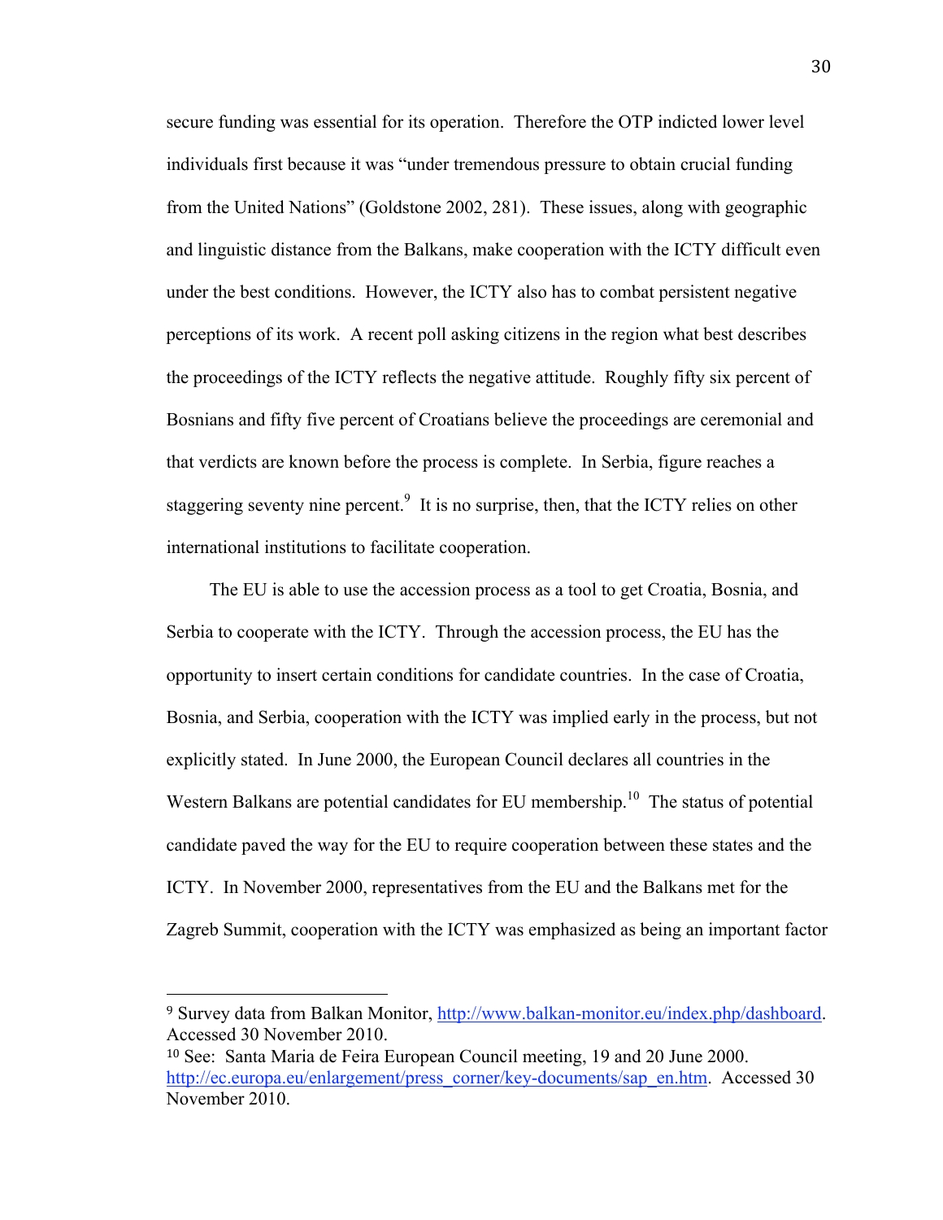secure funding was essential for its operation. Therefore the OTP indicted lower level individuals first because it was "under tremendous pressure to obtain crucial funding from the United Nations" (Goldstone 2002, 281). These issues, along with geographic and linguistic distance from the Balkans, make cooperation with the ICTY difficult even under the best conditions. However, the ICTY also has to combat persistent negative perceptions of its work. A recent poll asking citizens in the region what best describes the proceedings of the ICTY reflects the negative attitude. Roughly fifty six percent of Bosnians and fifty five percent of Croatians believe the proceedings are ceremonial and that verdicts are known before the process is complete. In Serbia, figure reaches a staggering seventy nine percent.[9] It is no surprise, then, that the ICTY relies on other international institutions to facilitate cooperation.

The EU is able to use the accession process as a tool to get Croatia, Bosnia, and Serbia to cooperate with the ICTY. Through the accession process, the EU has the opportunity to insert certain conditions for candidate countries. In the case of Croatia, Bosnia, and Serbia, cooperation with the ICTY was implied early in the process, but not explicitly stated. In June 2000, the European Council declares all countries in the Western Balkans are potential candidates for EU membership.[10] The status of potential candidate paved the way for the EU to require cooperation between these states and the ICTY. In November 2000, representatives from the EU and the Balkans met for the Zagreb Summit, cooperation with the ICTY was emphasized as being an important factor

---

[9] Survey data from Balkan Monitor, http://www.balkan-monitor.eu/index.php/dashboard. Accessed 30 November 2010.

[10] See: Santa Maria de Feira European Council meeting, 19 and 20 June 2000. http://ec.europa.eu/enlargement/press_corner/key-documents/sap_en.htm. Accessed 30 November 2010.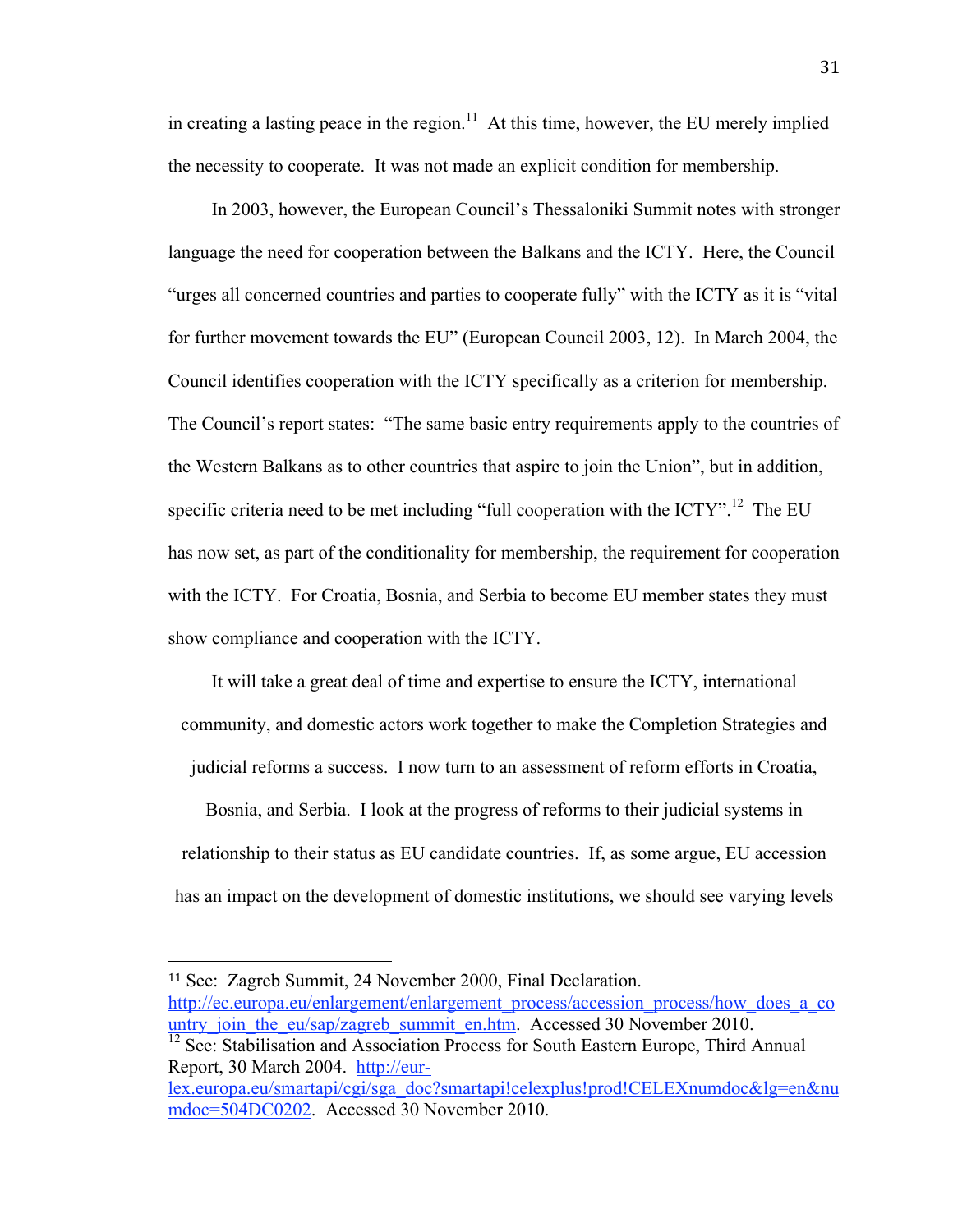in creating a lasting peace in the region.[11] At this time, however, the EU merely implied the necessity to cooperate. It was not made an explicit condition for membership.

In 2003, however, the European Council's Thessaloniki Summit notes with stronger language the need for cooperation between the Balkans and the ICTY. Here, the Council "urges all concerned countries and parties to cooperate fully" with the ICTY as it is "vital for further movement towards the EU" (European Council 2003, 12). In March 2004, the Council identifies cooperation with the ICTY specifically as a criterion for membership. The Council's report states: "The same basic entry requirements apply to the countries of the Western Balkans as to other countries that aspire to join the Union", but in addition, specific criteria need to be met including "full cooperation with the ICTY".[12] The EU has now set, as part of the conditionality for membership, the requirement for cooperation with the ICTY. For Croatia, Bosnia, and Serbia to become EU member states they must show compliance and cooperation with the ICTY.

It will take a great deal of time and expertise to ensure the ICTY, international community, and domestic actors work together to make the Completion Strategies and judicial reforms a success. I now turn to an assessment of reform efforts in Croatia, Bosnia, and Serbia. I look at the progress of reforms to their judicial systems in relationship to their status as EU candidate countries. If, as some argue, EU accession has an impact on the development of domestic institutions, we should see varying levels

---

[11] See: Zagreb Summit, 24 November 2000, Final Declaration. http://ec.europa.eu/enlargement/enlargement_process/accession_process/how_does_a_country_join_the_eu/sap/zagreb_summit_en.htm. Accessed 30 November 2010.

[12] See: Stabilisation and Association Process for South Eastern Europe, Third Annual Report, 30 March 2004. http://eur-lex.europa.eu/smartapi/cgi/sga_doc?smartapi!celexplus!prod!CELEXnumdoc&lg=en&numdoc=504DC0202. Accessed 30 November 2010.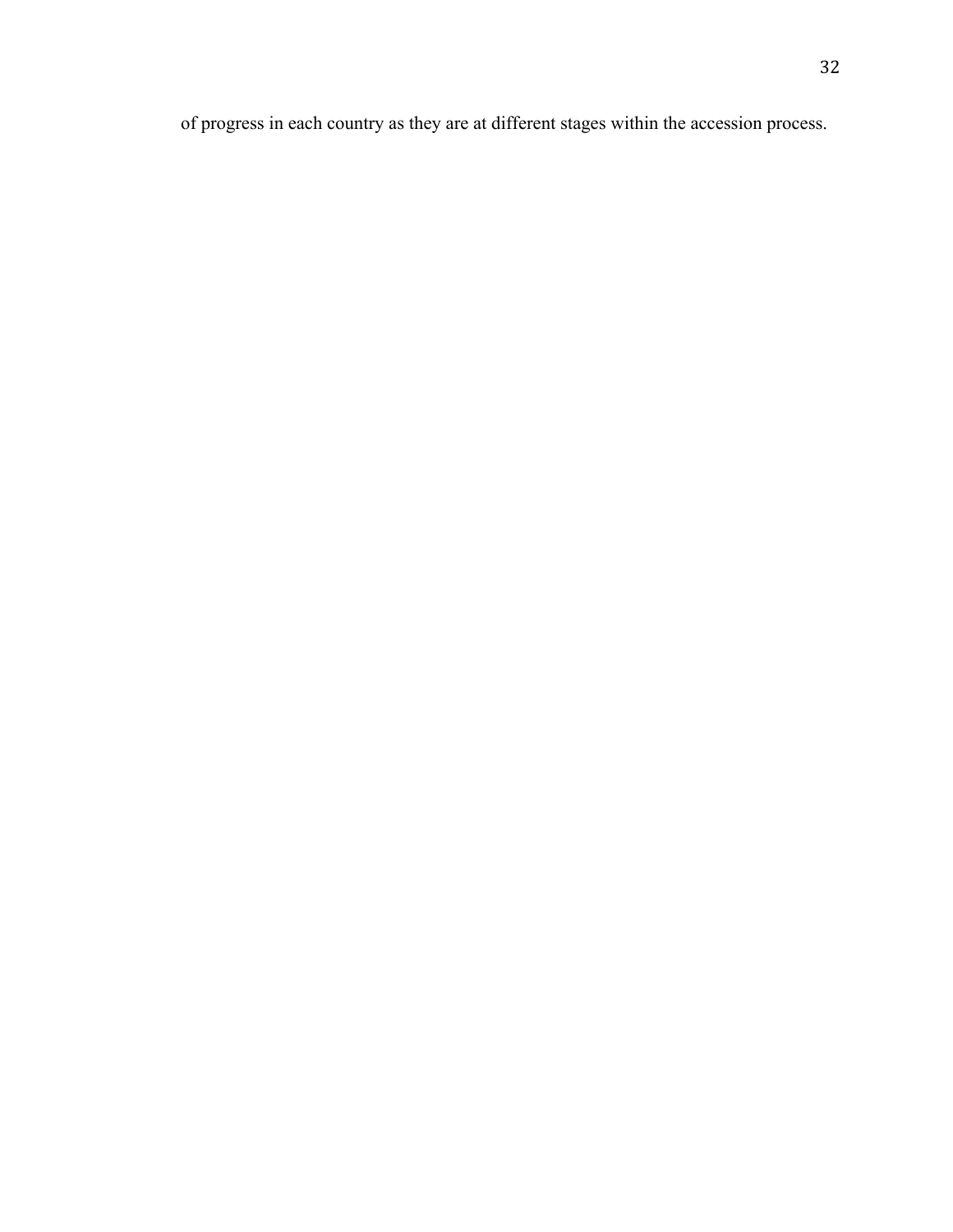of progress in each country as they are at different stages within the accession process.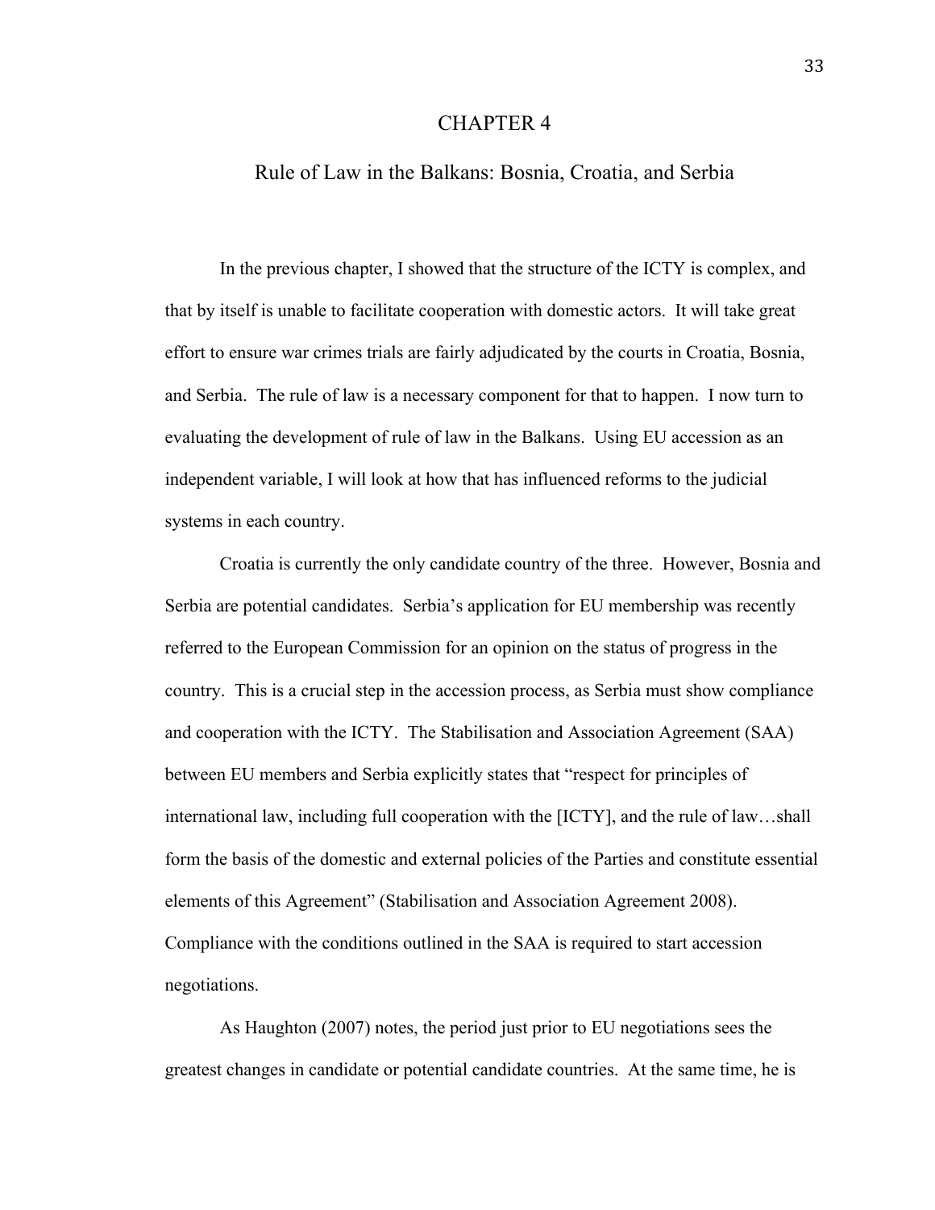# CHAPTER 4

## Rule of Law in the Balkans: Bosnia, Croatia, and Serbia

In the previous chapter, I showed that the structure of the ICTY is complex, and that by itself is unable to facilitate cooperation with domestic actors. It will take great effort to ensure war crimes trials are fairly adjudicated by the courts in Croatia, Bosnia, and Serbia. The rule of law is a necessary component for that to happen. I now turn to evaluating the development of rule of law in the Balkans. Using EU accession as an independent variable, I will look at how that has influenced reforms to the judicial systems in each country.

Croatia is currently the only candidate country of the three. However, Bosnia and Serbia are potential candidates. Serbia's application for EU membership was recently referred to the European Commission for an opinion on the status of progress in the country. This is a crucial step in the accession process, as Serbia must show compliance and cooperation with the ICTY. The Stabilisation and Association Agreement (SAA) between EU members and Serbia explicitly states that "respect for principles of international law, including full cooperation with the [ICTY], and the rule of law…shall form the basis of the domestic and external policies of the Parties and constitute essential elements of this Agreement" (Stabilisation and Association Agreement 2008). Compliance with the conditions outlined in the SAA is required to start accession negotiations.

As Haughton (2007) notes, the period just prior to EU negotiations sees the greatest changes in candidate or potential candidate countries. At the same time, he is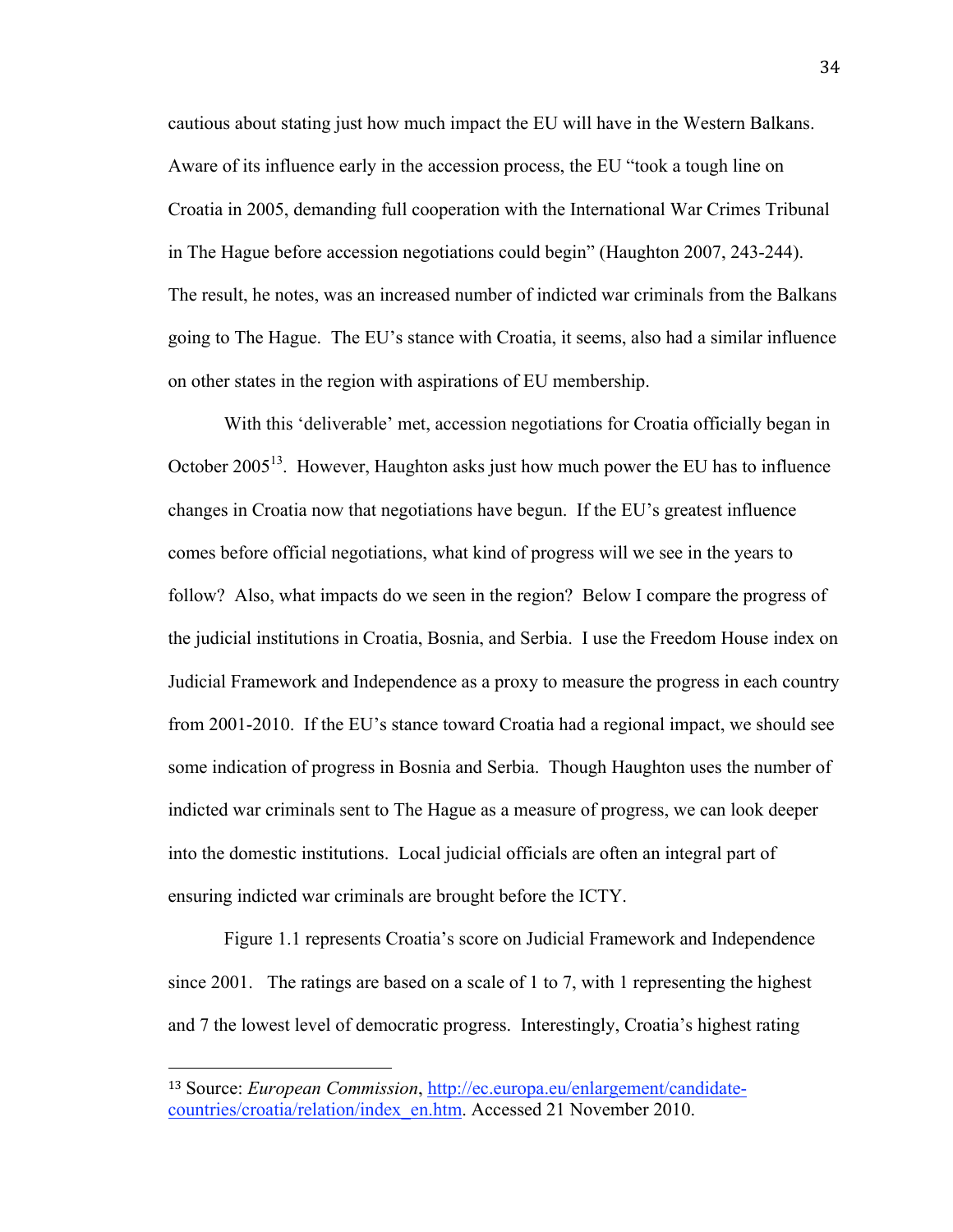cautious about stating just how much impact the EU will have in the Western Balkans. Aware of its influence early in the accession process, the EU "took a tough line on Croatia in 2005, demanding full cooperation with the International War Crimes Tribunal in The Hague before accession negotiations could begin" (Haughton 2007, 243-244). The result, he notes, was an increased number of indicted war criminals from the Balkans going to The Hague. The EU's stance with Croatia, it seems, also had a similar influence on other states in the region with aspirations of EU membership.

With this 'deliverable' met, accession negotiations for Croatia officially began in October 2005[13]. However, Haughton asks just how much power the EU has to influence changes in Croatia now that negotiations have begun. If the EU's greatest influence comes before official negotiations, what kind of progress will we see in the years to follow? Also, what impacts do we seen in the region? Below I compare the progress of the judicial institutions in Croatia, Bosnia, and Serbia. I use the Freedom House index on Judicial Framework and Independence as a proxy to measure the progress in each country from 2001-2010. If the EU's stance toward Croatia had a regional impact, we should see some indication of progress in Bosnia and Serbia. Though Haughton uses the number of indicted war criminals sent to The Hague as a measure of progress, we can look deeper into the domestic institutions. Local judicial officials are often an integral part of ensuring indicted war criminals are brought before the ICTY.

Figure 1.1 represents Croatia's score on Judicial Framework and Independence since 2001. The ratings are based on a scale of 1 to 7, with 1 representing the highest and 7 the lowest level of democratic progress. Interestingly, Croatia's highest rating

---

[13] Source: *European Commission*, http://ec.europa.eu/enlargement/candidate-countries/croatia/relation/index_en.htm. Accessed 21 November 2010.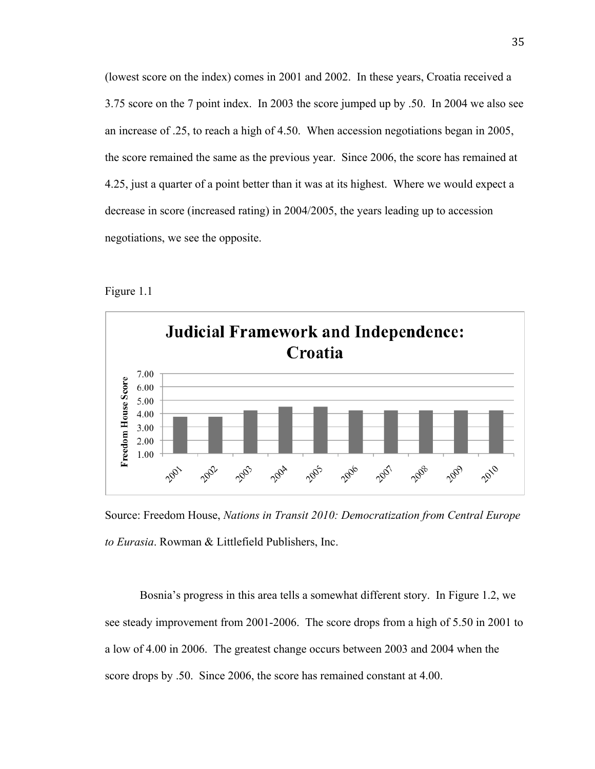(lowest score on the index) comes in 2001 and 2002. In these years, Croatia received a 3.75 score on the 7 point index. In 2003 the score jumped up by .50. In 2004 we also see an increase of .25, to reach a high of 4.50. When accession negotiations began in 2005, the score remained the same as the previous year. Since 2006, the score has remained at 4.25, just a quarter of a point better than it was at its highest. Where we would expect a decrease in score (increased rating) in 2004/2005, the years leading up to accession negotiations, we see the opposite.

Figure 1.1

**Judicial Framework and Independence: Croatia**

Freedom House Score

| Year | Score |
|---|---|
| 2001 | 3.75 |
| 2002 | 3.75 |
| 2003 | 4.25 |
| 2004 | 4.50 |
| 2005 | 4.50 |
| 2006 | 4.25 |
| 2007 | 4.25 |
| 2008 | 4.25 |
| 2009 | 4.25 |
| 2010 | 4.25 |

Source: Freedom House, *Nations in Transit 2010: Democratization from Central Europe to Eurasia*. Rowman & Littlefield Publishers, Inc.

Bosnia's progress in this area tells a somewhat different story. In Figure 1.2, we see steady improvement from 2001-2006. The score drops from a high of 5.50 in 2001 to a low of 4.00 in 2006. The greatest change occurs between 2003 and 2004 when the score drops by .50. Since 2006, the score has remained constant at 4.00.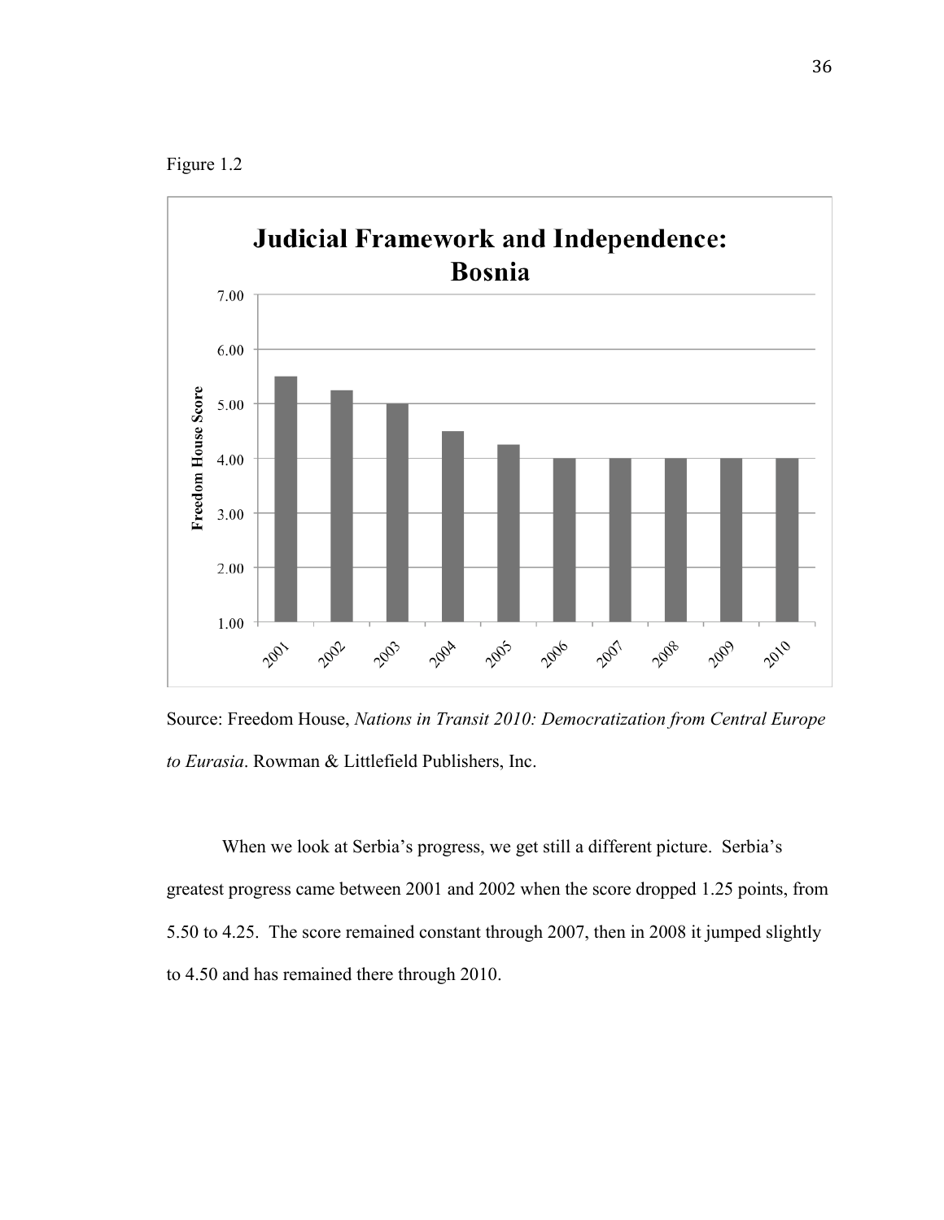Figure 1.2

**Judicial Framework and Independence: Bosnia**

| Year | Freedom House Score |
|---|---|
| 2001 | 5.50 |
| 2002 | 5.25 |
| 2003 | 5.00 |
| 2004 | 4.50 |
| 2005 | 4.25 |
| 2006 | 4.00 |
| 2007 | 4.00 |
| 2008 | 4.00 |
| 2009 | 4.00 |
| 2010 | 4.00 |

Source: Freedom House, *Nations in Transit 2010: Democratization from Central Europe to Eurasia*. Rowman & Littlefield Publishers, Inc.

When we look at Serbia's progress, we get still a different picture. Serbia's greatest progress came between 2001 and 2002 when the score dropped 1.25 points, from 5.50 to 4.25. The score remained constant through 2007, then in 2008 it jumped slightly to 4.50 and has remained there through 2010.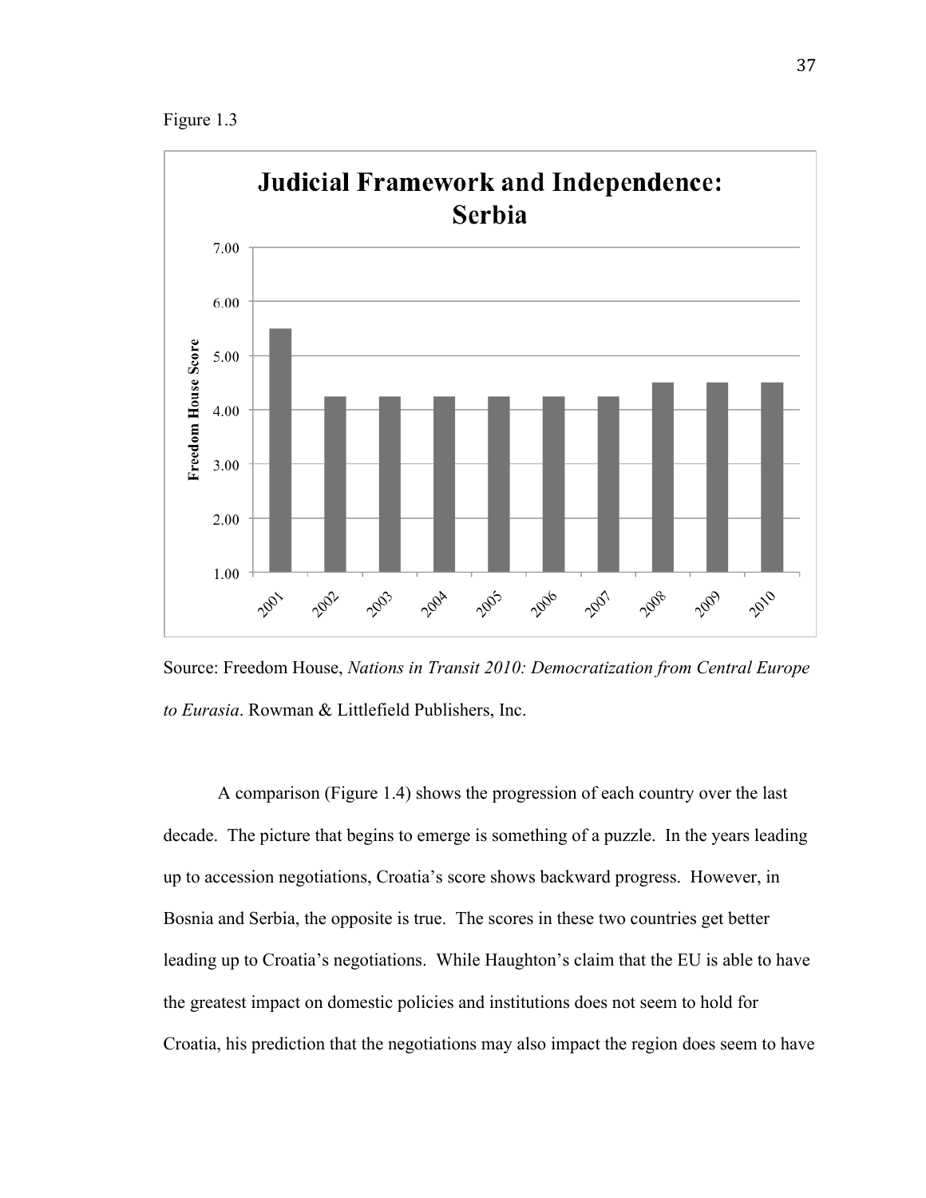Figure 1.3

**Judicial Framework and Independence: Serbia**

| Year | Freedom House Score |
| --- | --- |
| 2001 | 5.50 |
| 2002 | 4.25 |
| 2003 | 4.25 |
| 2004 | 4.25 |
| 2005 | 4.25 |
| 2006 | 4.25 |
| 2007 | 4.25 |
| 2008 | 4.50 |
| 2009 | 4.50 |
| 2010 | 4.50 |

Source: Freedom House, *Nations in Transit 2010: Democratization from Central Europe to Eurasia*. Rowman & Littlefield Publishers, Inc.

A comparison (Figure 1.4) shows the progression of each country over the last decade. The picture that begins to emerge is something of a puzzle. In the years leading up to accession negotiations, Croatia's score shows backward progress. However, in Bosnia and Serbia, the opposite is true. The scores in these two countries get better leading up to Croatia's negotiations. While Haughton's claim that the EU is able to have the greatest impact on domestic policies and institutions does not seem to hold for Croatia, his prediction that the negotiations may also impact the region does seem to have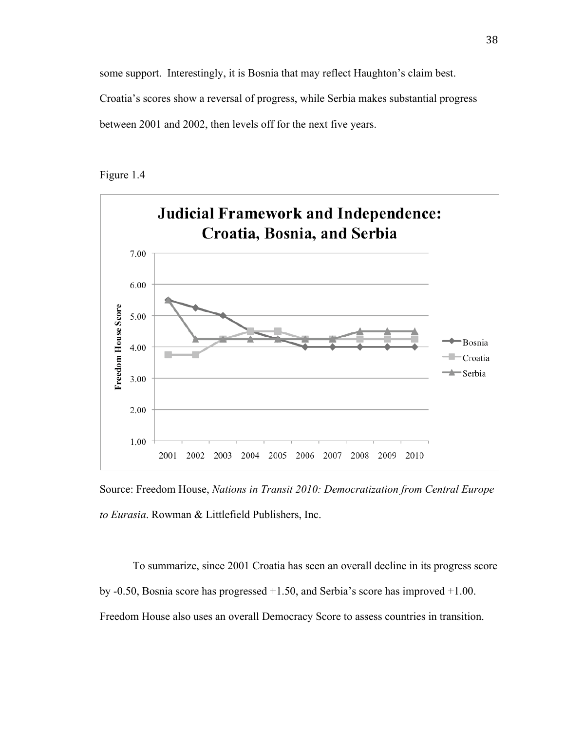some support. Interestingly, it is Bosnia that may reflect Haughton's claim best. Croatia's scores show a reversal of progress, while Serbia makes substantial progress between 2001 and 2002, then levels off for the next five years.

Figure 1.4

Source: Freedom House, *Nations in Transit 2010: Democratization from Central Europe to Eurasia*. Rowman & Littlefield Publishers, Inc.

To summarize, since 2001 Croatia has seen an overall decline in its progress score by -0.50, Bosnia score has progressed +1.50, and Serbia's score has improved +1.00. Freedom House also uses an overall Democracy Score to assess countries in transition.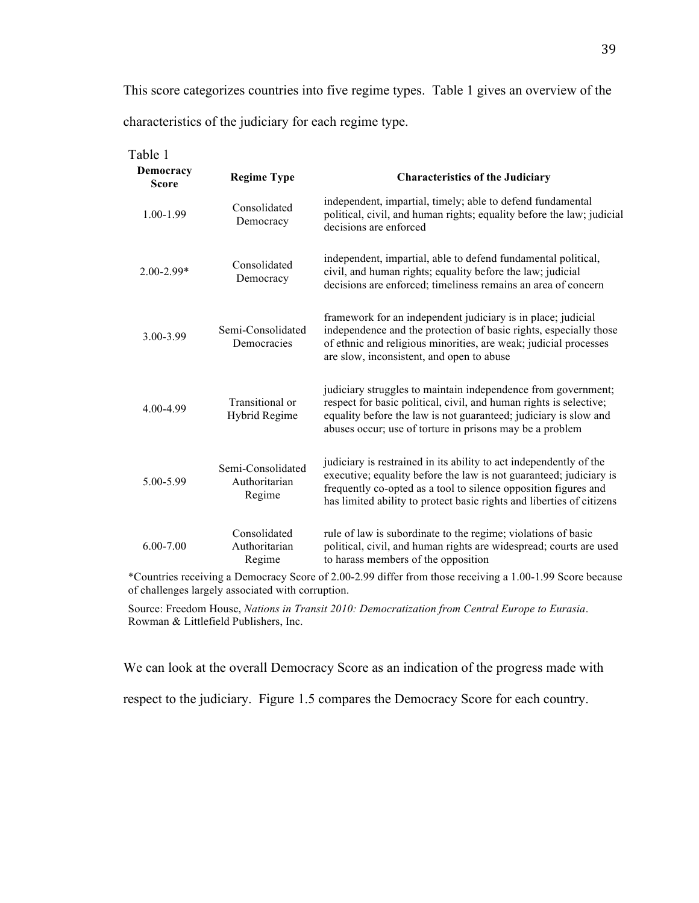This score categorizes countries into five regime types. Table 1 gives an overview of the characteristics of the judiciary for each regime type.

Table 1

| Democracy Score | Regime Type | Characteristics of the Judiciary |
| --- | --- | --- |
| 1.00-1.99 | Consolidated Democracy | independent, impartial, timely; able to defend fundamental political, civil, and human rights; equality before the law; judicial decisions are enforced |
| 2.00-2.99* | Consolidated Democracy | independent, impartial, able to defend fundamental political, civil, and human rights; equality before the law; judicial decisions are enforced; timeliness remains an area of concern |
| 3.00-3.99 | Semi-Consolidated Democracies | framework for an independent judiciary is in place; judicial independence and the protection of basic rights, especially those of ethnic and religious minorities, are weak; judicial processes are slow, inconsistent, and open to abuse |
| 4.00-4.99 | Transitional or Hybrid Regime | judiciary struggles to maintain independence from government; respect for basic political, civil, and human rights is selective; equality before the law is not guaranteed; judiciary is slow and abuses occur; use of torture in prisons may be a problem |
| 5.00-5.99 | Semi-Consolidated Authoritarian Regime | judiciary is restrained in its ability to act independently of the executive; equality before the law is not guaranteed; judiciary is frequently co-opted as a tool to silence opposition figures and has limited ability to protect basic rights and liberties of citizens |
| 6.00-7.00 | Consolidated Authoritarian Regime | rule of law is subordinate to the regime; violations of basic political, civil, and human rights are widespread; courts are used to harass members of the opposition |

*Countries receiving a Democracy Score of 2.00-2.99 differ from those receiving a 1.00-1.99 Score because of challenges largely associated with corruption.

Source: Freedom House, *Nations in Transit 2010: Democratization from Central Europe to Eurasia*. Rowman & Littlefield Publishers, Inc.

We can look at the overall Democracy Score as an indication of the progress made with respect to the judiciary. Figure 1.5 compares the Democracy Score for each country.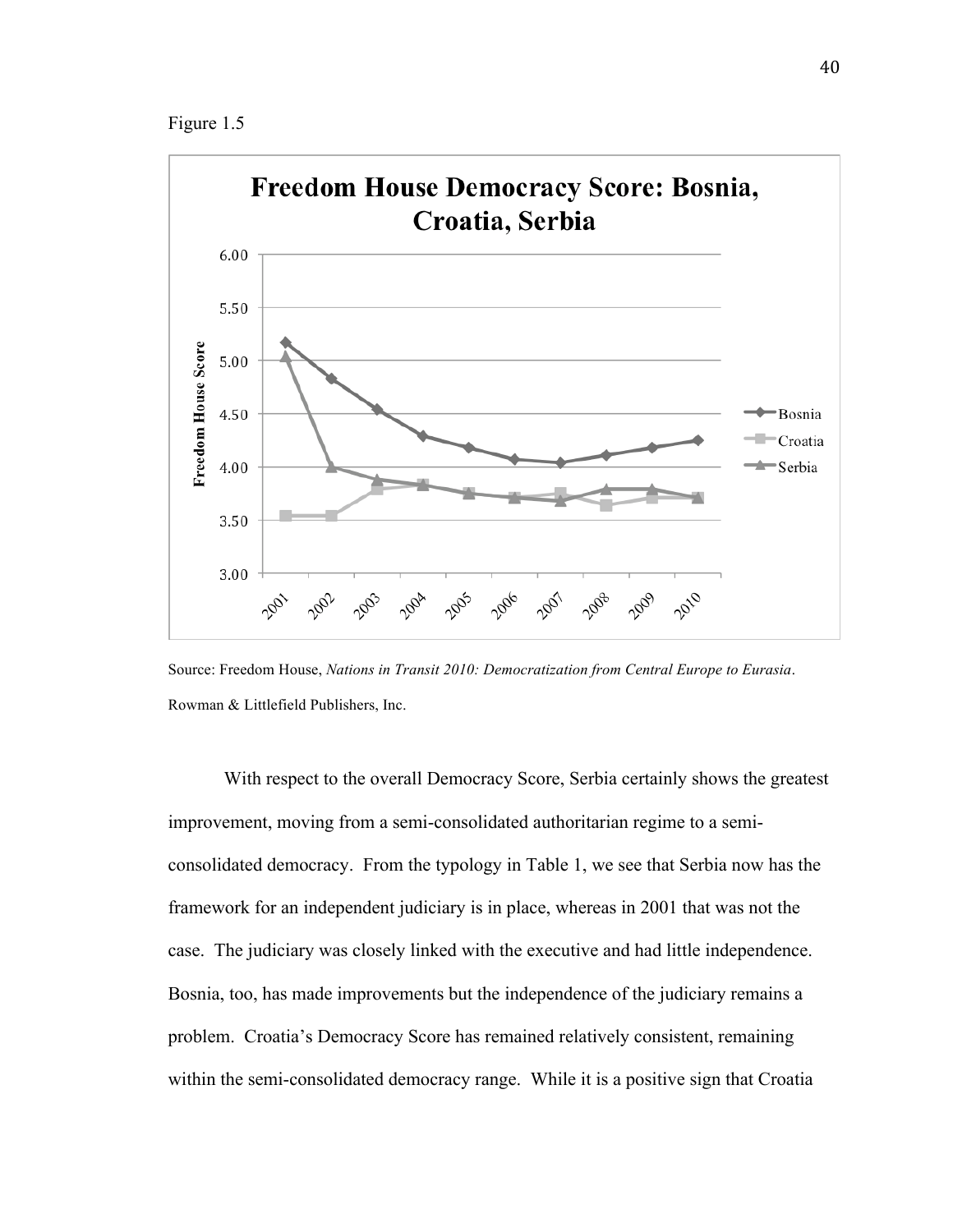Figure 1.5

Source: Freedom House, *Nations in Transit 2010: Democratization from Central Europe to Eurasia*. Rowman & Littlefield Publishers, Inc.

With respect to the overall Democracy Score, Serbia certainly shows the greatest improvement, moving from a semi-consolidated authoritarian regime to a semi-consolidated democracy. From the typology in Table 1, we see that Serbia now has the framework for an independent judiciary is in place, whereas in 2001 that was not the case. The judiciary was closely linked with the executive and had little independence. Bosnia, too, has made improvements but the independence of the judiciary remains a problem. Croatia's Democracy Score has remained relatively consistent, remaining within the semi-consolidated democracy range. While it is a positive sign that Croatia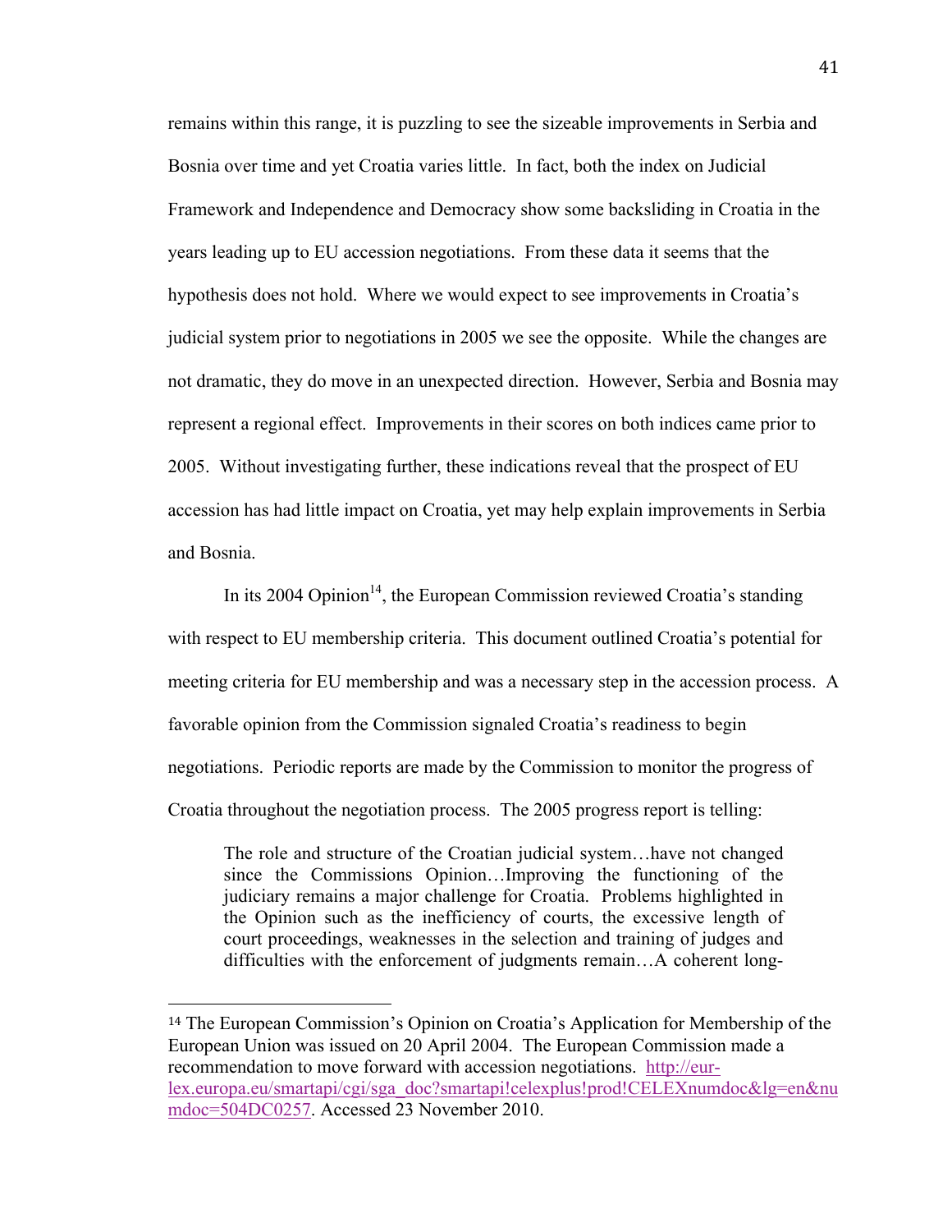remains within this range, it is puzzling to see the sizeable improvements in Serbia and Bosnia over time and yet Croatia varies little. In fact, both the index on Judicial Framework and Independence and Democracy show some backsliding in Croatia in the years leading up to EU accession negotiations. From these data it seems that the hypothesis does not hold. Where we would expect to see improvements in Croatia's judicial system prior to negotiations in 2005 we see the opposite. While the changes are not dramatic, they do move in an unexpected direction. However, Serbia and Bosnia may represent a regional effect. Improvements in their scores on both indices came prior to 2005. Without investigating further, these indications reveal that the prospect of EU accession has had little impact on Croatia, yet may help explain improvements in Serbia and Bosnia.

In its 2004 Opinion[14], the European Commission reviewed Croatia's standing with respect to EU membership criteria. This document outlined Croatia's potential for meeting criteria for EU membership and was a necessary step in the accession process. A favorable opinion from the Commission signaled Croatia's readiness to begin negotiations. Periodic reports are made by the Commission to monitor the progress of Croatia throughout the negotiation process. The 2005 progress report is telling:

> The role and structure of the Croatian judicial system…have not changed since the Commissions Opinion…Improving the functioning of the judiciary remains a major challenge for Croatia. Problems highlighted in the Opinion such as the inefficiency of courts, the excessive length of court proceedings, weaknesses in the selection and training of judges and difficulties with the enforcement of judgments remain…A coherent long-

---

[14] The European Commission's Opinion on Croatia's Application for Membership of the European Union was issued on 20 April 2004. The European Commission made a recommendation to move forward with accession negotiations. http://eur-lex.europa.eu/smartapi/cgi/sga_doc?smartapi!celexplus!prod!CELEXnumdoc&lg=en&numdoc=504DC0257. Accessed 23 November 2010.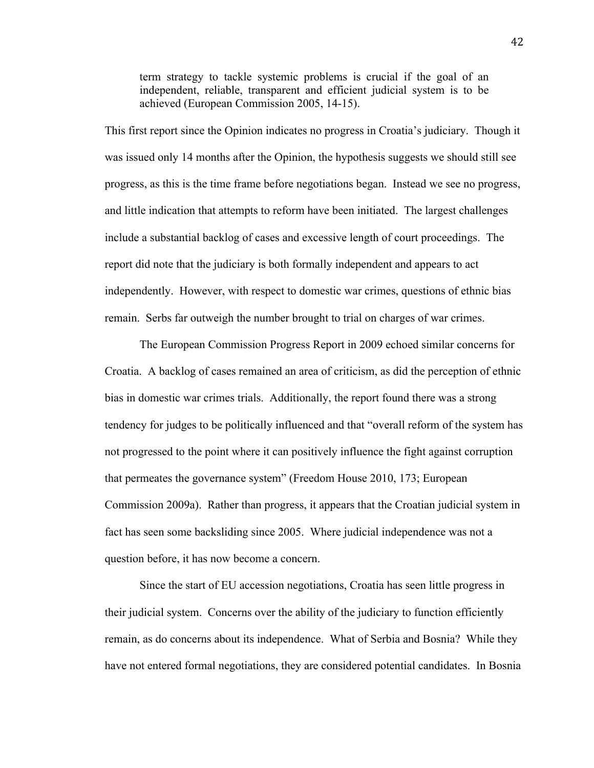> term strategy to tackle systemic problems is crucial if the goal of an independent, reliable, transparent and efficient judicial system is to be achieved (European Commission 2005, 14-15).

This first report since the Opinion indicates no progress in Croatia's judiciary. Though it was issued only 14 months after the Opinion, the hypothesis suggests we should still see progress, as this is the time frame before negotiations began. Instead we see no progress, and little indication that attempts to reform have been initiated. The largest challenges include a substantial backlog of cases and excessive length of court proceedings. The report did note that the judiciary is both formally independent and appears to act independently. However, with respect to domestic war crimes, questions of ethnic bias remain. Serbs far outweigh the number brought to trial on charges of war crimes.

The European Commission Progress Report in 2009 echoed similar concerns for Croatia. A backlog of cases remained an area of criticism, as did the perception of ethnic bias in domestic war crimes trials. Additionally, the report found there was a strong tendency for judges to be politically influenced and that "overall reform of the system has not progressed to the point where it can positively influence the fight against corruption that permeates the governance system" (Freedom House 2010, 173; European Commission 2009a). Rather than progress, it appears that the Croatian judicial system in fact has seen some backsliding since 2005. Where judicial independence was not a question before, it has now become a concern.

Since the start of EU accession negotiations, Croatia has seen little progress in their judicial system. Concerns over the ability of the judiciary to function efficiently remain, as do concerns about its independence. What of Serbia and Bosnia? While they have not entered formal negotiations, they are considered potential candidates. In Bosnia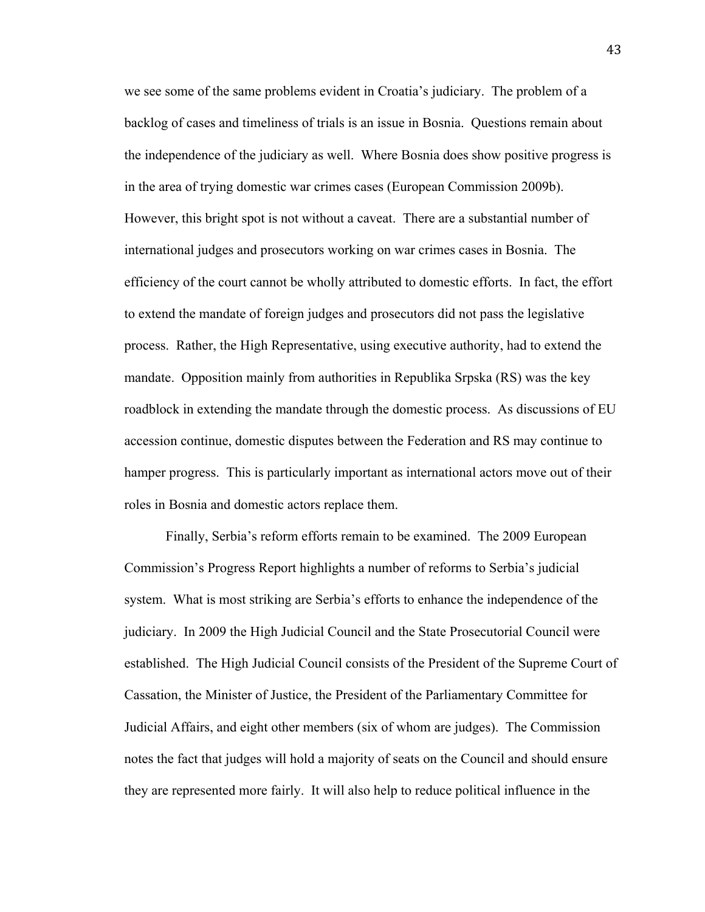we see some of the same problems evident in Croatia's judiciary. The problem of a backlog of cases and timeliness of trials is an issue in Bosnia. Questions remain about the independence of the judiciary as well. Where Bosnia does show positive progress is in the area of trying domestic war crimes cases (European Commission 2009b). However, this bright spot is not without a caveat. There are a substantial number of international judges and prosecutors working on war crimes cases in Bosnia. The efficiency of the court cannot be wholly attributed to domestic efforts. In fact, the effort to extend the mandate of foreign judges and prosecutors did not pass the legislative process. Rather, the High Representative, using executive authority, had to extend the mandate. Opposition mainly from authorities in Republika Srpska (RS) was the key roadblock in extending the mandate through the domestic process. As discussions of EU accession continue, domestic disputes between the Federation and RS may continue to hamper progress. This is particularly important as international actors move out of their roles in Bosnia and domestic actors replace them.

Finally, Serbia's reform efforts remain to be examined. The 2009 European Commission's Progress Report highlights a number of reforms to Serbia's judicial system. What is most striking are Serbia's efforts to enhance the independence of the judiciary. In 2009 the High Judicial Council and the State Prosecutorial Council were established. The High Judicial Council consists of the President of the Supreme Court of Cassation, the Minister of Justice, the President of the Parliamentary Committee for Judicial Affairs, and eight other members (six of whom are judges). The Commission notes the fact that judges will hold a majority of seats on the Council and should ensure they are represented more fairly. It will also help to reduce political influence in the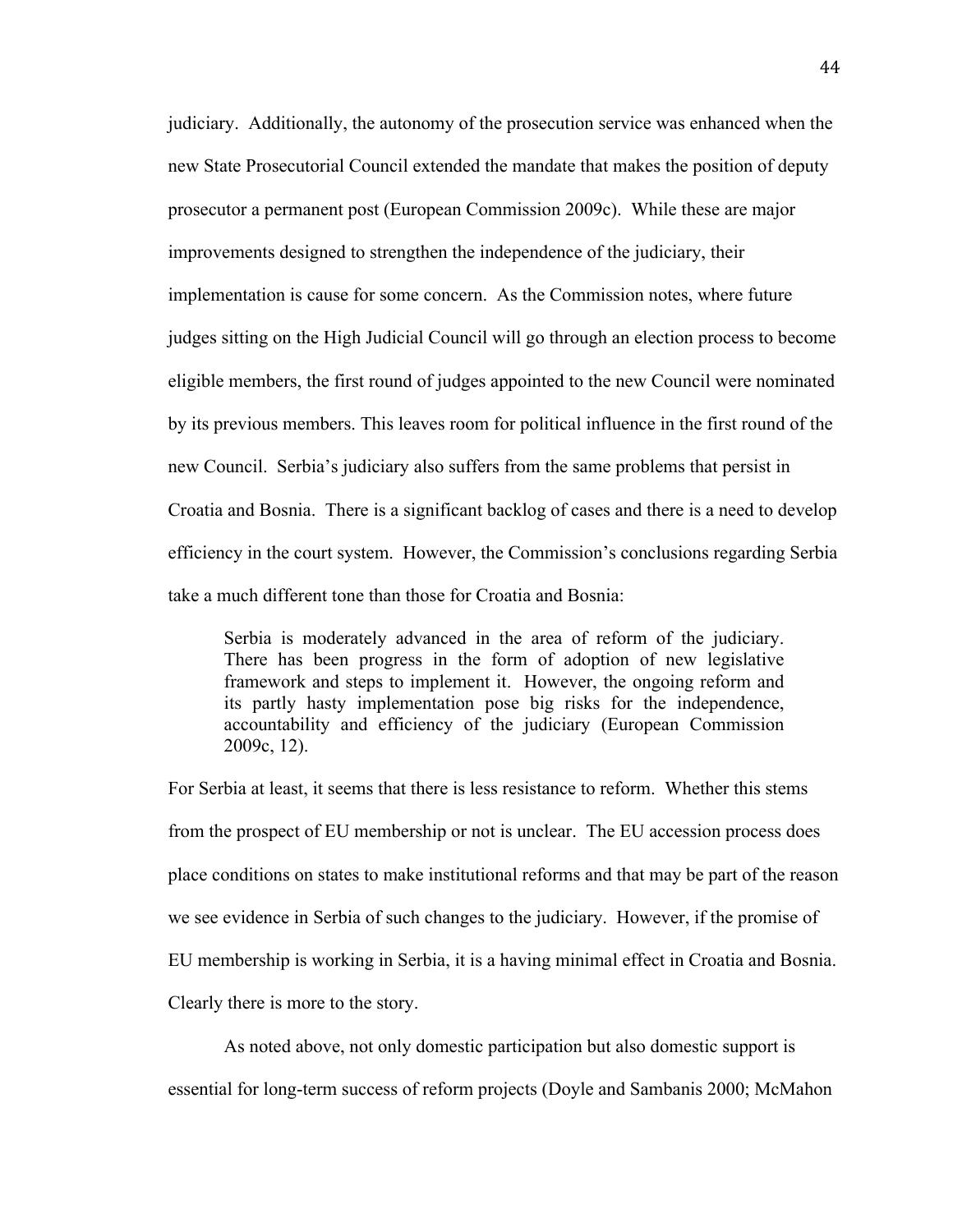judiciary. Additionally, the autonomy of the prosecution service was enhanced when the new State Prosecutorial Council extended the mandate that makes the position of deputy prosecutor a permanent post (European Commission 2009c). While these are major improvements designed to strengthen the independence of the judiciary, their implementation is cause for some concern. As the Commission notes, where future judges sitting on the High Judicial Council will go through an election process to become eligible members, the first round of judges appointed to the new Council were nominated by its previous members. This leaves room for political influence in the first round of the new Council. Serbia's judiciary also suffers from the same problems that persist in Croatia and Bosnia. There is a significant backlog of cases and there is a need to develop efficiency in the court system. However, the Commission's conclusions regarding Serbia take a much different tone than those for Croatia and Bosnia:

> Serbia is moderately advanced in the area of reform of the judiciary. There has been progress in the form of adoption of new legislative framework and steps to implement it. However, the ongoing reform and its partly hasty implementation pose big risks for the independence, accountability and efficiency of the judiciary (European Commission 2009c, 12).

For Serbia at least, it seems that there is less resistance to reform. Whether this stems from the prospect of EU membership or not is unclear. The EU accession process does place conditions on states to make institutional reforms and that may be part of the reason we see evidence in Serbia of such changes to the judiciary. However, if the promise of EU membership is working in Serbia, it is a having minimal effect in Croatia and Bosnia. Clearly there is more to the story.

As noted above, not only domestic participation but also domestic support is essential for long-term success of reform projects (Doyle and Sambanis 2000; McMahon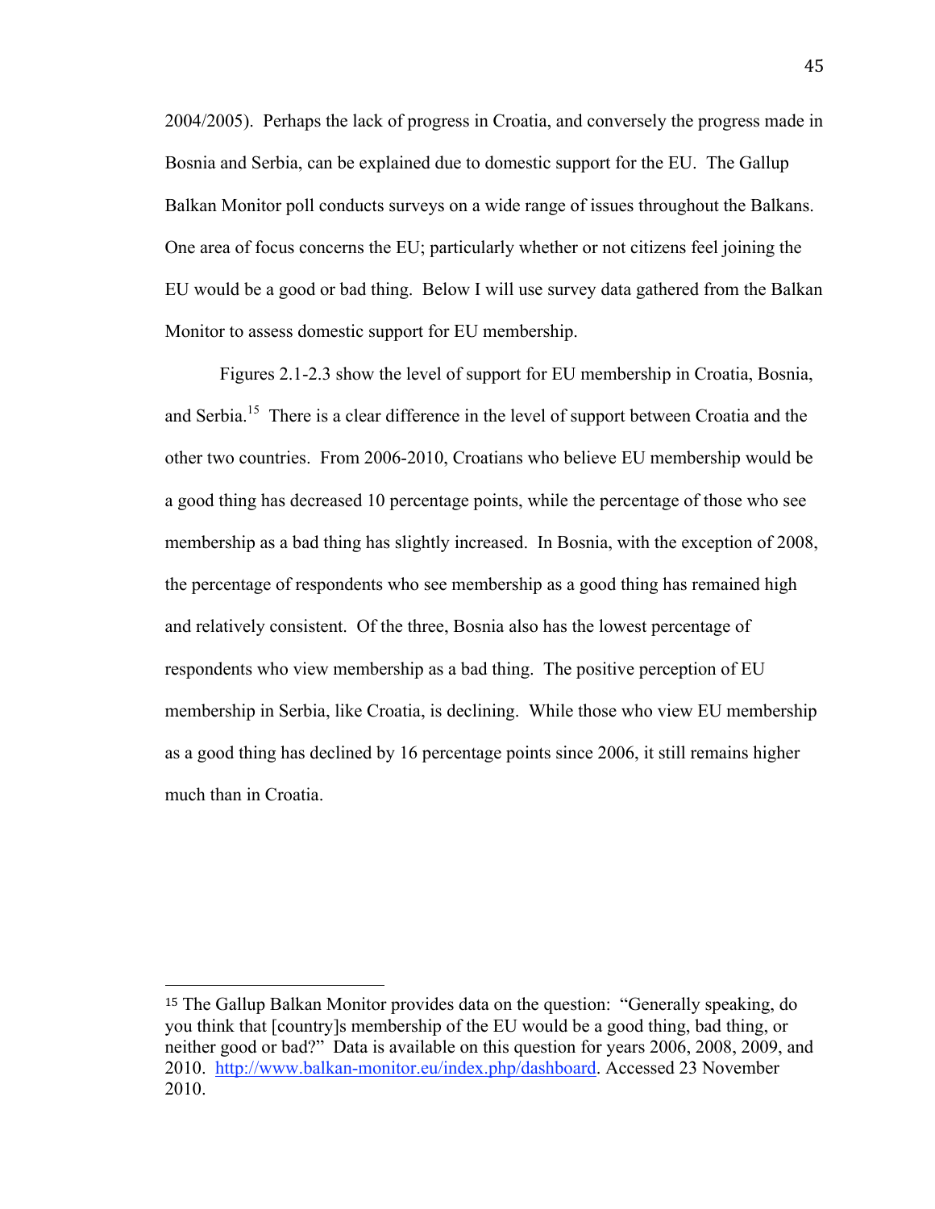2004/2005). Perhaps the lack of progress in Croatia, and conversely the progress made in Bosnia and Serbia, can be explained due to domestic support for the EU. The Gallup Balkan Monitor poll conducts surveys on a wide range of issues throughout the Balkans. One area of focus concerns the EU; particularly whether or not citizens feel joining the EU would be a good or bad thing. Below I will use survey data gathered from the Balkan Monitor to assess domestic support for EU membership.

Figures 2.1-2.3 show the level of support for EU membership in Croatia, Bosnia, and Serbia.[15] There is a clear difference in the level of support between Croatia and the other two countries. From 2006-2010, Croatians who believe EU membership would be a good thing has decreased 10 percentage points, while the percentage of those who see membership as a bad thing has slightly increased. In Bosnia, with the exception of 2008, the percentage of respondents who see membership as a good thing has remained high and relatively consistent. Of the three, Bosnia also has the lowest percentage of respondents who view membership as a bad thing. The positive perception of EU membership in Serbia, like Croatia, is declining. While those who view EU membership as a good thing has declined by 16 percentage points since 2006, it still remains higher much than in Croatia.

---

[15] The Gallup Balkan Monitor provides data on the question: "Generally speaking, do you think that [country]s membership of the EU would be a good thing, bad thing, or neither good or bad?" Data is available on this question for years 2006, 2008, 2009, and 2010. http://www.balkan-monitor.eu/index.php/dashboard. Accessed 23 November 2010.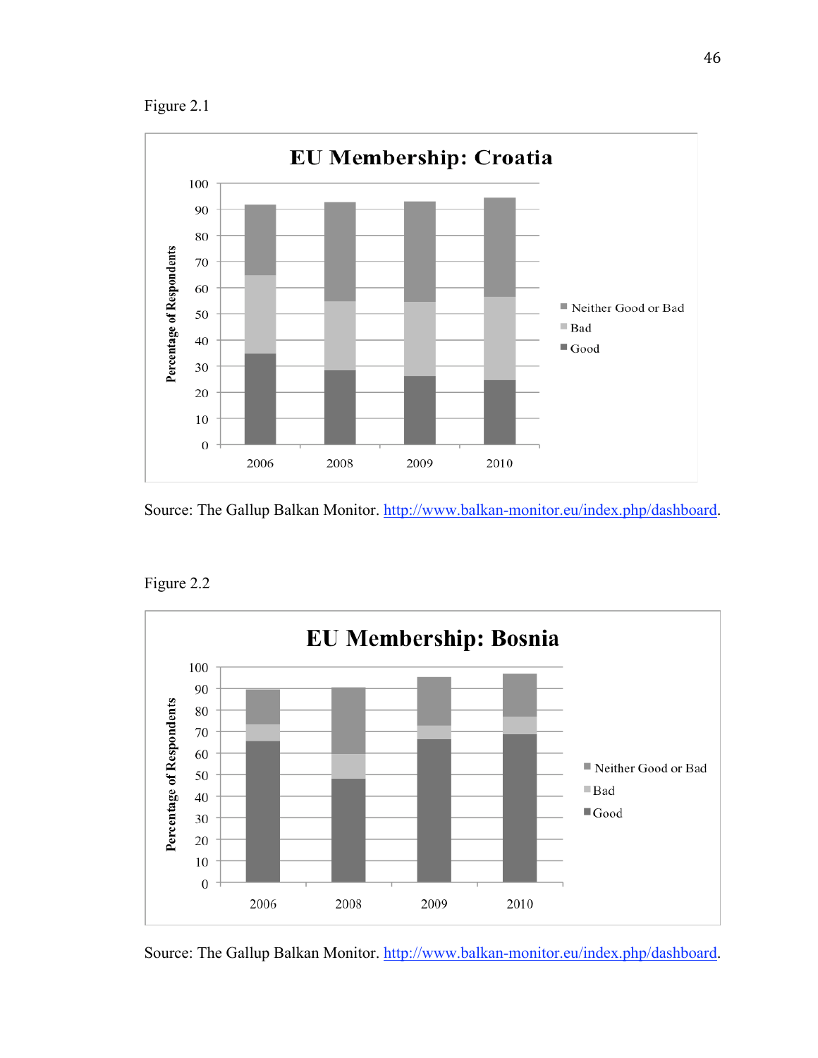Figure 2.1

Source: The Gallup Balkan Monitor. http://www.balkan-monitor.eu/index.php/dashboard.

Figure 2.2

Source: The Gallup Balkan Monitor. http://www.balkan-monitor.eu/index.php/dashboard.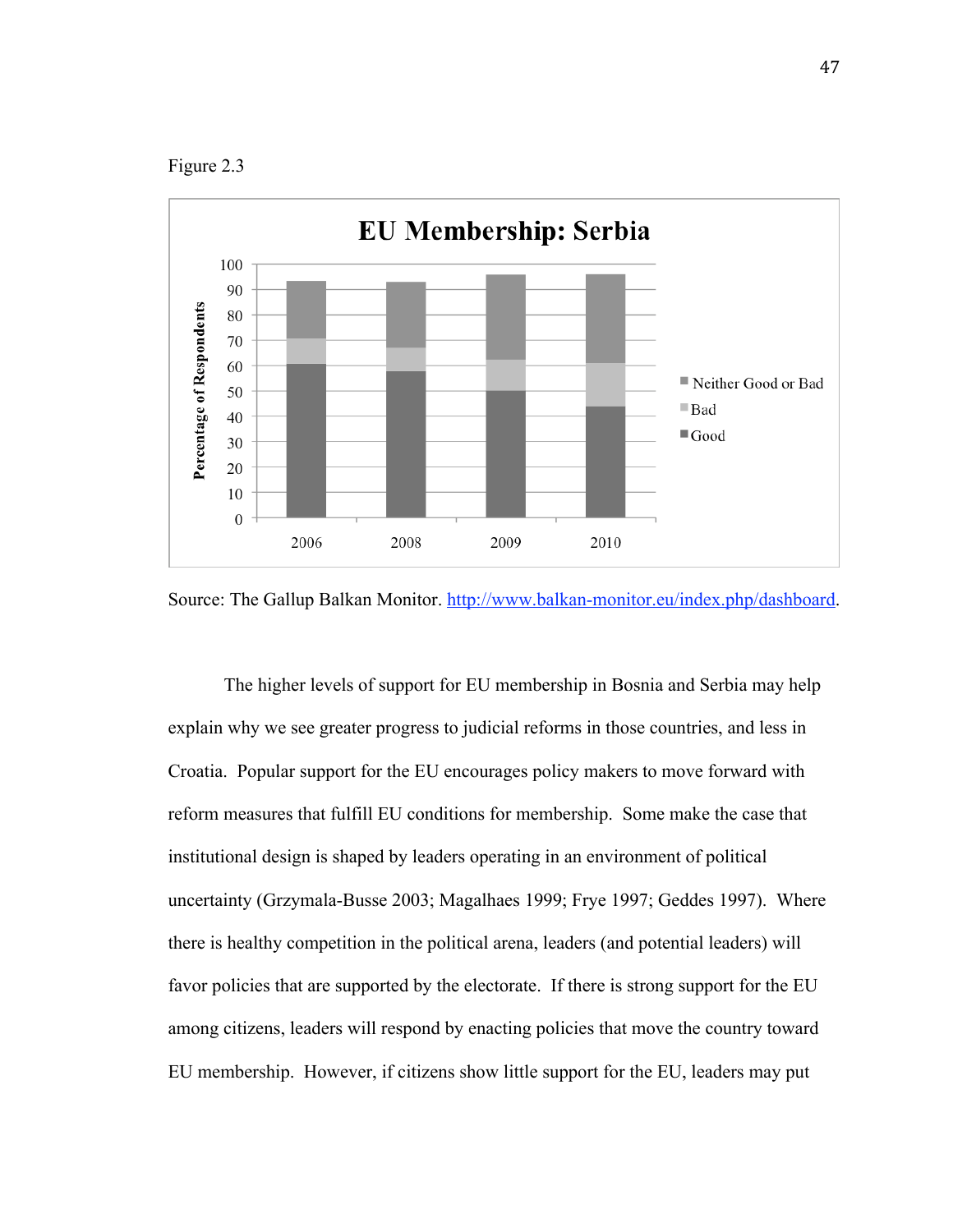Figure 2.3

Source: The Gallup Balkan Monitor. http://www.balkan-monitor.eu/index.php/dashboard.

The higher levels of support for EU membership in Bosnia and Serbia may help explain why we see greater progress to judicial reforms in those countries, and less in Croatia. Popular support for the EU encourages policy makers to move forward with reform measures that fulfill EU conditions for membership. Some make the case that institutional design is shaped by leaders operating in an environment of political uncertainty (Grzymala-Busse 2003; Magalhaes 1999; Frye 1997; Geddes 1997). Where there is healthy competition in the political arena, leaders (and potential leaders) will favor policies that are supported by the electorate. If there is strong support for the EU among citizens, leaders will respond by enacting policies that move the country toward EU membership. However, if citizens show little support for the EU, leaders may put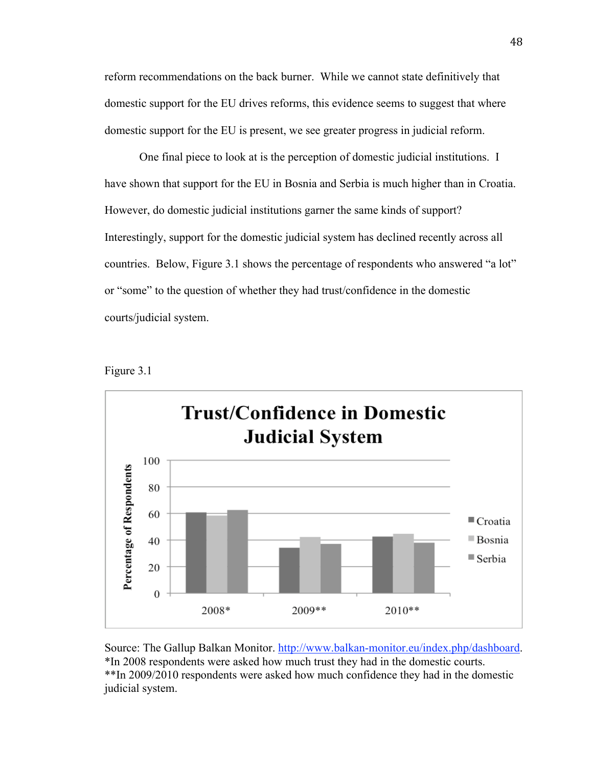reform recommendations on the back burner. While we cannot state definitively that domestic support for the EU drives reforms, this evidence seems to suggest that where domestic support for the EU is present, we see greater progress in judicial reform.

One final piece to look at is the perception of domestic judicial institutions. I have shown that support for the EU in Bosnia and Serbia is much higher than in Croatia. However, do domestic judicial institutions garner the same kinds of support? Interestingly, support for the domestic judicial system has declined recently across all countries. Below, Figure 3.1 shows the percentage of respondents who answered "a lot" or "some" to the question of whether they had trust/confidence in the domestic courts/judicial system.

Figure 3.1

Source: The Gallup Balkan Monitor. http://www.balkan-monitor.eu/index.php/dashboard.
*In 2008 respondents were asked how much trust they had in the domestic courts.
**In 2009/2010 respondents were asked how much confidence they had in the domestic judicial system.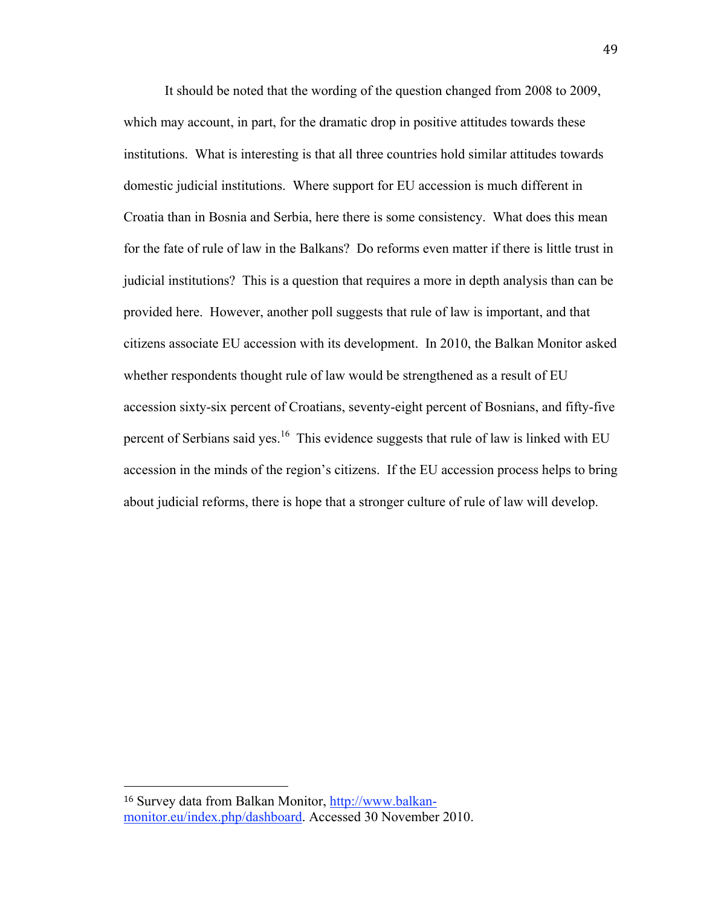It should be noted that the wording of the question changed from 2008 to 2009, which may account, in part, for the dramatic drop in positive attitudes towards these institutions. What is interesting is that all three countries hold similar attitudes towards domestic judicial institutions. Where support for EU accession is much different in Croatia than in Bosnia and Serbia, here there is some consistency. What does this mean for the fate of rule of law in the Balkans? Do reforms even matter if there is little trust in judicial institutions? This is a question that requires a more in depth analysis than can be provided here. However, another poll suggests that rule of law is important, and that citizens associate EU accession with its development. In 2010, the Balkan Monitor asked whether respondents thought rule of law would be strengthened as a result of EU accession sixty-six percent of Croatians, seventy-eight percent of Bosnians, and fifty-five percent of Serbians said yes.[16] This evidence suggests that rule of law is linked with EU accession in the minds of the region's citizens. If the EU accession process helps to bring about judicial reforms, there is hope that a stronger culture of rule of law will develop.

---

[16] Survey data from Balkan Monitor, http://www.balkan-monitor.eu/index.php/dashboard. Accessed 30 November 2010.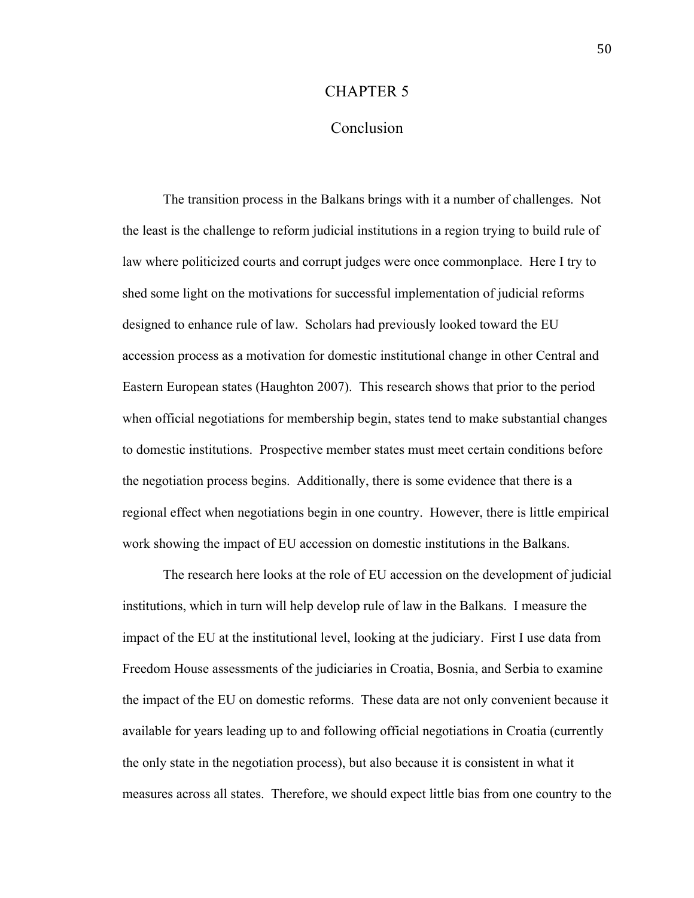# CHAPTER 5

## Conclusion

The transition process in the Balkans brings with it a number of challenges. Not the least is the challenge to reform judicial institutions in a region trying to build rule of law where politicized courts and corrupt judges were once commonplace. Here I try to shed some light on the motivations for successful implementation of judicial reforms designed to enhance rule of law. Scholars had previously looked toward the EU accession process as a motivation for domestic institutional change in other Central and Eastern European states (Haughton 2007). This research shows that prior to the period when official negotiations for membership begin, states tend to make substantial changes to domestic institutions. Prospective member states must meet certain conditions before the negotiation process begins. Additionally, there is some evidence that there is a regional effect when negotiations begin in one country. However, there is little empirical work showing the impact of EU accession on domestic institutions in the Balkans.

The research here looks at the role of EU accession on the development of judicial institutions, which in turn will help develop rule of law in the Balkans. I measure the impact of the EU at the institutional level, looking at the judiciary. First I use data from Freedom House assessments of the judiciaries in Croatia, Bosnia, and Serbia to examine the impact of the EU on domestic reforms. These data are not only convenient because it available for years leading up to and following official negotiations in Croatia (currently the only state in the negotiation process), but also because it is consistent in what it measures across all states. Therefore, we should expect little bias from one country to the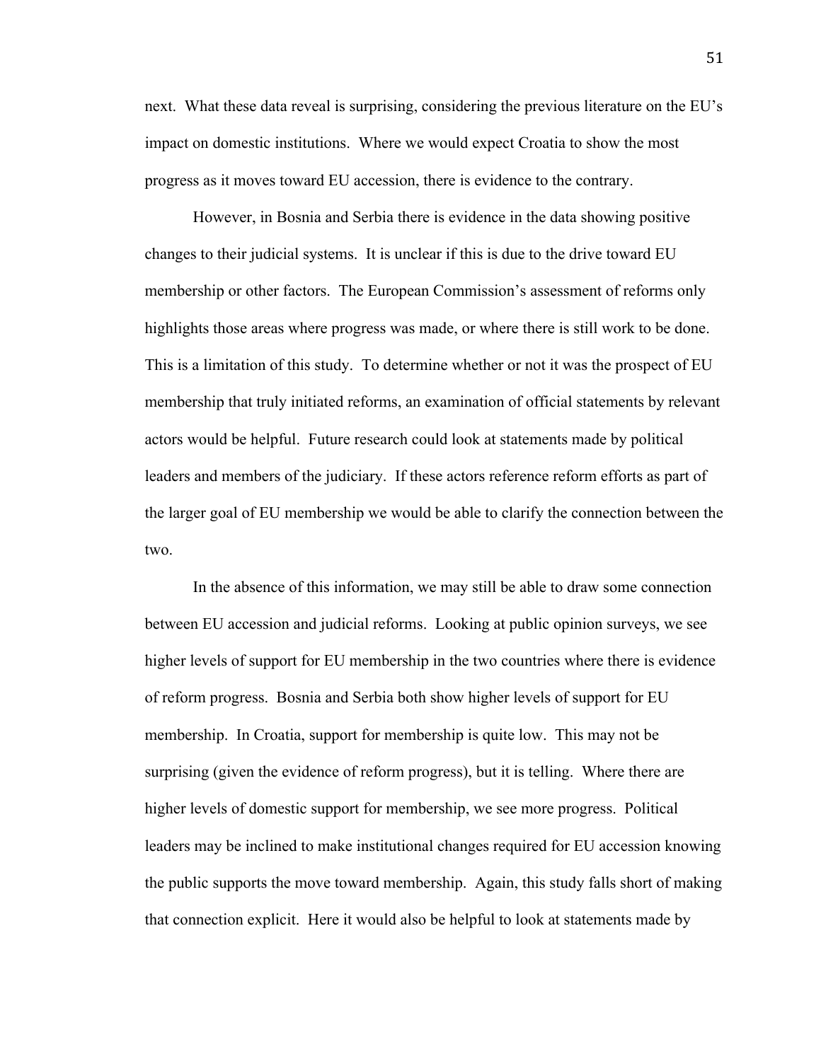next.  What these data reveal is surprising, considering the previous literature on the EU's impact on domestic institutions.  Where we would expect Croatia to show the most progress as it moves toward EU accession, there is evidence to the contrary.

However, in Bosnia and Serbia there is evidence in the data showing positive changes to their judicial systems.  It is unclear if this is due to the drive toward EU membership or other factors.  The European Commission's assessment of reforms only highlights those areas where progress was made, or where there is still work to be done. This is a limitation of this study.  To determine whether or not it was the prospect of EU membership that truly initiated reforms, an examination of official statements by relevant actors would be helpful.  Future research could look at statements made by political leaders and members of the judiciary.  If these actors reference reform efforts as part of the larger goal of EU membership we would be able to clarify the connection between the two.

In the absence of this information, we may still be able to draw some connection between EU accession and judicial reforms.  Looking at public opinion surveys, we see higher levels of support for EU membership in the two countries where there is evidence of reform progress.  Bosnia and Serbia both show higher levels of support for EU membership.  In Croatia, support for membership is quite low.  This may not be surprising (given the evidence of reform progress), but it is telling.  Where there are higher levels of domestic support for membership, we see more progress.  Political leaders may be inclined to make institutional changes required for EU accession knowing the public supports the move toward membership.  Again, this study falls short of making that connection explicit.  Here it would also be helpful to look at statements made by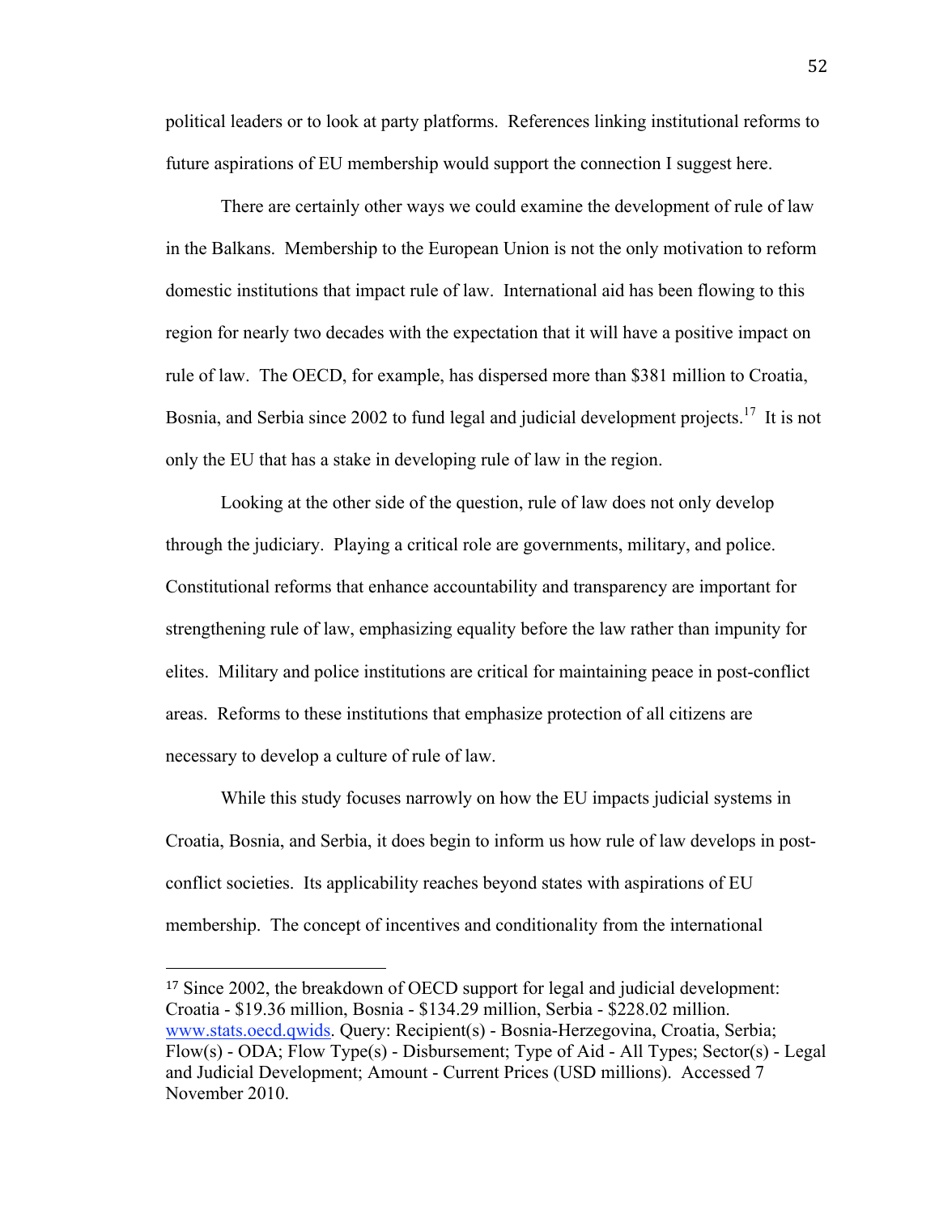political leaders or to look at party platforms. References linking institutional reforms to future aspirations of EU membership would support the connection I suggest here.

There are certainly other ways we could examine the development of rule of law in the Balkans. Membership to the European Union is not the only motivation to reform domestic institutions that impact rule of law. International aid has been flowing to this region for nearly two decades with the expectation that it will have a positive impact on rule of law. The OECD, for example, has dispersed more than $381 million to Croatia, Bosnia, and Serbia since 2002 to fund legal and judicial development projects.[17] It is not only the EU that has a stake in developing rule of law in the region.

Looking at the other side of the question, rule of law does not only develop through the judiciary. Playing a critical role are governments, military, and police. Constitutional reforms that enhance accountability and transparency are important for strengthening rule of law, emphasizing equality before the law rather than impunity for elites. Military and police institutions are critical for maintaining peace in post-conflict areas. Reforms to these institutions that emphasize protection of all citizens are necessary to develop a culture of rule of law.

While this study focuses narrowly on how the EU impacts judicial systems in Croatia, Bosnia, and Serbia, it does begin to inform us how rule of law develops in post-conflict societies. Its applicability reaches beyond states with aspirations of EU membership. The concept of incentives and conditionality from the international

---

[17] Since 2002, the breakdown of OECD support for legal and judicial development: Croatia - $19.36 million, Bosnia - $134.29 million, Serbia - $228.02 million. www.stats.oecd.qwids. Query: Recipient(s) - Bosnia-Herzegovina, Croatia, Serbia; Flow(s) - ODA; Flow Type(s) - Disbursement; Type of Aid - All Types; Sector(s) - Legal and Judicial Development; Amount - Current Prices (USD millions). Accessed 7 November 2010.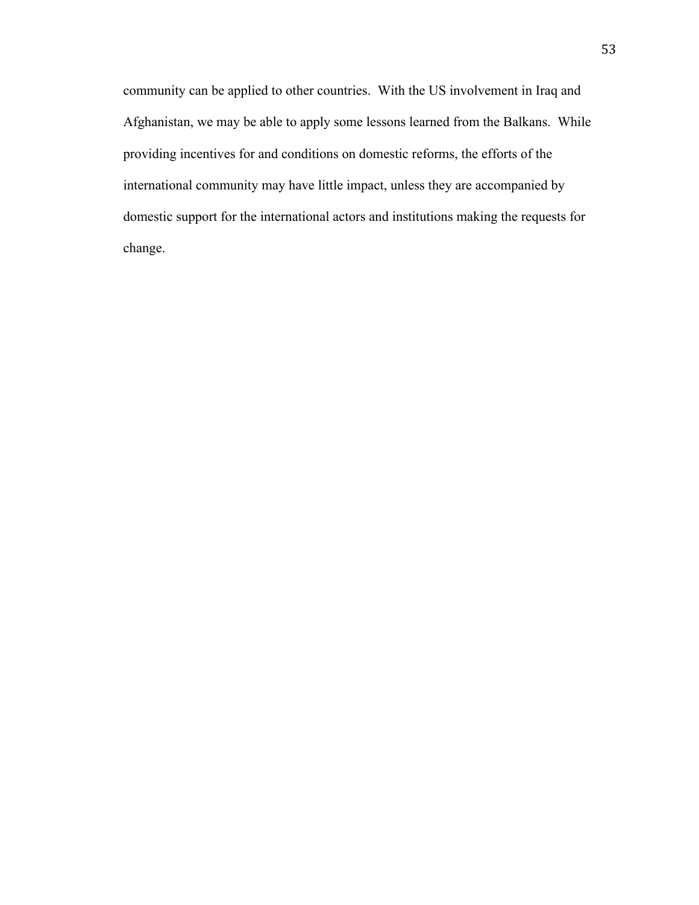community can be applied to other countries. With the US involvement in Iraq and Afghanistan, we may be able to apply some lessons learned from the Balkans. While providing incentives for and conditions on domestic reforms, the efforts of the international community may have little impact, unless they are accompanied by domestic support for the international actors and institutions making the requests for change.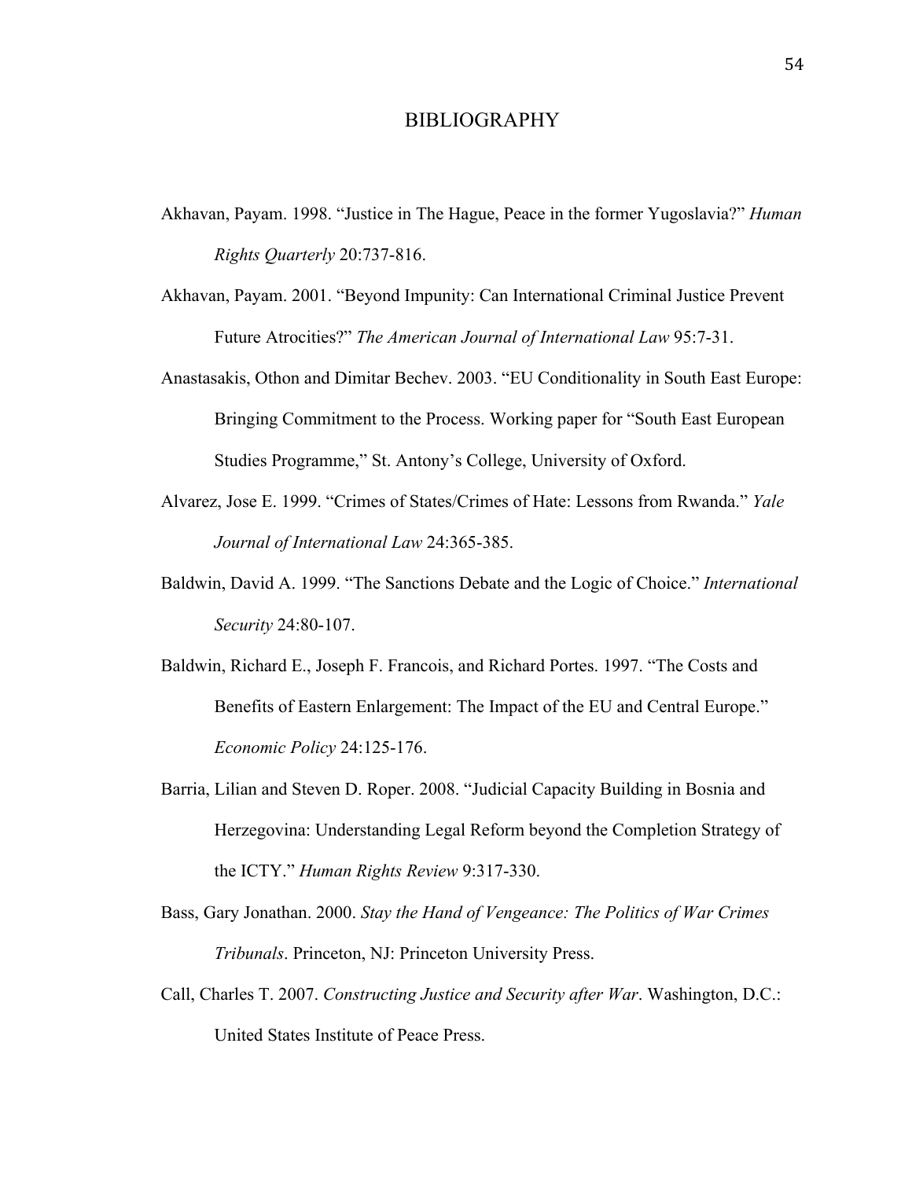# BIBLIOGRAPHY

Akhavan, Payam. 1998. "Justice in The Hague, Peace in the former Yugoslavia?" *Human Rights Quarterly* 20:737-816.

Akhavan, Payam. 2001. "Beyond Impunity: Can International Criminal Justice Prevent Future Atrocities?" *The American Journal of International Law* 95:7-31.

Anastasakis, Othon and Dimitar Bechev. 2003. "EU Conditionality in South East Europe: Bringing Commitment to the Process. Working paper for "South East European Studies Programme," St. Antony's College, University of Oxford.

Alvarez, Jose E. 1999. "Crimes of States/Crimes of Hate: Lessons from Rwanda." *Yale Journal of International Law* 24:365-385.

Baldwin, David A. 1999. "The Sanctions Debate and the Logic of Choice." *International Security* 24:80-107.

Baldwin, Richard E., Joseph F. Francois, and Richard Portes. 1997. "The Costs and Benefits of Eastern Enlargement: The Impact of the EU and Central Europe." *Economic Policy* 24:125-176.

Barria, Lilian and Steven D. Roper. 2008. "Judicial Capacity Building in Bosnia and Herzegovina: Understanding Legal Reform beyond the Completion Strategy of the ICTY." *Human Rights Review* 9:317-330.

Bass, Gary Jonathan. 2000. *Stay the Hand of Vengeance: The Politics of War Crimes Tribunals*. Princeton, NJ: Princeton University Press.

Call, Charles T. 2007. *Constructing Justice and Security after War*. Washington, D.C.: United States Institute of Peace Press.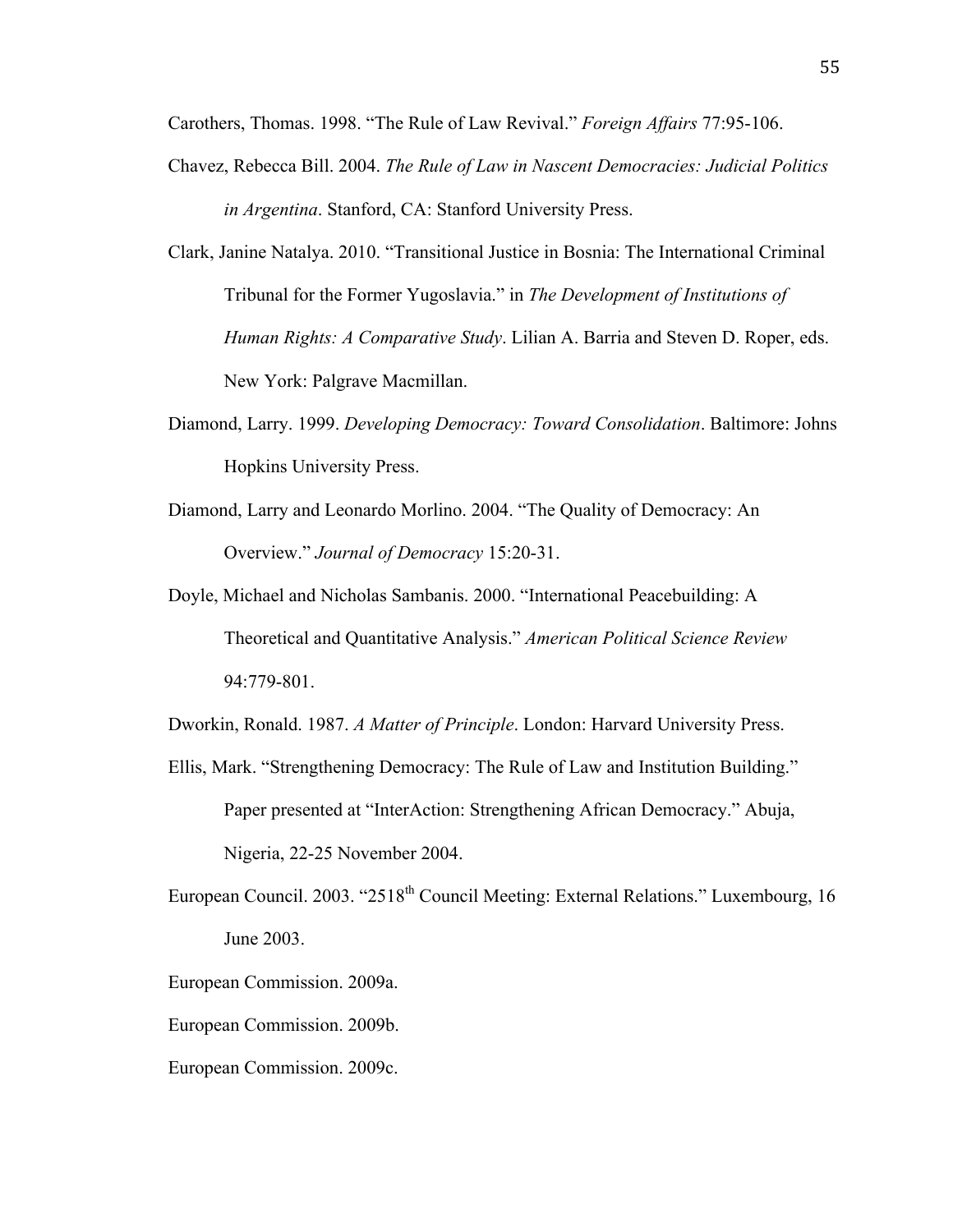Carothers, Thomas. 1998. "The Rule of Law Revival." *Foreign Affairs* 77:95-106.

Chavez, Rebecca Bill. 2004. *The Rule of Law in Nascent Democracies: Judicial Politics in Argentina*. Stanford, CA: Stanford University Press.

Clark, Janine Natalya. 2010. "Transitional Justice in Bosnia: The International Criminal Tribunal for the Former Yugoslavia." in *The Development of Institutions of Human Rights: A Comparative Study*. Lilian A. Barria and Steven D. Roper, eds. New York: Palgrave Macmillan.

Diamond, Larry. 1999. *Developing Democracy: Toward Consolidation*. Baltimore: Johns Hopkins University Press.

Diamond, Larry and Leonardo Morlino. 2004. "The Quality of Democracy: An Overview." *Journal of Democracy* 15:20-31.

Doyle, Michael and Nicholas Sambanis. 2000. "International Peacebuilding: A Theoretical and Quantitative Analysis." *American Political Science Review* 94:779-801.

Dworkin, Ronald. 1987. *A Matter of Principle*. London: Harvard University Press.

Ellis, Mark. "Strengthening Democracy: The Rule of Law and Institution Building." Paper presented at "InterAction: Strengthening African Democracy." Abuja, Nigeria, 22-25 November 2004.

European Council. 2003. "2518th Council Meeting: External Relations." Luxembourg, 16 June 2003.

European Commission. 2009a.

European Commission. 2009b.

European Commission. 2009c.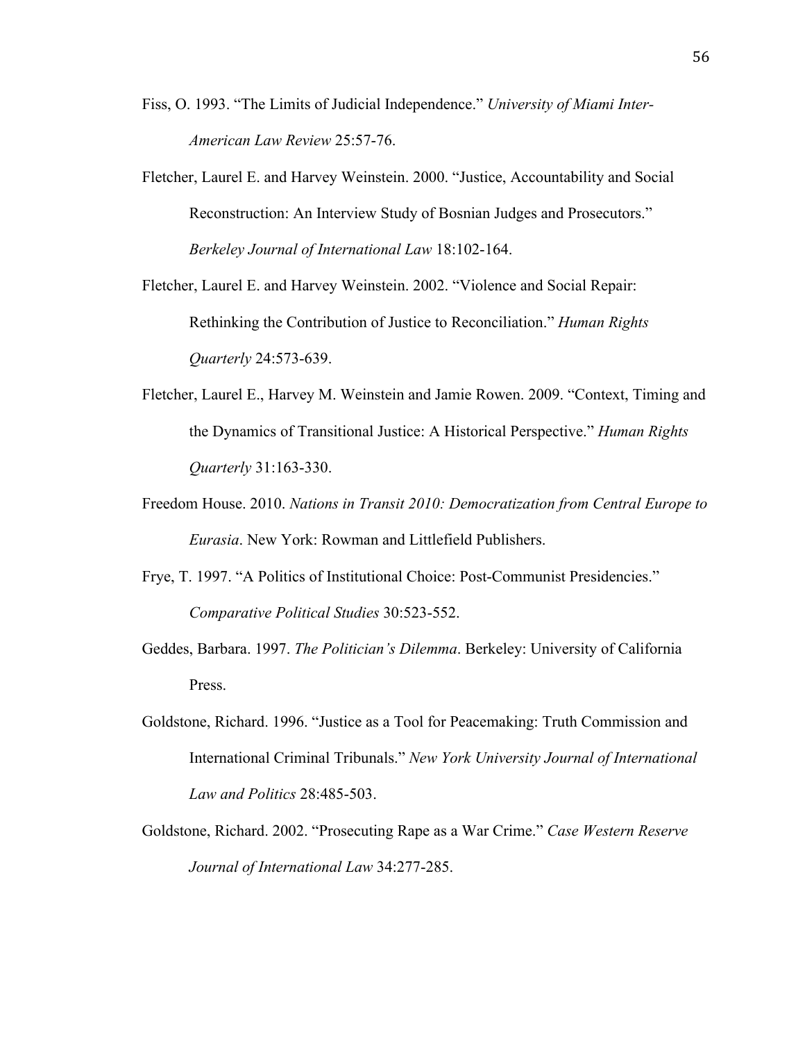Fiss, O. 1993. "The Limits of Judicial Independence." *University of Miami Inter-American Law Review* 25:57-76.

Fletcher, Laurel E. and Harvey Weinstein. 2000. "Justice, Accountability and Social Reconstruction: An Interview Study of Bosnian Judges and Prosecutors." *Berkeley Journal of International Law* 18:102-164.

Fletcher, Laurel E. and Harvey Weinstein. 2002. "Violence and Social Repair: Rethinking the Contribution of Justice to Reconciliation." *Human Rights Quarterly* 24:573-639.

Fletcher, Laurel E., Harvey M. Weinstein and Jamie Rowen. 2009. "Context, Timing and the Dynamics of Transitional Justice: A Historical Perspective." *Human Rights Quarterly* 31:163-330.

Freedom House. 2010. *Nations in Transit 2010: Democratization from Central Europe to Eurasia*. New York: Rowman and Littlefield Publishers.

Frye, T. 1997. "A Politics of Institutional Choice: Post-Communist Presidencies." *Comparative Political Studies* 30:523-552.

Geddes, Barbara. 1997. *The Politician's Dilemma*. Berkeley: University of California Press.

Goldstone, Richard. 1996. "Justice as a Tool for Peacemaking: Truth Commission and International Criminal Tribunals." *New York University Journal of International Law and Politics* 28:485-503.

Goldstone, Richard. 2002. "Prosecuting Rape as a War Crime." *Case Western Reserve Journal of International Law* 34:277-285.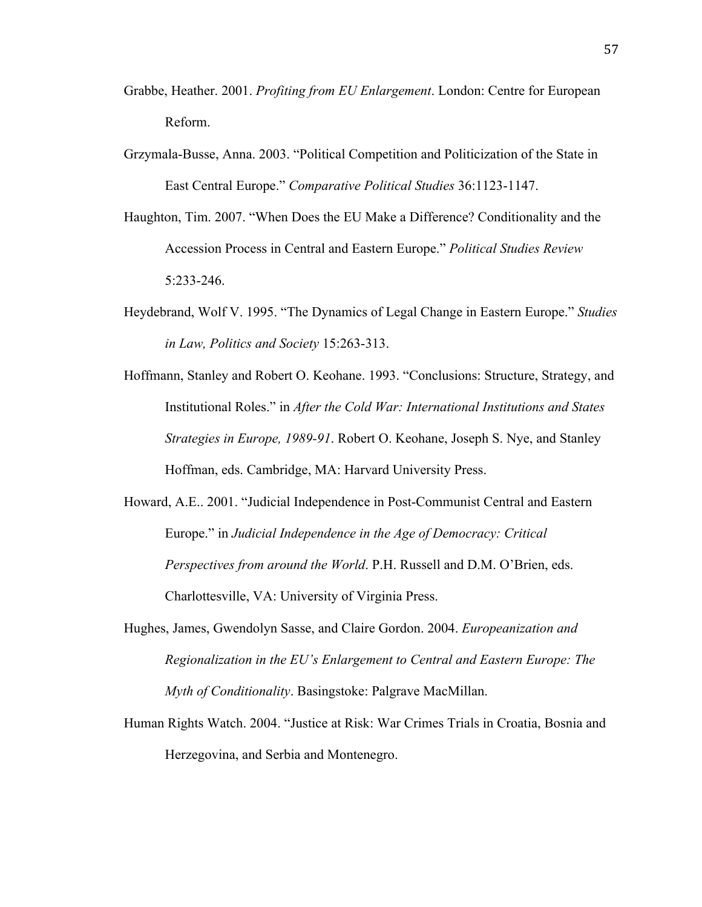Grabbe, Heather. 2001. *Profiting from EU Enlargement*. London: Centre for European Reform.

Grzymala-Busse, Anna. 2003. "Political Competition and Politicization of the State in East Central Europe." *Comparative Political Studies* 36:1123-1147.

Haughton, Tim. 2007. "When Does the EU Make a Difference? Conditionality and the Accession Process in Central and Eastern Europe." *Political Studies Review* 5:233-246.

Heydebrand, Wolf V. 1995. "The Dynamics of Legal Change in Eastern Europe." *Studies in Law, Politics and Society* 15:263-313.

Hoffmann, Stanley and Robert O. Keohane. 1993. "Conclusions: Structure, Strategy, and Institutional Roles." in *After the Cold War: International Institutions and States Strategies in Europe, 1989-91*. Robert O. Keohane, Joseph S. Nye, and Stanley Hoffman, eds. Cambridge, MA: Harvard University Press.

Howard, A.E.. 2001. "Judicial Independence in Post-Communist Central and Eastern Europe." in *Judicial Independence in the Age of Democracy: Critical Perspectives from around the World*. P.H. Russell and D.M. O'Brien, eds. Charlottesville, VA: University of Virginia Press.

Hughes, James, Gwendolyn Sasse, and Claire Gordon. 2004. *Europeanization and Regionalization in the EU's Enlargement to Central and Eastern Europe: The Myth of Conditionality*. Basingstoke: Palgrave MacMillan.

Human Rights Watch. 2004. "Justice at Risk: War Crimes Trials in Croatia, Bosnia and Herzegovina, and Serbia and Montenegro.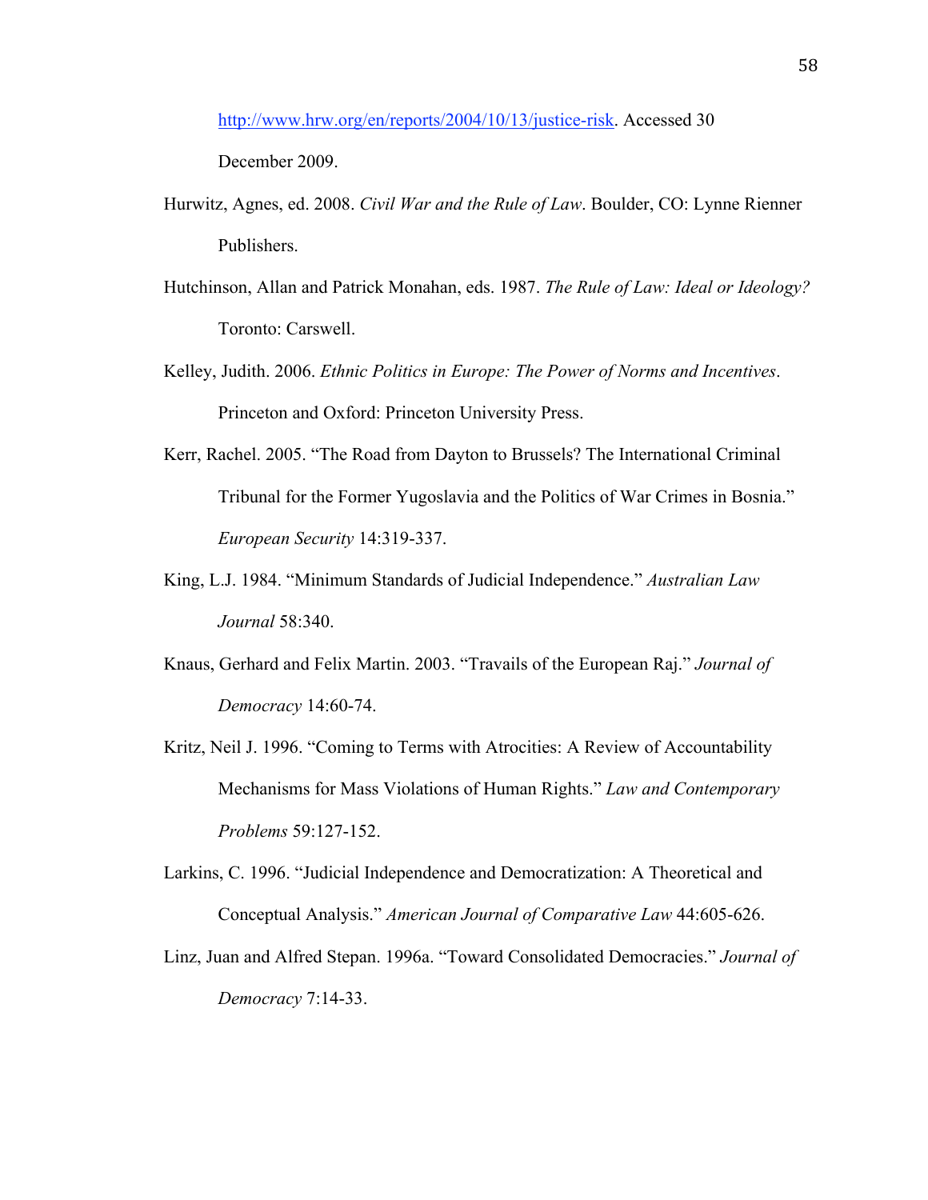http://www.hrw.org/en/reports/2004/10/13/justice-risk. Accessed 30 December 2009.

Hurwitz, Agnes, ed. 2008. *Civil War and the Rule of Law*. Boulder, CO: Lynne Rienner Publishers.

Hutchinson, Allan and Patrick Monahan, eds. 1987. *The Rule of Law: Ideal or Ideology?* Toronto: Carswell.

Kelley, Judith. 2006. *Ethnic Politics in Europe: The Power of Norms and Incentives*. Princeton and Oxford: Princeton University Press.

Kerr, Rachel. 2005. "The Road from Dayton to Brussels? The International Criminal Tribunal for the Former Yugoslavia and the Politics of War Crimes in Bosnia." *European Security* 14:319-337.

King, L.J. 1984. "Minimum Standards of Judicial Independence." *Australian Law Journal* 58:340.

Knaus, Gerhard and Felix Martin. 2003. "Travails of the European Raj." *Journal of Democracy* 14:60-74.

Kritz, Neil J. 1996. "Coming to Terms with Atrocities: A Review of Accountability Mechanisms for Mass Violations of Human Rights." *Law and Contemporary Problems* 59:127-152.

Larkins, C. 1996. "Judicial Independence and Democratization: A Theoretical and Conceptual Analysis." *American Journal of Comparative Law* 44:605-626.

Linz, Juan and Alfred Stepan. 1996a. "Toward Consolidated Democracies." *Journal of Democracy* 7:14-33.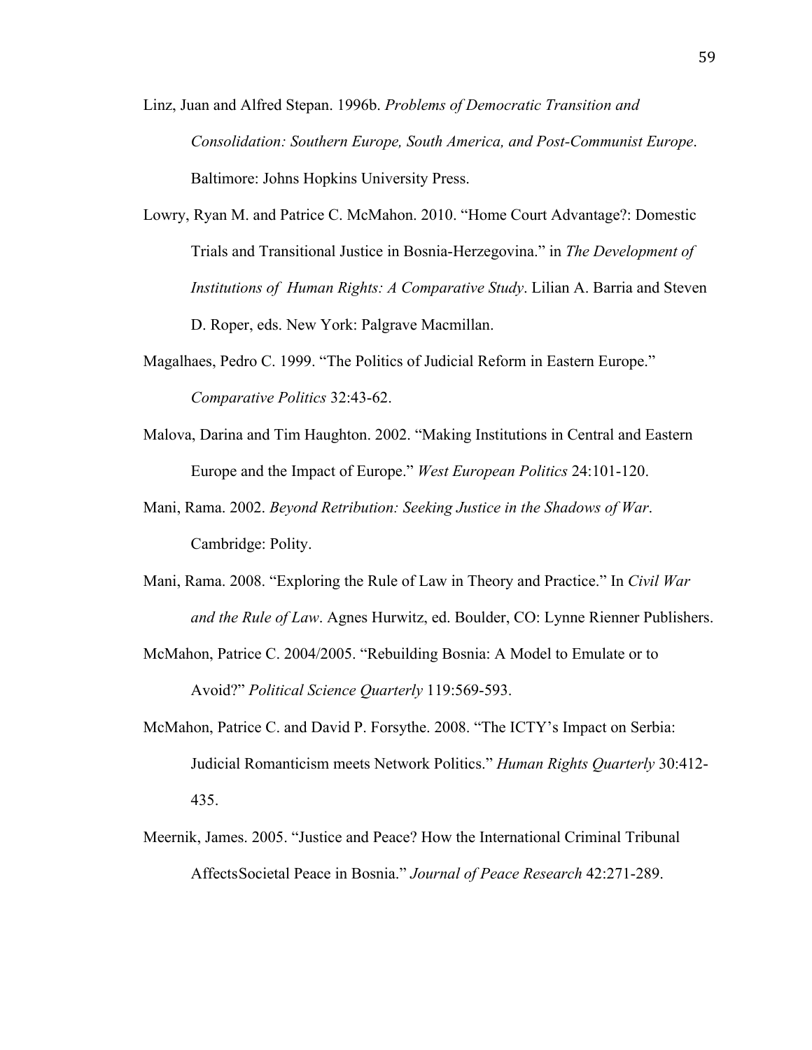Linz, Juan and Alfred Stepan. 1996b. *Problems of Democratic Transition and Consolidation: Southern Europe, South America, and Post-Communist Europe*. Baltimore: Johns Hopkins University Press.

Lowry, Ryan M. and Patrice C. McMahon. 2010. "Home Court Advantage?: Domestic Trials and Transitional Justice in Bosnia-Herzegovina." in *The Development of Institutions of Human Rights: A Comparative Study*. Lilian A. Barria and Steven D. Roper, eds. New York: Palgrave Macmillan.

Magalhaes, Pedro C. 1999. "The Politics of Judicial Reform in Eastern Europe." *Comparative Politics* 32:43-62.

Malova, Darina and Tim Haughton. 2002. "Making Institutions in Central and Eastern Europe and the Impact of Europe." *West European Politics* 24:101-120.

Mani, Rama. 2002. *Beyond Retribution: Seeking Justice in the Shadows of War*. Cambridge: Polity.

Mani, Rama. 2008. "Exploring the Rule of Law in Theory and Practice." In *Civil War and the Rule of Law*. Agnes Hurwitz, ed. Boulder, CO: Lynne Rienner Publishers.

McMahon, Patrice C. 2004/2005. "Rebuilding Bosnia: A Model to Emulate or to Avoid?" *Political Science Quarterly* 119:569-593.

McMahon, Patrice C. and David P. Forsythe. 2008. "The ICTY's Impact on Serbia: Judicial Romanticism meets Network Politics." *Human Rights Quarterly* 30:412-435.

Meernik, James. 2005. "Justice and Peace? How the International Criminal Tribunal AffectsSocietal Peace in Bosnia." *Journal of Peace Research* 42:271-289.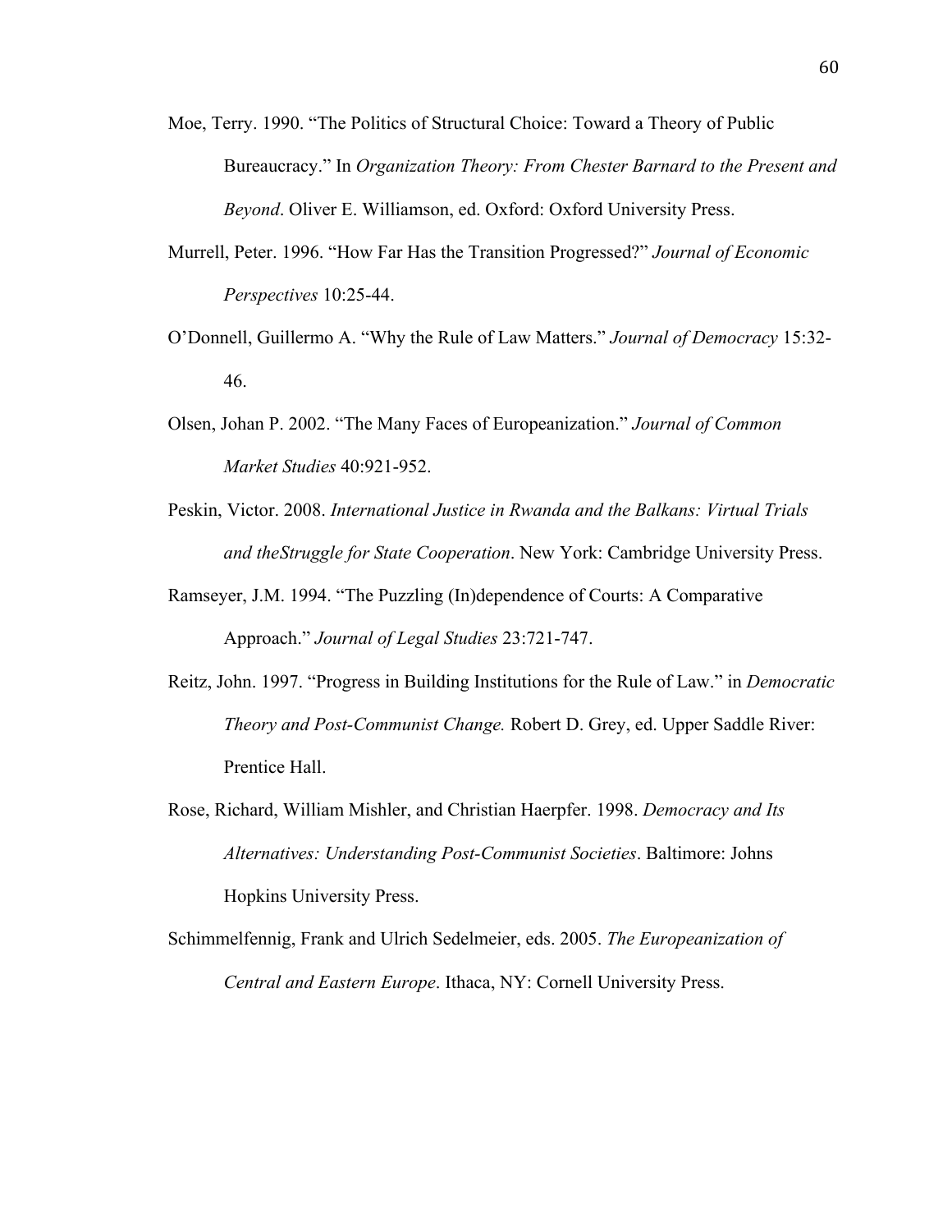Moe, Terry. 1990. "The Politics of Structural Choice: Toward a Theory of Public Bureaucracy." In *Organization Theory: From Chester Barnard to the Present and Beyond*. Oliver E. Williamson, ed. Oxford: Oxford University Press.

Murrell, Peter. 1996. "How Far Has the Transition Progressed?" *Journal of Economic Perspectives* 10:25-44.

O'Donnell, Guillermo A. "Why the Rule of Law Matters." *Journal of Democracy* 15:32-46.

Olsen, Johan P. 2002. "The Many Faces of Europeanization." *Journal of Common Market Studies* 40:921-952.

Peskin, Victor. 2008. *International Justice in Rwanda and the Balkans: Virtual Trials and theStruggle for State Cooperation*. New York: Cambridge University Press.

Ramseyer, J.M. 1994. "The Puzzling (In)dependence of Courts: A Comparative Approach." *Journal of Legal Studies* 23:721-747.

Reitz, John. 1997. "Progress in Building Institutions for the Rule of Law." in *Democratic Theory and Post-Communist Change.* Robert D. Grey, ed. Upper Saddle River: Prentice Hall.

Rose, Richard, William Mishler, and Christian Haerpfer. 1998. *Democracy and Its Alternatives: Understanding Post-Communist Societies*. Baltimore: Johns Hopkins University Press.

Schimmelfennig, Frank and Ulrich Sedelmeier, eds. 2005. *The Europeanization of Central and Eastern Europe*. Ithaca, NY: Cornell University Press.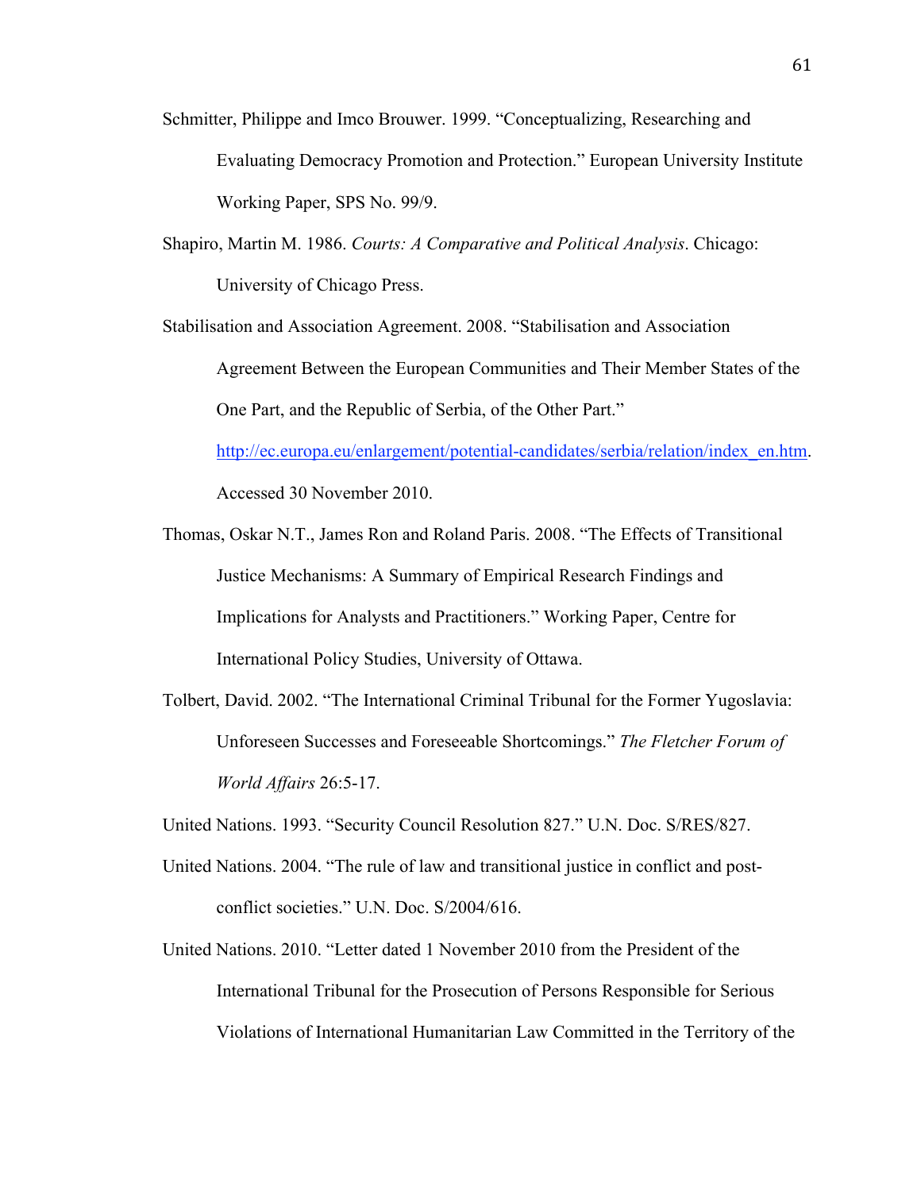Schmitter, Philippe and Imco Brouwer. 1999. "Conceptualizing, Researching and Evaluating Democracy Promotion and Protection." European University Institute Working Paper, SPS No. 99/9.

Shapiro, Martin M. 1986. *Courts: A Comparative and Political Analysis*. Chicago: University of Chicago Press.

Stabilisation and Association Agreement. 2008. "Stabilisation and Association Agreement Between the European Communities and Their Member States of the One Part, and the Republic of Serbia, of the Other Part." [http://ec.europa.eu/enlargement/potential-candidates/serbia/relation/index_en.htm](http://ec.europa.eu/enlargement/potential-candidates/serbia/relation/index_en.htm). Accessed 30 November 2010.

Thomas, Oskar N.T., James Ron and Roland Paris. 2008. "The Effects of Transitional Justice Mechanisms: A Summary of Empirical Research Findings and Implications for Analysts and Practitioners." Working Paper, Centre for International Policy Studies, University of Ottawa.

Tolbert, David. 2002. "The International Criminal Tribunal for the Former Yugoslavia: Unforeseen Successes and Foreseeable Shortcomings." *The Fletcher Forum of World Affairs* 26:5-17.

United Nations. 1993. "Security Council Resolution 827." U.N. Doc. S/RES/827.

United Nations. 2004. "The rule of law and transitional justice in conflict and post-conflict societies." U.N. Doc. S/2004/616.

United Nations. 2010. "Letter dated 1 November 2010 from the President of the International Tribunal for the Prosecution of Persons Responsible for Serious Violations of International Humanitarian Law Committed in the Territory of the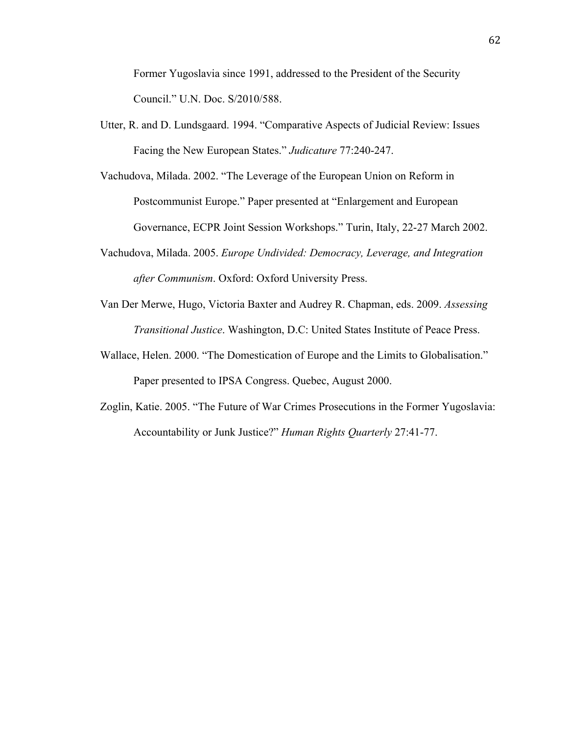Former Yugoslavia since 1991, addressed to the President of the Security Council." U.N. Doc. S/2010/588.

Utter, R. and D. Lundsgaard. 1994. "Comparative Aspects of Judicial Review: Issues Facing the New European States." *Judicature* 77:240-247.

Vachudova, Milada. 2002. "The Leverage of the European Union on Reform in Postcommunist Europe." Paper presented at "Enlargement and European Governance, ECPR Joint Session Workshops." Turin, Italy, 22-27 March 2002.

Vachudova, Milada. 2005. *Europe Undivided: Democracy, Leverage, and Integration after Communism*. Oxford: Oxford University Press.

Van Der Merwe, Hugo, Victoria Baxter and Audrey R. Chapman, eds. 2009. *Assessing Transitional Justice*. Washington, D.C: United States Institute of Peace Press.

Wallace, Helen. 2000. "The Domestication of Europe and the Limits to Globalisation." Paper presented to IPSA Congress. Quebec, August 2000.

Zoglin, Katie. 2005. "The Future of War Crimes Prosecutions in the Former Yugoslavia: Accountability or Junk Justice?" *Human Rights Quarterly* 27:41-77.